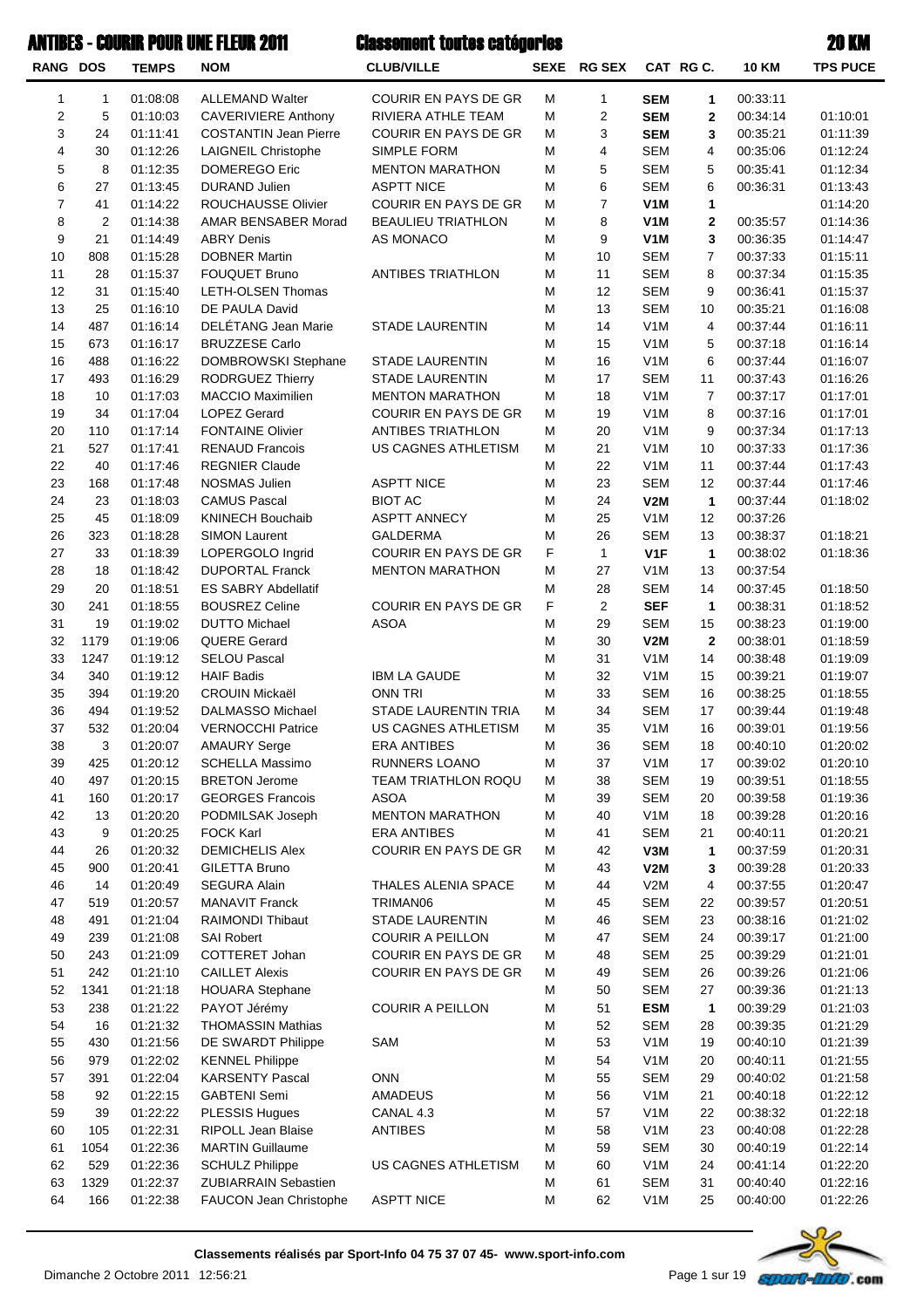# ANTIBES - COURIR POUR UNE FLEUR 2011 — Classement toutes catégories — 20 KM

| RANG | DOS | TEMPS | NOM | CLUB/VILLE | SEXE | RG SEX | CAT | RG C. | 10 KM | TPS PUCE |
|---|---|---|---|---|---|---|---|---|---|---|
| 1 | 1 | 01:08:08 | ALLEMAND Walter | COURIR EN PAYS DE GR | M | 1 | **SEM** | **1** | 00:33:11 | |
| 2 | 5 | 01:10:03 | CAVERIVIERE Anthony | RIVIERA ATHLE TEAM | M | 2 | **SEM** | **2** | 00:34:14 | 01:10:01 |
| 3 | 24 | 01:11:41 | COSTANTIN Jean Pierre | COURIR EN PAYS DE GR | M | 3 | **SEM** | **3** | 00:35:21 | 01:11:39 |
| 4 | 30 | 01:12:26 | LAIGNEIL Christophe | SIMPLE FORM | M | 4 | SEM | 4 | 00:35:06 | 01:12:24 |
| 5 | 8 | 01:12:35 | DOMEREGO Eric | MENTON MARATHON | M | 5 | SEM | 5 | 00:35:41 | 01:12:34 |
| 6 | 27 | 01:13:45 | DURAND Julien | ASPTT NICE | M | 6 | SEM | 6 | 00:36:31 | 01:13:43 |
| 7 | 41 | 01:14:22 | ROUCHAUSSE Olivier | COURIR EN PAYS DE GR | M | 7 | **V1M** | **1** | | 01:14:20 |
| 8 | 2 | 01:14:38 | AMAR BENSABER Morad | BEAULIEU TRIATHLON | M | 8 | **V1M** | **2** | 00:35:57 | 01:14:36 |
| 9 | 21 | 01:14:49 | ABRY Denis | AS MONACO | M | 9 | **V1M** | **3** | 00:36:35 | 01:14:47 |
| 10 | 808 | 01:15:28 | DOBNER Martin | | M | 10 | SEM | 7 | 00:37:33 | 01:15:11 |
| 11 | 28 | 01:15:37 | FOUQUET Bruno | ANTIBES TRIATHLON | M | 11 | SEM | 8 | 00:37:34 | 01:15:35 |
| 12 | 31 | 01:15:40 | LETH-OLSEN Thomas | | M | 12 | SEM | 9 | 00:36:41 | 01:15:37 |
| 13 | 25 | 01:16:10 | DE PAULA David | | M | 13 | SEM | 10 | 00:35:21 | 01:16:08 |
| 14 | 487 | 01:16:14 | DELÉTANG Jean Marie | STADE LAURENTIN | M | 14 | V1M | 4 | 00:37:44 | 01:16:11 |
| 15 | 673 | 01:16:17 | BRUZZESE Carlo | | M | 15 | V1M | 5 | 00:37:18 | 01:16:14 |
| 16 | 488 | 01:16:22 | DOMBROWSKI Stephane | STADE LAURENTIN | M | 16 | V1M | 6 | 00:37:44 | 01:16:07 |
| 17 | 493 | 01:16:29 | RODRGUEZ Thierry | STADE LAURENTIN | M | 17 | SEM | 11 | 00:37:43 | 01:16:26 |
| 18 | 10 | 01:17:03 | MACCIO Maximilien | MENTON MARATHON | M | 18 | V1M | 7 | 00:37:17 | 01:17:01 |
| 19 | 34 | 01:17:04 | LOPEZ Gerard | COURIR EN PAYS DE GR | M | 19 | V1M | 8 | 00:37:16 | 01:17:01 |
| 20 | 110 | 01:17:14 | FONTAINE Olivier | ANTIBES TRIATHLON | M | 20 | V1M | 9 | 00:37:34 | 01:17:13 |
| 21 | 527 | 01:17:41 | RENAUD Francois | US CAGNES ATHLETISM | M | 21 | V1M | 10 | 00:37:33 | 01:17:36 |
| 22 | 40 | 01:17:46 | REGNIER Claude | | M | 22 | V1M | 11 | 00:37:44 | 01:17:43 |
| 23 | 168 | 01:17:48 | NOSMAS Julien | ASPTT NICE | M | 23 | SEM | 12 | 00:37:44 | 01:17:46 |
| 24 | 23 | 01:18:03 | CAMUS Pascal | BIOT AC | M | 24 | **V2M** | **1** | 00:37:44 | 01:18:02 |
| 25 | 45 | 01:18:09 | KNINECH Bouchaib | ASPTT ANNECY | M | 25 | V1M | 12 | 00:37:26 | |
| 26 | 323 | 01:18:28 | SIMON Laurent | GALDERMA | M | 26 | SEM | 13 | 00:38:37 | 01:18:21 |
| 27 | 33 | 01:18:39 | LOPERGOLO Ingrid | COURIR EN PAYS DE GR | F | 1 | **V1F** | **1** | 00:38:02 | 01:18:36 |
| 28 | 18 | 01:18:42 | DUPORTAL Franck | MENTON MARATHON | M | 27 | V1M | 13 | 00:37:54 | |
| 29 | 20 | 01:18:51 | ES SABRY Abdellatif | | M | 28 | SEM | 14 | 00:37:45 | 01:18:50 |
| 30 | 241 | 01:18:55 | BOUSREZ Celine | COURIR EN PAYS DE GR | F | 2 | **SEF** | **1** | 00:38:31 | 01:18:52 |
| 31 | 19 | 01:19:02 | DUTTO Michael | ASOA | M | 29 | SEM | 15 | 00:38:23 | 01:19:00 |
| 32 | 1179 | 01:19:06 | QUERE Gerard | | M | 30 | **V2M** | **2** | 00:38:01 | 01:18:59 |
| 33 | 1247 | 01:19:12 | SELOU Pascal | | M | 31 | V1M | 14 | 00:38:48 | 01:19:09 |
| 34 | 340 | 01:19:12 | HAIF Badis | IBM LA GAUDE | M | 32 | V1M | 15 | 00:39:21 | 01:19:07 |
| 35 | 394 | 01:19:20 | CROUIN Mickaël | ONN TRI | M | 33 | SEM | 16 | 00:38:25 | 01:18:55 |
| 36 | 494 | 01:19:52 | DALMASSO Michael | STADE LAURENTIN TRIA | M | 34 | SEM | 17 | 00:39:44 | 01:19:48 |
| 37 | 532 | 01:20:04 | VERNOCCHI Patrice | US CAGNES ATHLETISM | M | 35 | V1M | 16 | 00:39:01 | 01:19:56 |
| 38 | 3 | 01:20:07 | AMAURY Serge | ERA ANTIBES | M | 36 | SEM | 18 | 00:40:10 | 01:20:02 |
| 39 | 425 | 01:20:12 | SCHELLA Massimo | RUNNERS LOANO | M | 37 | V1M | 17 | 00:39:02 | 01:20:10 |
| 40 | 497 | 01:20:15 | BRETON Jerome | TEAM TRIATHLON ROQU | M | 38 | SEM | 19 | 00:39:51 | 01:18:55 |
| 41 | 160 | 01:20:17 | GEORGES Francois | ASOA | M | 39 | SEM | 20 | 00:39:58 | 01:19:36 |
| 42 | 13 | 01:20:20 | PODMILSAK Joseph | MENTON MARATHON | M | 40 | V1M | 18 | 00:39:28 | 01:20:16 |
| 43 | 9 | 01:20:25 | FOCK Karl | ERA ANTIBES | M | 41 | SEM | 21 | 00:40:11 | 01:20:21 |
| 44 | 26 | 01:20:32 | DEMICHELIS Alex | COURIR EN PAYS DE GR | M | 42 | **V3M** | **1** | 00:37:59 | 01:20:31 |
| 45 | 900 | 01:20:41 | GILETTA Bruno | | M | 43 | **V2M** | **3** | 00:39:28 | 01:20:33 |
| 46 | 14 | 01:20:49 | SEGURA Alain | THALES ALENIA SPACE | M | 44 | V2M | 4 | 00:37:55 | 01:20:47 |
| 47 | 519 | 01:20:57 | MANAVIT Franck | TRIMAN06 | M | 45 | SEM | 22 | 00:39:57 | 01:20:51 |
| 48 | 491 | 01:21:04 | RAIMONDI Thibaut | STADE LAURENTIN | M | 46 | SEM | 23 | 00:38:16 | 01:21:02 |
| 49 | 239 | 01:21:08 | SAI Robert | COURIR A PEILLON | M | 47 | SEM | 24 | 00:39:17 | 01:21:00 |
| 50 | 243 | 01:21:09 | COTTERET Johan | COURIR EN PAYS DE GR | M | 48 | SEM | 25 | 00:39:29 | 01:21:01 |
| 51 | 242 | 01:21:10 | CAILLET Alexis | COURIR EN PAYS DE GR | M | 49 | SEM | 26 | 00:39:26 | 01:21:06 |
| 52 | 1341 | 01:21:18 | HOUARA Stephane | | M | 50 | SEM | 27 | 00:39:36 | 01:21:13 |
| 53 | 238 | 01:21:22 | PAYOT Jérémy | COURIR A PEILLON | M | 51 | **ESM** | **1** | 00:39:29 | 01:21:03 |
| 54 | 16 | 01:21:32 | THOMASSIN Mathias | | M | 52 | SEM | 28 | 00:39:35 | 01:21:29 |
| 55 | 430 | 01:21:56 | DE SWARDT Philippe | SAM | M | 53 | V1M | 19 | 00:40:10 | 01:21:39 |
| 56 | 979 | 01:22:02 | KENNEL Philippe | | M | 54 | V1M | 20 | 00:40:11 | 01:21:55 |
| 57 | 391 | 01:22:04 | KARSENTY Pascal | ONN | M | 55 | SEM | 29 | 00:40:02 | 01:21:58 |
| 58 | 92 | 01:22:15 | GABTENI Semi | AMADEUS | M | 56 | V1M | 21 | 00:40:18 | 01:22:12 |
| 59 | 39 | 01:22:22 | PLESSIS Hugues | CANAL 4.3 | M | 57 | V1M | 22 | 00:38:32 | 01:22:18 |
| 60 | 105 | 01:22:31 | RIPOLL Jean Blaise | ANTIBES | M | 58 | V1M | 23 | 00:40:08 | 01:22:28 |
| 61 | 1054 | 01:22:36 | MARTIN Guillaume | | M | 59 | SEM | 30 | 00:40:19 | 01:22:14 |
| 62 | 529 | 01:22:36 | SCHULZ Philippe | US CAGNES ATHLETISM | M | 60 | V1M | 24 | 00:41:14 | 01:22:20 |
| 63 | 1329 | 01:22:37 | ZUBIARRAIN Sebastien | | M | 61 | SEM | 31 | 00:40:40 | 01:22:16 |
| 64 | 166 | 01:22:38 | FAUCON Jean Christophe | ASPTT NICE | M | 62 | V1M | 25 | 00:40:00 | 01:22:26 |

**Classements réalisés par Sport-Info 04 75 37 07 45- www.sport-info.com**

Dimanche 2 Octobre 2011 12:56:21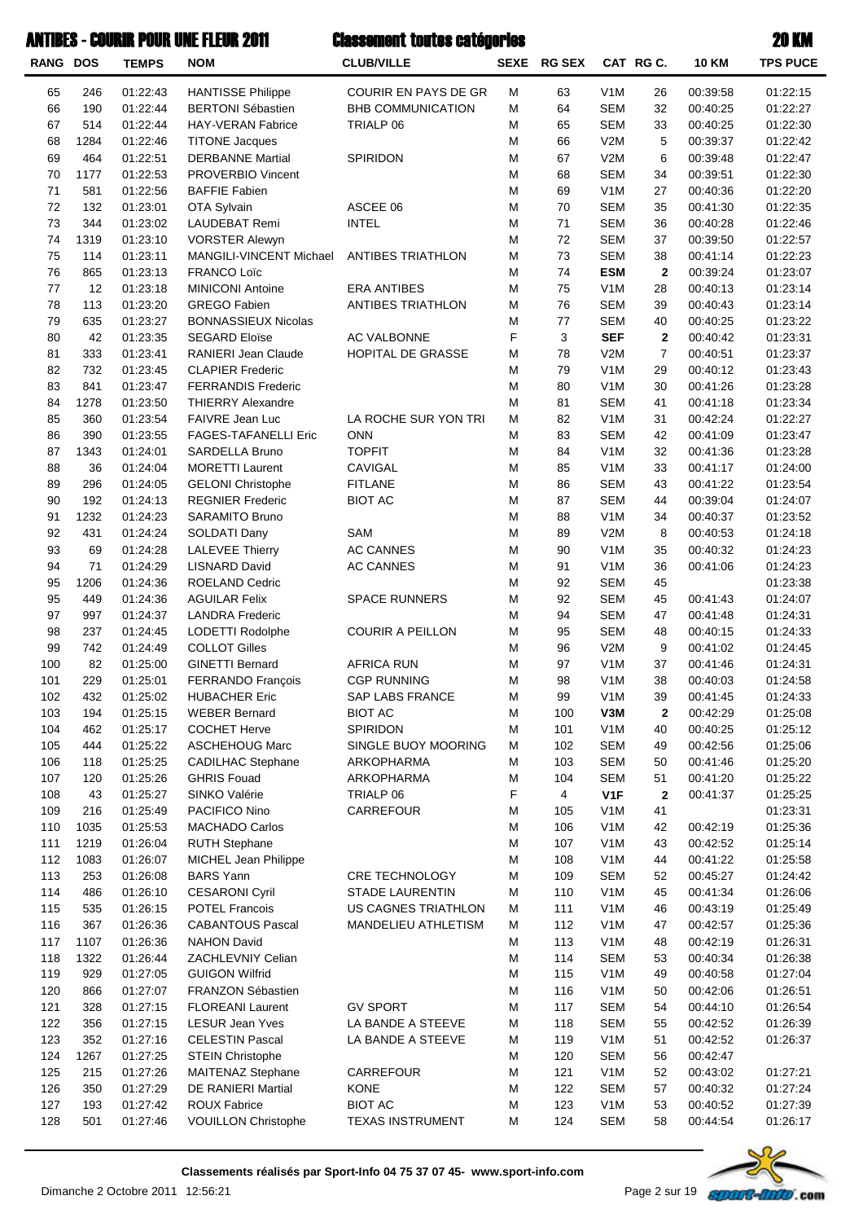# ANTIBES - COURIR POUR UNE FLEUR 2011 — Classement toutes catégories — 20 KM

| RANG | DOS | TEMPS | NOM | CLUB/VILLE | SEXE | RG SEX | CAT | RG C. | 10 KM | TPS PUCE |
|---|---|---|---|---|---|---|---|---|---|---|
| 65 | 246 | 01:22:43 | HANTISSE Philippe | COURIR EN PAYS DE GR | M | 63 | V1M | 26 | 00:39:58 | 01:22:15 |
| 66 | 190 | 01:22:44 | BERTONI Sébastien | BHB COMMUNICATION | M | 64 | SEM | 32 | 00:40:25 | 01:22:27 |
| 67 | 514 | 01:22:44 | HAY-VERAN Fabrice | TRIALP 06 | M | 65 | SEM | 33 | 00:40:25 | 01:22:30 |
| 68 | 1284 | 01:22:46 | TITONE Jacques | | M | 66 | V2M | 5 | 00:39:37 | 01:22:42 |
| 69 | 464 | 01:22:51 | DERBANNE Martial | SPIRIDON | M | 67 | V2M | 6 | 00:39:48 | 01:22:47 |
| 70 | 1177 | 01:22:53 | PROVERBIO Vincent | | M | 68 | SEM | 34 | 00:39:51 | 01:22:30 |
| 71 | 581 | 01:22:56 | BAFFIE Fabien | | M | 69 | V1M | 27 | 00:40:36 | 01:22:20 |
| 72 | 132 | 01:23:01 | OTA Sylvain | ASCEE 06 | M | 70 | SEM | 35 | 00:41:30 | 01:22:35 |
| 73 | 344 | 01:23:02 | LAUDEBAT Remi | INTEL | M | 71 | SEM | 36 | 00:40:28 | 01:22:46 |
| 74 | 1319 | 01:23:10 | VORSTER Alewyn | | M | 72 | SEM | 37 | 00:39:50 | 01:22:57 |
| 75 | 114 | 01:23:11 | MANGILI-VINCENT Michael | ANTIBES TRIATHLON | M | 73 | SEM | 38 | 00:41:14 | 01:22:23 |
| 76 | 865 | 01:23:13 | FRANCO Loïc | | M | 74 | **ESM** | **2** | 00:39:24 | 01:23:07 |
| 77 | 12 | 01:23:18 | MINICONI Antoine | ERA ANTIBES | M | 75 | V1M | 28 | 00:40:13 | 01:23:14 |
| 78 | 113 | 01:23:20 | GREGO Fabien | ANTIBES TRIATHLON | M | 76 | SEM | 39 | 00:40:43 | 01:23:14 |
| 79 | 635 | 01:23:27 | BONNASSIEUX Nicolas | | M | 77 | SEM | 40 | 00:40:25 | 01:23:22 |
| 80 | 42 | 01:23:35 | SEGARD Eloïse | AC VALBONNE | F | 3 | **SEF** | **2** | 00:40:42 | 01:23:31 |
| 81 | 333 | 01:23:41 | RANIERI Jean Claude | HOPITAL DE GRASSE | M | 78 | V2M | 7 | 00:40:51 | 01:23:37 |
| 82 | 732 | 01:23:45 | CLAPIER Frederic | | M | 79 | V1M | 29 | 00:40:12 | 01:23:43 |
| 83 | 841 | 01:23:47 | FERRANDIS Frederic | | M | 80 | V1M | 30 | 00:41:26 | 01:23:28 |
| 84 | 1278 | 01:23:50 | THIERRY Alexandre | | M | 81 | SEM | 41 | 00:41:18 | 01:23:34 |
| 85 | 360 | 01:23:54 | FAIVRE Jean Luc | LA ROCHE SUR YON TRI | M | 82 | V1M | 31 | 00:42:24 | 01:22:27 |
| 86 | 390 | 01:23:55 | FAGES-TAFANELLI Eric | ONN | M | 83 | SEM | 42 | 00:41:09 | 01:23:47 |
| 87 | 1343 | 01:24:01 | SARDELLA Bruno | TOPFIT | M | 84 | V1M | 32 | 00:41:36 | 01:23:28 |
| 88 | 36 | 01:24:04 | MORETTI Laurent | CAVIGAL | M | 85 | V1M | 33 | 00:41:17 | 01:24:00 |
| 89 | 296 | 01:24:05 | GELONI Christophe | FITLANE | M | 86 | SEM | 43 | 00:41:22 | 01:23:54 |
| 90 | 192 | 01:24:13 | REGNIER Frederic | BIOT AC | M | 87 | SEM | 44 | 00:39:04 | 01:24:07 |
| 91 | 1232 | 01:24:23 | SARAMITO Bruno | | M | 88 | V1M | 34 | 00:40:37 | 01:23:52 |
| 92 | 431 | 01:24:24 | SOLDATI Dany | SAM | M | 89 | V2M | 8 | 00:40:53 | 01:24:18 |
| 93 | 69 | 01:24:28 | LALEVEE Thierry | AC CANNES | M | 90 | V1M | 35 | 00:40:32 | 01:24:23 |
| 94 | 71 | 01:24:29 | LISNARD David | AC CANNES | M | 91 | V1M | 36 | 00:41:06 | 01:24:23 |
| 95 | 1206 | 01:24:36 | ROELAND Cedric | | M | 92 | SEM | 45 | | 01:23:38 |
| 95 | 449 | 01:24:36 | AGUILAR Felix | SPACE RUNNERS | M | 92 | SEM | 45 | 00:41:43 | 01:24:07 |
| 97 | 997 | 01:24:37 | LANDRA Frederic | | M | 94 | SEM | 47 | 00:41:48 | 01:24:31 |
| 98 | 237 | 01:24:45 | LODETTI Rodolphe | COURIR A PEILLON | M | 95 | SEM | 48 | 00:40:15 | 01:24:33 |
| 99 | 742 | 01:24:49 | COLLOT Gilles | | M | 96 | V2M | 9 | 00:41:02 | 01:24:45 |
| 100 | 82 | 01:25:00 | GINETTI Bernard | AFRICA RUN | M | 97 | V1M | 37 | 00:41:46 | 01:24:31 |
| 101 | 229 | 01:25:01 | FERRANDO François | CGP RUNNING | M | 98 | V1M | 38 | 00:40:03 | 01:24:58 |
| 102 | 432 | 01:25:02 | HUBACHER Eric | SAP LABS FRANCE | M | 99 | V1M | 39 | 00:41:45 | 01:24:33 |
| 103 | 194 | 01:25:15 | WEBER Bernard | BIOT AC | M | 100 | **V3M** | **2** | 00:42:29 | 01:25:08 |
| 104 | 462 | 01:25:17 | COCHET Herve | SPIRIDON | M | 101 | V1M | 40 | 00:40:25 | 01:25:12 |
| 105 | 444 | 01:25:22 | ASCHEHOUG Marc | SINGLE BUOY MOORING | M | 102 | SEM | 49 | 00:42:56 | 01:25:06 |
| 106 | 118 | 01:25:25 | CADILHAC Stephane | ARKOPHARMA | M | 103 | SEM | 50 | 00:41:46 | 01:25:20 |
| 107 | 120 | 01:25:26 | GHRIS Fouad | ARKOPHARMA | M | 104 | SEM | 51 | 00:41:20 | 01:25:22 |
| 108 | 43 | 01:25:27 | SINKO Valérie | TRIALP 06 | F | 4 | **V1F** | **2** | 00:41:37 | 01:25:25 |
| 109 | 216 | 01:25:49 | PACIFICO Nino | CARREFOUR | M | 105 | V1M | 41 | | 01:23:31 |
| 110 | 1035 | 01:25:53 | MACHADO Carlos | | M | 106 | V1M | 42 | 00:42:19 | 01:25:36 |
| 111 | 1219 | 01:26:04 | RUTH Stephane | | M | 107 | V1M | 43 | 00:42:52 | 01:25:14 |
| 112 | 1083 | 01:26:07 | MICHEL Jean Philippe | | M | 108 | V1M | 44 | 00:41:22 | 01:25:58 |
| 113 | 253 | 01:26:08 | BARS Yann | CRE TECHNOLOGY | M | 109 | SEM | 52 | 00:45:27 | 01:24:42 |
| 114 | 486 | 01:26:10 | CESARONI Cyril | STADE LAURENTIN | M | 110 | V1M | 45 | 00:41:34 | 01:26:06 |
| 115 | 535 | 01:26:15 | POTEL Francois | US CAGNES TRIATHLON | M | 111 | V1M | 46 | 00:43:19 | 01:25:49 |
| 116 | 367 | 01:26:36 | CABANTOUS Pascal | MANDELIEU ATHLETISM | M | 112 | V1M | 47 | 00:42:57 | 01:25:36 |
| 117 | 1107 | 01:26:36 | NAHON David | | M | 113 | V1M | 48 | 00:42:19 | 01:26:31 |
| 118 | 1322 | 01:26:44 | ZACHLEVNIY Celian | | M | 114 | SEM | 53 | 00:40:34 | 01:26:38 |
| 119 | 929 | 01:27:05 | GUIGON Wilfrid | | M | 115 | V1M | 49 | 00:40:58 | 01:27:04 |
| 120 | 866 | 01:27:07 | FRANZON Sébastien | | M | 116 | V1M | 50 | 00:42:06 | 01:26:51 |
| 121 | 328 | 01:27:15 | FLOREANI Laurent | GV SPORT | M | 117 | SEM | 54 | 00:44:10 | 01:26:54 |
| 122 | 356 | 01:27:15 | LESUR Jean Yves | LA BANDE A STEEVE | M | 118 | SEM | 55 | 00:42:52 | 01:26:39 |
| 123 | 352 | 01:27:16 | CELESTIN Pascal | LA BANDE A STEEVE | M | 119 | V1M | 51 | 00:42:52 | 01:26:37 |
| 124 | 1267 | 01:27:25 | STEIN Christophe | | M | 120 | SEM | 56 | 00:42:47 | |
| 125 | 215 | 01:27:26 | MAITENAZ Stephane | CARREFOUR | M | 121 | V1M | 52 | 00:43:02 | 01:27:21 |
| 126 | 350 | 01:27:29 | DE RANIERI Martial | KONE | M | 122 | SEM | 57 | 00:40:32 | 01:27:24 |
| 127 | 193 | 01:27:42 | ROUX Fabrice | BIOT AC | M | 123 | V1M | 53 | 00:40:52 | 01:27:39 |
| 128 | 501 | 01:27:46 | VOUILLON Christophe | TEXAS INSTRUMENT | M | 124 | SEM | 58 | 00:44:54 | 01:26:17 |

**Classements réalisés par Sport-Info 04 75 37 07 45- www.sport-info.com**

Dimanche 2 Octobre 2011 12:56:21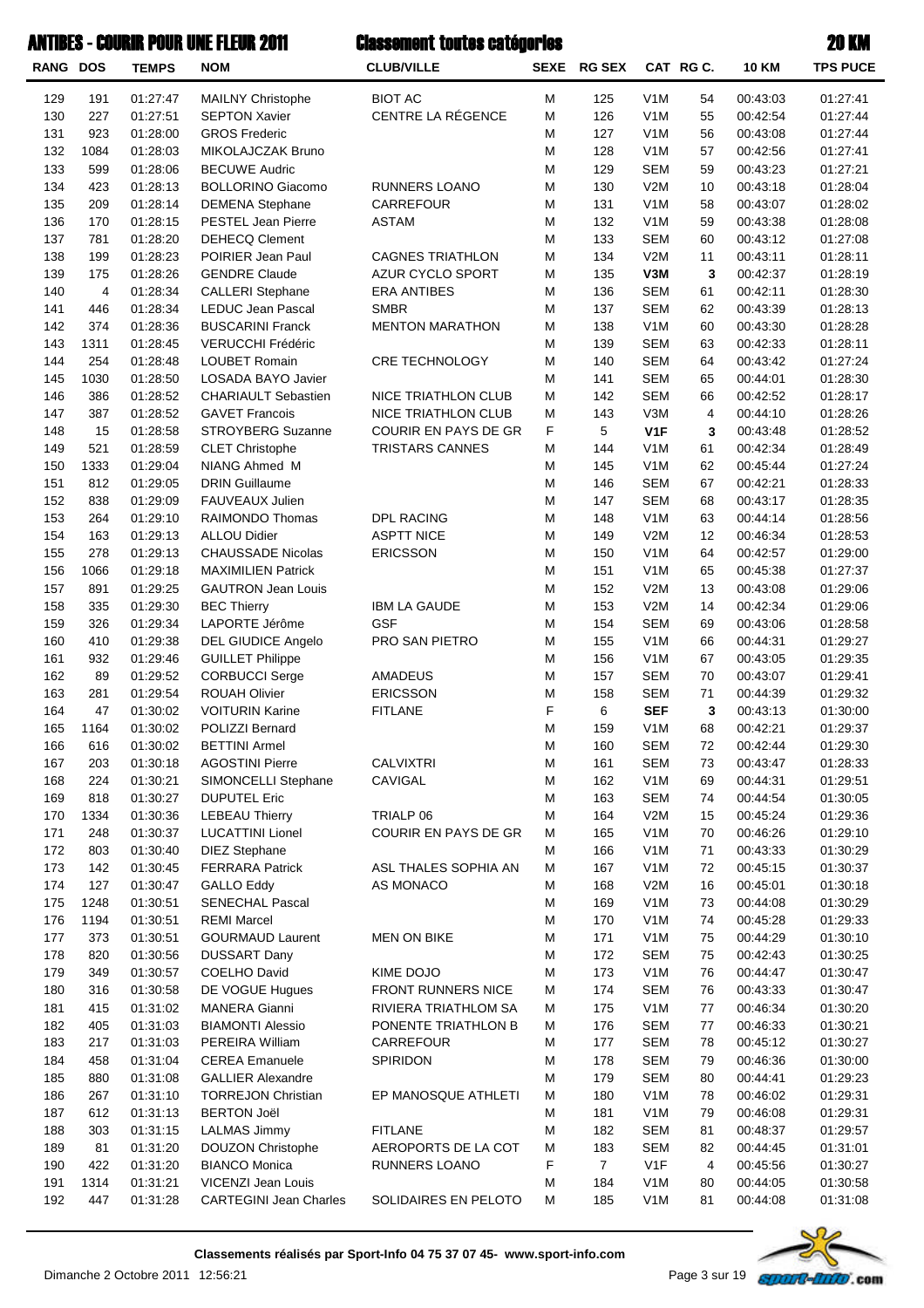# ANTIBES - COURIR POUR UNE FLEUR 2011 — Classement toutes catégories — 20 KM

| RANG | DOS | TEMPS | NOM | CLUB/VILLE | SEXE | RG SEX | CAT | RG C. | 10 KM | TPS PUCE |
|---|---|---|---|---|---|---|---|---|---|---|
| 129 | 191 | 01:27:47 | MAILNY Christophe | BIOT AC | M | 125 | V1M | 54 | 00:43:03 | 01:27:41 |
| 130 | 227 | 01:27:51 | SEPTON Xavier | CENTRE LA RÉGENCE | M | 126 | V1M | 55 | 00:42:54 | 01:27:44 |
| 131 | 923 | 01:28:00 | GROS Frederic | | M | 127 | V1M | 56 | 00:43:08 | 01:27:44 |
| 132 | 1084 | 01:28:03 | MIKOLAJCZAK Bruno | | M | 128 | V1M | 57 | 00:42:56 | 01:27:41 |
| 133 | 599 | 01:28:06 | BECUWE Audric | | M | 129 | SEM | 59 | 00:43:23 | 01:27:21 |
| 134 | 423 | 01:28:13 | BOLLORINO Giacomo | RUNNERS LOANO | M | 130 | V2M | 10 | 00:43:18 | 01:28:04 |
| 135 | 209 | 01:28:14 | DEMENA Stephane | CARREFOUR | M | 131 | V1M | 58 | 00:43:07 | 01:28:02 |
| 136 | 170 | 01:28:15 | PESTEL Jean Pierre | ASTAM | M | 132 | V1M | 59 | 00:43:38 | 01:28:08 |
| 137 | 781 | 01:28:20 | DEHECQ Clement | | M | 133 | SEM | 60 | 00:43:12 | 01:27:08 |
| 138 | 199 | 01:28:23 | POIRIER Jean Paul | CAGNES TRIATHLON | M | 134 | V2M | 11 | 00:43:11 | 01:28:11 |
| 139 | 175 | 01:28:26 | GENDRE Claude | AZUR CYCLO SPORT | M | 135 | **V3M** | **3** | 00:42:37 | 01:28:19 |
| 140 | 4 | 01:28:34 | CALLERI Stephane | ERA ANTIBES | M | 136 | SEM | 61 | 00:42:11 | 01:28:30 |
| 141 | 446 | 01:28:34 | LEDUC Jean Pascal | SMBR | M | 137 | SEM | 62 | 00:43:39 | 01:28:13 |
| 142 | 374 | 01:28:36 | BUSCARINI Franck | MENTON MARATHON | M | 138 | V1M | 60 | 00:43:30 | 01:28:28 |
| 143 | 1311 | 01:28:45 | VERUCCHI Frédéric | | M | 139 | SEM | 63 | 00:42:33 | 01:28:11 |
| 144 | 254 | 01:28:48 | LOUBET Romain | CRE TECHNOLOGY | M | 140 | SEM | 64 | 00:43:42 | 01:27:24 |
| 145 | 1030 | 01:28:50 | LOSADA BAYO Javier | | M | 141 | SEM | 65 | 00:44:01 | 01:28:30 |
| 146 | 386 | 01:28:52 | CHARIAULT Sebastien | NICE TRIATHLON CLUB | M | 142 | SEM | 66 | 00:42:52 | 01:28:17 |
| 147 | 387 | 01:28:52 | GAVET Francois | NICE TRIATHLON CLUB | M | 143 | V3M | 4 | 00:44:10 | 01:28:26 |
| 148 | 15 | 01:28:58 | STROYBERG Suzanne | COURIR EN PAYS DE GR | F | 5 | **V1F** | **3** | 00:43:48 | 01:28:52 |
| 149 | 521 | 01:28:59 | CLET Christophe | TRISTARS CANNES | M | 144 | V1M | 61 | 00:42:34 | 01:28:49 |
| 150 | 1333 | 01:29:04 | NIANG Ahmed M | | M | 145 | V1M | 62 | 00:45:44 | 01:27:24 |
| 151 | 812 | 01:29:05 | DRIN Guillaume | | M | 146 | SEM | 67 | 00:42:21 | 01:28:33 |
| 152 | 838 | 01:29:09 | FAUVEAUX Julien | | M | 147 | SEM | 68 | 00:43:17 | 01:28:35 |
| 153 | 264 | 01:29:10 | RAIMONDO Thomas | DPL RACING | M | 148 | V1M | 63 | 00:44:14 | 01:28:56 |
| 154 | 163 | 01:29:13 | ALLOU Didier | ASPTT NICE | M | 149 | V2M | 12 | 00:46:34 | 01:28:53 |
| 155 | 278 | 01:29:13 | CHAUSSADE Nicolas | ERICSSON | M | 150 | V1M | 64 | 00:42:57 | 01:29:00 |
| 156 | 1066 | 01:29:18 | MAXIMILIEN Patrick | | M | 151 | V1M | 65 | 00:45:38 | 01:27:37 |
| 157 | 891 | 01:29:25 | GAUTRON Jean Louis | | M | 152 | V2M | 13 | 00:43:08 | 01:29:06 |
| 158 | 335 | 01:29:30 | BEC Thierry | IBM LA GAUDE | M | 153 | V2M | 14 | 00:42:34 | 01:29:06 |
| 159 | 326 | 01:29:34 | LAPORTE Jérôme | GSF | M | 154 | SEM | 69 | 00:43:06 | 01:28:58 |
| 160 | 410 | 01:29:38 | DEL GIUDICE Angelo | PRO SAN PIETRO | M | 155 | V1M | 66 | 00:44:31 | 01:29:27 |
| 161 | 932 | 01:29:46 | GUILLET Philippe | | M | 156 | V1M | 67 | 00:43:05 | 01:29:35 |
| 162 | 89 | 01:29:52 | CORBUCCI Serge | AMADEUS | M | 157 | SEM | 70 | 00:43:07 | 01:29:41 |
| 163 | 281 | 01:29:54 | ROUAH Olivier | ERICSSON | M | 158 | SEM | 71 | 00:44:39 | 01:29:32 |
| 164 | 47 | 01:30:02 | VOITURIN Karine | FITLANE | F | 6 | **SEF** | **3** | 00:43:13 | 01:30:00 |
| 165 | 1164 | 01:30:02 | POLIZZI Bernard | | M | 159 | V1M | 68 | 00:42:21 | 01:29:37 |
| 166 | 616 | 01:30:02 | BETTINI Armel | | M | 160 | SEM | 72 | 00:42:44 | 01:29:30 |
| 167 | 203 | 01:30:18 | AGOSTINI Pierre | CALVIXTRI | M | 161 | SEM | 73 | 00:43:47 | 01:28:33 |
| 168 | 224 | 01:30:21 | SIMONCELLI Stephane | CAVIGAL | M | 162 | V1M | 69 | 00:44:31 | 01:29:51 |
| 169 | 818 | 01:30:27 | DUPUTEL Eric | | M | 163 | SEM | 74 | 00:44:54 | 01:30:05 |
| 170 | 1334 | 01:30:36 | LEBEAU Thierry | TRIALP 06 | M | 164 | V2M | 15 | 00:45:24 | 01:29:36 |
| 171 | 248 | 01:30:37 | LUCATTINI Lionel | COURIR EN PAYS DE GR | M | 165 | V1M | 70 | 00:46:26 | 01:29:10 |
| 172 | 803 | 01:30:40 | DIEZ Stephane | | M | 166 | V1M | 71 | 00:43:33 | 01:30:29 |
| 173 | 142 | 01:30:45 | FERRARA Patrick | ASL THALES SOPHIA AN | M | 167 | V1M | 72 | 00:45:15 | 01:30:37 |
| 174 | 127 | 01:30:47 | GALLO Eddy | AS MONACO | M | 168 | V2M | 16 | 00:45:01 | 01:30:18 |
| 175 | 1248 | 01:30:51 | SENECHAL Pascal | | M | 169 | V1M | 73 | 00:44:08 | 01:30:29 |
| 176 | 1194 | 01:30:51 | REMI Marcel | | M | 170 | V1M | 74 | 00:45:28 | 01:29:33 |
| 177 | 373 | 01:30:51 | GOURMAUD Laurent | MEN ON BIKE | M | 171 | V1M | 75 | 00:44:29 | 01:30:10 |
| 178 | 820 | 01:30:56 | DUSSART Dany | | M | 172 | SEM | 75 | 00:42:43 | 01:30:25 |
| 179 | 349 | 01:30:57 | COELHO David | KIME DOJO | M | 173 | V1M | 76 | 00:44:47 | 01:30:47 |
| 180 | 316 | 01:30:58 | DE VOGUE Hugues | FRONT RUNNERS NICE | M | 174 | SEM | 76 | 00:43:33 | 01:30:47 |
| 181 | 415 | 01:31:02 | MANERA Gianni | RIVIERA TRIATHLOM SA | M | 175 | V1M | 77 | 00:46:34 | 01:30:20 |
| 182 | 405 | 01:31:03 | BIAMONTI Alessio | PONENTE TRIATHLON B | M | 176 | SEM | 77 | 00:46:33 | 01:30:21 |
| 183 | 217 | 01:31:03 | PEREIRA William | CARREFOUR | M | 177 | SEM | 78 | 00:45:12 | 01:30:27 |
| 184 | 458 | 01:31:04 | CEREA Emanuele | SPIRIDON | M | 178 | SEM | 79 | 00:46:36 | 01:30:00 |
| 185 | 880 | 01:31:08 | GALLIER Alexandre | | M | 179 | SEM | 80 | 00:44:41 | 01:29:23 |
| 186 | 267 | 01:31:10 | TORREJON Christian | EP MANOSQUE ATHLETI | M | 180 | V1M | 78 | 00:46:02 | 01:29:31 |
| 187 | 612 | 01:31:13 | BERTON Joël | | M | 181 | V1M | 79 | 00:46:08 | 01:29:31 |
| 188 | 303 | 01:31:15 | LALMAS Jimmy | FITLANE | M | 182 | SEM | 81 | 00:48:37 | 01:29:57 |
| 189 | 81 | 01:31:20 | DOUZON Christophe | AEROPORTS DE LA COT | M | 183 | SEM | 82 | 00:44:45 | 01:31:01 |
| 190 | 422 | 01:31:20 | BIANCO Monica | RUNNERS LOANO | F | 7 | V1F | 4 | 00:45:56 | 01:30:27 |
| 191 | 1314 | 01:31:21 | VICENZI Jean Louis | | M | 184 | V1M | 80 | 00:44:05 | 01:30:58 |
| 192 | 447 | 01:31:28 | CARTEGINI Jean Charles | SOLIDAIRES EN PELOTO | M | 185 | V1M | 81 | 00:44:08 | 01:31:08 |

**Classements réalisés par Sport-Info 04 75 37 07 45- www.sport-info.com**

Dimanche 2 Octobre 2011 12:56:21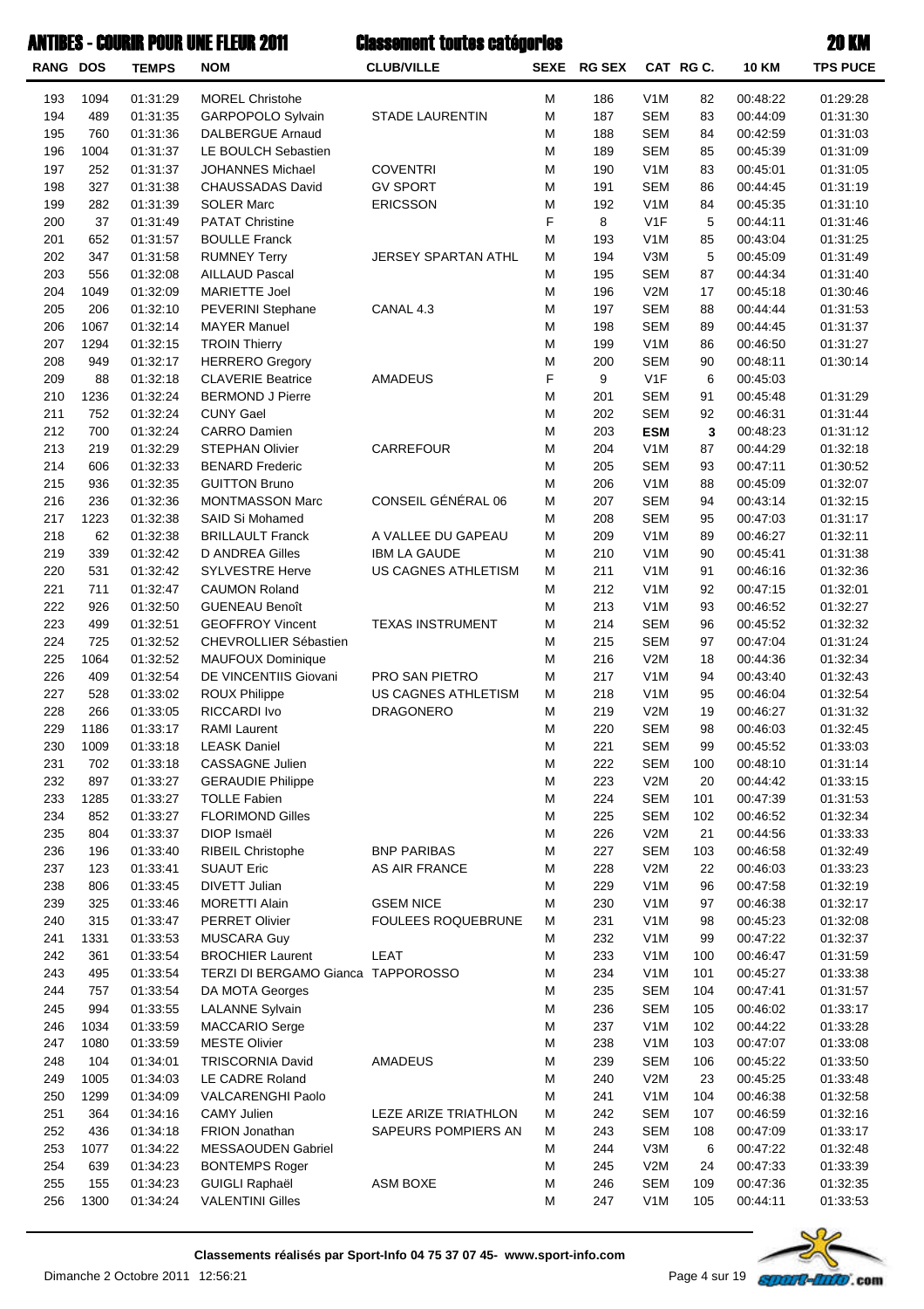# ANTIBES - COURIR POUR UNE FLEUR 2011 — Classement toutes catégories — 20 KM

| RANG | DOS | TEMPS | NOM | CLUB/VILLE | SEXE | RG SEX | CAT | RG C. | 10 KM | TPS PUCE |
|---|---|---|---|---|---|---|---|---|---|---|
| 193 | 1094 | 01:31:29 | MOREL Christohe | | M | 186 | V1M | 82 | 00:48:22 | 01:29:28 |
| 194 | 489 | 01:31:35 | GARPOPOLO Sylvain | STADE LAURENTIN | M | 187 | SEM | 83 | 00:44:09 | 01:31:30 |
| 195 | 760 | 01:31:36 | DALBERGUE Arnaud | | M | 188 | SEM | 84 | 00:42:59 | 01:31:03 |
| 196 | 1004 | 01:31:37 | LE BOULCH Sebastien | | M | 189 | SEM | 85 | 00:45:39 | 01:31:09 |
| 197 | 252 | 01:31:37 | JOHANNES Michael | COVENTRI | M | 190 | V1M | 83 | 00:45:01 | 01:31:05 |
| 198 | 327 | 01:31:38 | CHAUSSADAS David | GV SPORT | M | 191 | SEM | 86 | 00:44:45 | 01:31:19 |
| 199 | 282 | 01:31:39 | SOLER Marc | ERICSSON | M | 192 | V1M | 84 | 00:45:35 | 01:31:10 |
| 200 | 37 | 01:31:49 | PATAT Christine | | F | 8 | V1F | 5 | 00:44:11 | 01:31:46 |
| 201 | 652 | 01:31:57 | BOULLE Franck | | M | 193 | V1M | 85 | 00:43:04 | 01:31:25 |
| 202 | 347 | 01:31:58 | RUMNEY Terry | JERSEY SPARTAN ATHL | M | 194 | V3M | 5 | 00:45:09 | 01:31:49 |
| 203 | 556 | 01:32:08 | AILLAUD Pascal | | M | 195 | SEM | 87 | 00:44:34 | 01:31:40 |
| 204 | 1049 | 01:32:09 | MARIETTE Joel | | M | 196 | V2M | 17 | 00:45:18 | 01:30:46 |
| 205 | 206 | 01:32:10 | PEVERINI Stephane | CANAL 4.3 | M | 197 | SEM | 88 | 00:44:44 | 01:31:53 |
| 206 | 1067 | 01:32:14 | MAYER Manuel | | M | 198 | SEM | 89 | 00:44:45 | 01:31:37 |
| 207 | 1294 | 01:32:15 | TROIN Thierry | | M | 199 | V1M | 86 | 00:46:50 | 01:31:27 |
| 208 | 949 | 01:32:17 | HERRERO Gregory | | M | 200 | SEM | 90 | 00:48:11 | 01:30:14 |
| 209 | 88 | 01:32:18 | CLAVERIE Beatrice | AMADEUS | F | 9 | V1F | 6 | 00:45:03 | |
| 210 | 1236 | 01:32:24 | BERMOND J Pierre | | M | 201 | SEM | 91 | 00:45:48 | 01:31:29 |
| 211 | 752 | 01:32:24 | CUNY Gael | | M | 202 | SEM | 92 | 00:46:31 | 01:31:44 |
| 212 | 700 | 01:32:24 | CARRO Damien | | M | 203 | **ESM** | **3** | 00:48:23 | 01:31:12 |
| 213 | 219 | 01:32:29 | STEPHAN Olivier | CARREFOUR | M | 204 | V1M | 87 | 00:44:29 | 01:32:18 |
| 214 | 606 | 01:32:33 | BENARD Frederic | | M | 205 | SEM | 93 | 00:47:11 | 01:30:52 |
| 215 | 936 | 01:32:35 | GUITTON Bruno | | M | 206 | V1M | 88 | 00:45:09 | 01:32:07 |
| 216 | 236 | 01:32:36 | MONTMASSON Marc | CONSEIL GÉNÉRAL 06 | M | 207 | SEM | 94 | 00:43:14 | 01:32:15 |
| 217 | 1223 | 01:32:38 | SAID Si Mohamed | | M | 208 | SEM | 95 | 00:47:03 | 01:31:17 |
| 218 | 62 | 01:32:38 | BRILLAULT Franck | A VALLEE DU GAPEAU | M | 209 | V1M | 89 | 00:46:27 | 01:32:11 |
| 219 | 339 | 01:32:42 | D ANDREA Gilles | IBM LA GAUDE | M | 210 | V1M | 90 | 00:45:41 | 01:31:38 |
| 220 | 531 | 01:32:42 | SYLVESTRE Herve | US CAGNES ATHLETISM | M | 211 | V1M | 91 | 00:46:16 | 01:32:36 |
| 221 | 711 | 01:32:47 | CAUMON Roland | | M | 212 | V1M | 92 | 00:47:15 | 01:32:01 |
| 222 | 926 | 01:32:50 | GUENEAU Benoît | | M | 213 | V1M | 93 | 00:46:52 | 01:32:27 |
| 223 | 499 | 01:32:51 | GEOFFROY Vincent | TEXAS INSTRUMENT | M | 214 | SEM | 96 | 00:45:52 | 01:32:32 |
| 224 | 725 | 01:32:52 | CHEVROLLIER Sébastien | | M | 215 | SEM | 97 | 00:47:04 | 01:31:24 |
| 225 | 1064 | 01:32:52 | MAUFOUX Dominique | | M | 216 | V2M | 18 | 00:44:36 | 01:32:34 |
| 226 | 409 | 01:32:54 | DE VINCENTIIS Giovani | PRO SAN PIETRO | M | 217 | V1M | 94 | 00:43:40 | 01:32:43 |
| 227 | 528 | 01:33:02 | ROUX Philippe | US CAGNES ATHLETISM | M | 218 | V1M | 95 | 00:46:04 | 01:32:54 |
| 228 | 266 | 01:33:05 | RICCARDI Ivo | DRAGONERO | M | 219 | V2M | 19 | 00:46:27 | 01:31:32 |
| 229 | 1186 | 01:33:17 | RAMI Laurent | | M | 220 | SEM | 98 | 00:46:03 | 01:32:45 |
| 230 | 1009 | 01:33:18 | LEASK Daniel | | M | 221 | SEM | 99 | 00:45:52 | 01:33:03 |
| 231 | 702 | 01:33:18 | CASSAGNE Julien | | M | 222 | SEM | 100 | 00:48:10 | 01:31:14 |
| 232 | 897 | 01:33:27 | GERAUDIE Philippe | | M | 223 | V2M | 20 | 00:44:42 | 01:33:15 |
| 233 | 1285 | 01:33:27 | TOLLE Fabien | | M | 224 | SEM | 101 | 00:47:39 | 01:31:53 |
| 234 | 852 | 01:33:27 | FLORIMOND Gilles | | M | 225 | SEM | 102 | 00:46:52 | 01:32:34 |
| 235 | 804 | 01:33:37 | DIOP Ismaël | | M | 226 | V2M | 21 | 00:44:56 | 01:33:33 |
| 236 | 196 | 01:33:40 | RIBEIL Christophe | BNP PARIBAS | M | 227 | SEM | 103 | 00:46:58 | 01:32:49 |
| 237 | 123 | 01:33:41 | SUAUT Eric | AS AIR FRANCE | M | 228 | V2M | 22 | 00:46:03 | 01:33:23 |
| 238 | 806 | 01:33:45 | DIVETT Julian | | M | 229 | V1M | 96 | 00:47:58 | 01:32:19 |
| 239 | 325 | 01:33:46 | MORETTI Alain | GSEM NICE | M | 230 | V1M | 97 | 00:46:38 | 01:32:17 |
| 240 | 315 | 01:33:47 | PERRET Olivier | FOULEES ROQUEBRUNE | M | 231 | V1M | 98 | 00:45:23 | 01:32:08 |
| 241 | 1331 | 01:33:53 | MUSCARA Guy | | M | 232 | V1M | 99 | 00:47:22 | 01:32:37 |
| 242 | 361 | 01:33:54 | BROCHIER Laurent | LEAT | M | 233 | V1M | 100 | 00:46:47 | 01:31:59 |
| 243 | 495 | 01:33:54 | TERZI DI BERGAMO Gianca | TAPPOROSSO | M | 234 | V1M | 101 | 00:45:27 | 01:33:38 |
| 244 | 757 | 01:33:54 | DA MOTA Georges | | M | 235 | SEM | 104 | 00:47:41 | 01:31:57 |
| 245 | 994 | 01:33:55 | LALANNE Sylvain | | M | 236 | SEM | 105 | 00:46:02 | 01:33:17 |
| 246 | 1034 | 01:33:59 | MACCARIO Serge | | M | 237 | V1M | 102 | 00:44:22 | 01:33:28 |
| 247 | 1080 | 01:33:59 | MESTE Olivier | | M | 238 | V1M | 103 | 00:47:07 | 01:33:08 |
| 248 | 104 | 01:34:01 | TRISCORNIA David | AMADEUS | M | 239 | SEM | 106 | 00:45:22 | 01:33:50 |
| 249 | 1005 | 01:34:03 | LE CADRE Roland | | M | 240 | V2M | 23 | 00:45:25 | 01:33:48 |
| 250 | 1299 | 01:34:09 | VALCARENGHI Paolo | | M | 241 | V1M | 104 | 00:46:38 | 01:32:58 |
| 251 | 364 | 01:34:16 | CAMY Julien | LEZE ARIZE TRIATHLON | M | 242 | SEM | 107 | 00:46:59 | 01:32:16 |
| 252 | 436 | 01:34:18 | FRION Jonathan | SAPEURS POMPIERS AN | M | 243 | SEM | 108 | 00:47:09 | 01:33:17 |
| 253 | 1077 | 01:34:22 | MESSAOUDEN Gabriel | | M | 244 | V3M | 6 | 00:47:22 | 01:32:48 |
| 254 | 639 | 01:34:23 | BONTEMPS Roger | | M | 245 | V2M | 24 | 00:47:33 | 01:33:39 |
| 255 | 155 | 01:34:23 | GUIGLI Raphaël | ASM BOXE | M | 246 | SEM | 109 | 00:47:36 | 01:32:35 |
| 256 | 1300 | 01:34:24 | VALENTINI Gilles | | M | 247 | V1M | 105 | 00:44:11 | 01:33:53 |

**Classements réalisés par Sport-Info 04 75 37 07 45- www.sport-info.com**

Dimanche 2 Octobre 2011 12:56:21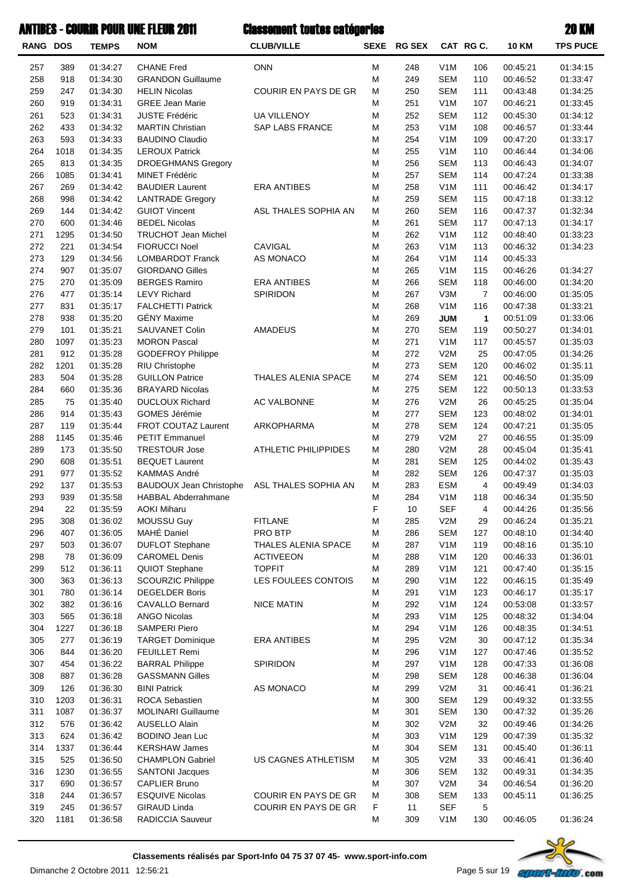# ANTIBES - COURIR POUR UNE FLEUR 2011 — Classement toutes catégories — 20 KM

| RANG | DOS | TEMPS | NOM | CLUB/VILLE | SEXE | RG SEX | CAT | RG C. | 10 KM | TPS PUCE |
|---|---|---|---|---|---|---|---|---|---|---|
| 257 | 389 | 01:34:27 | CHANE Fred | ONN | M | 248 | V1M | 106 | 00:45:21 | 01:34:15 |
| 258 | 918 | 01:34:30 | GRANDON Guillaume | | M | 249 | SEM | 110 | 00:46:52 | 01:33:47 |
| 259 | 247 | 01:34:30 | HELIN Nicolas | COURIR EN PAYS DE GR | M | 250 | SEM | 111 | 00:43:48 | 01:34:25 |
| 260 | 919 | 01:34:31 | GREE Jean Marie | | M | 251 | V1M | 107 | 00:46:21 | 01:33:45 |
| 261 | 523 | 01:34:31 | JUSTE Frédéric | UA VILLENOY | M | 252 | SEM | 112 | 00:45:30 | 01:34:12 |
| 262 | 433 | 01:34:32 | MARTIN Christian | SAP LABS FRANCE | M | 253 | V1M | 108 | 00:46:57 | 01:33:44 |
| 263 | 593 | 01:34:33 | BAUDINO Claudio | | M | 254 | V1M | 109 | 00:47:20 | 01:33:17 |
| 264 | 1018 | 01:34:35 | LEROUX Patrick | | M | 255 | V1M | 110 | 00:46:44 | 01:34:06 |
| 265 | 813 | 01:34:35 | DROEGHMANS Gregory | | M | 256 | SEM | 113 | 00:46:43 | 01:34:07 |
| 266 | 1085 | 01:34:41 | MINET Frédéric | | M | 257 | SEM | 114 | 00:47:24 | 01:33:38 |
| 267 | 269 | 01:34:42 | BAUDIER Laurent | ERA ANTIBES | M | 258 | V1M | 111 | 00:46:42 | 01:34:17 |
| 268 | 998 | 01:34:42 | LANTRADE Gregory | | M | 259 | SEM | 115 | 00:47:18 | 01:33:12 |
| 269 | 144 | 01:34:42 | GUIOT Vincent | ASL THALES SOPHIA AN | M | 260 | SEM | 116 | 00:47:37 | 01:32:34 |
| 270 | 600 | 01:34:46 | BEDEL Nicolas | | M | 261 | SEM | 117 | 00:47:13 | 01:34:17 |
| 271 | 1295 | 01:34:50 | TRUCHOT Jean Michel | | M | 262 | V1M | 112 | 00:48:40 | 01:33:23 |
| 272 | 221 | 01:34:54 | FIORUCCI Noel | CAVIGAL | M | 263 | V1M | 113 | 00:46:32 | 01:34:23 |
| 273 | 129 | 01:34:56 | LOMBARDOT Franck | AS MONACO | M | 264 | V1M | 114 | 00:45:33 | |
| 274 | 907 | 01:35:07 | GIORDANO Gilles | | M | 265 | V1M | 115 | 00:46:26 | 01:34:27 |
| 275 | 270 | 01:35:09 | BERGES Ramiro | ERA ANTIBES | M | 266 | SEM | 118 | 00:46:00 | 01:34:20 |
| 276 | 477 | 01:35:14 | LEVY Richard | SPIRIDON | M | 267 | V3M | 7 | 00:46:00 | 01:35:05 |
| 277 | 831 | 01:35:17 | FALCHETTI Patrick | | M | 268 | V1M | 116 | 00:47:38 | 01:33:21 |
| 278 | 938 | 01:35:20 | GÉNY Maxime | | M | 269 | **JUM** | **1** | 00:51:09 | 01:33:06 |
| 279 | 101 | 01:35:21 | SAUVANET Colin | AMADEUS | M | 270 | SEM | 119 | 00:50:27 | 01:34:01 |
| 280 | 1097 | 01:35:23 | MORON Pascal | | M | 271 | V1M | 117 | 00:45:57 | 01:35:03 |
| 281 | 912 | 01:35:28 | GODEFROY Philippe | | M | 272 | V2M | 25 | 00:47:05 | 01:34:26 |
| 282 | 1201 | 01:35:28 | RIU Christophe | | M | 273 | SEM | 120 | 00:46:02 | 01:35:11 |
| 283 | 504 | 01:35:28 | GUILLON Patrice | THALES ALENIA SPACE | M | 274 | SEM | 121 | 00:46:50 | 01:35:09 |
| 284 | 660 | 01:35:36 | BRAYARD Nicolas | | M | 275 | SEM | 122 | 00:50:13 | 01:33:53 |
| 285 | 75 | 01:35:40 | DUCLOUX Richard | AC VALBONNE | M | 276 | V2M | 26 | 00:45:25 | 01:35:04 |
| 286 | 914 | 01:35:43 | GOMES Jérémie | | M | 277 | SEM | 123 | 00:48:02 | 01:34:01 |
| 287 | 119 | 01:35:44 | FROT COUTAZ Laurent | ARKOPHARMA | M | 278 | SEM | 124 | 00:47:21 | 01:35:05 |
| 288 | 1145 | 01:35:46 | PETIT Emmanuel | | M | 279 | V2M | 27 | 00:46:55 | 01:35:09 |
| 289 | 173 | 01:35:50 | TRESTOUR Jose | ATHLETIC PHILIPPIDES | M | 280 | V2M | 28 | 00:45:04 | 01:35:41 |
| 290 | 608 | 01:35:51 | BEQUET Laurent | | M | 281 | SEM | 125 | 00:44:02 | 01:35:43 |
| 291 | 977 | 01:35:52 | KAMMAS André | | M | 282 | SEM | 126 | 00:47:37 | 01:35:03 |
| 292 | 137 | 01:35:53 | BAUDOUX Jean Christophe | ASL THALES SOPHIA AN | M | 283 | ESM | 4 | 00:49:49 | 01:34:03 |
| 293 | 939 | 01:35:58 | HABBAL Abderrahmane | | M | 284 | V1M | 118 | 00:46:34 | 01:35:50 |
| 294 | 22 | 01:35:59 | AOKI Miharu | | F | 10 | SEF | 4 | 00:44:26 | 01:35:56 |
| 295 | 308 | 01:36:02 | MOUSSU Guy | FITLANE | M | 285 | V2M | 29 | 00:46:24 | 01:35:21 |
| 296 | 407 | 01:36:05 | MAHÉ Daniel | PRO BTP | M | 286 | SEM | 127 | 00:48:10 | 01:34:40 |
| 297 | 503 | 01:36:07 | DUFLOT Stephane | THALES ALENIA SPACE | M | 287 | V1M | 119 | 00:48:16 | 01:35:10 |
| 298 | 78 | 01:36:09 | CAROMEL Denis | ACTIVEEON | M | 288 | V1M | 120 | 00:46:33 | 01:36:01 |
| 299 | 512 | 01:36:11 | QUIOT Stephane | TOPFIT | M | 289 | V1M | 121 | 00:47:40 | 01:35:15 |
| 300 | 363 | 01:36:13 | SCOURZIC Philippe | LES FOULEES CONTOIS | M | 290 | V1M | 122 | 00:46:15 | 01:35:49 |
| 301 | 780 | 01:36:14 | DEGELDER Boris | | M | 291 | V1M | 123 | 00:46:17 | 01:35:17 |
| 302 | 382 | 01:36:16 | CAVALLO Bernard | NICE MATIN | M | 292 | V1M | 124 | 00:53:08 | 01:33:57 |
| 303 | 565 | 01:36:18 | ANGO Nicolas | | M | 293 | V1M | 125 | 00:48:32 | 01:34:04 |
| 304 | 1227 | 01:36:18 | SAMPERI Piero | | M | 294 | V1M | 126 | 00:48:35 | 01:34:51 |
| 305 | 277 | 01:36:19 | TARGET Dominique | ERA ANTIBES | M | 295 | V2M | 30 | 00:47:12 | 01:35:34 |
| 306 | 844 | 01:36:20 | FEUILLET Remi | | M | 296 | V1M | 127 | 00:47:46 | 01:35:52 |
| 307 | 454 | 01:36:22 | BARRAL Philippe | SPIRIDON | M | 297 | V1M | 128 | 00:47:33 | 01:36:08 |
| 308 | 887 | 01:36:28 | GASSMANN Gilles | | M | 298 | SEM | 128 | 00:46:38 | 01:36:04 |
| 309 | 126 | 01:36:30 | BINI Patrick | AS MONACO | M | 299 | V2M | 31 | 00:46:41 | 01:36:21 |
| 310 | 1203 | 01:36:31 | ROCA Sebastien | | M | 300 | SEM | 129 | 00:49:32 | 01:33:55 |
| 311 | 1087 | 01:36:37 | MOLINARI Guillaume | | M | 301 | SEM | 130 | 00:47:32 | 01:35:26 |
| 312 | 576 | 01:36:42 | AUSELLO Alain | | M | 302 | V2M | 32 | 00:49:46 | 01:34:26 |
| 313 | 624 | 01:36:42 | BODINO Jean Luc | | M | 303 | V1M | 129 | 00:47:39 | 01:35:32 |
| 314 | 1337 | 01:36:44 | KERSHAW James | | M | 304 | SEM | 131 | 00:45:40 | 01:36:11 |
| 315 | 525 | 01:36:50 | CHAMPLON Gabriel | US CAGNES ATHLETISM | M | 305 | V2M | 33 | 00:46:41 | 01:36:40 |
| 316 | 1230 | 01:36:55 | SANTONI Jacques | | M | 306 | SEM | 132 | 00:49:31 | 01:34:35 |
| 317 | 690 | 01:36:57 | CAPLIER Bruno | | M | 307 | V2M | 34 | 00:46:54 | 01:36:20 |
| 318 | 244 | 01:36:57 | ESQUIVE Nicolas | COURIR EN PAYS DE GR | M | 308 | SEM | 133 | 00:45:11 | 01:36:25 |
| 319 | 245 | 01:36:57 | GIRAUD Linda | COURIR EN PAYS DE GR | F | 11 | SEF | 5 | | |
| 320 | 1181 | 01:36:58 | RADICCIA Sauveur | | M | 309 | V1M | 130 | 00:46:05 | 01:36:24 |

Classements réalisés par Sport-Info 04 75 37 07 45- www.sport-info.com

Dimanche 2 Octobre 2011 12:56:21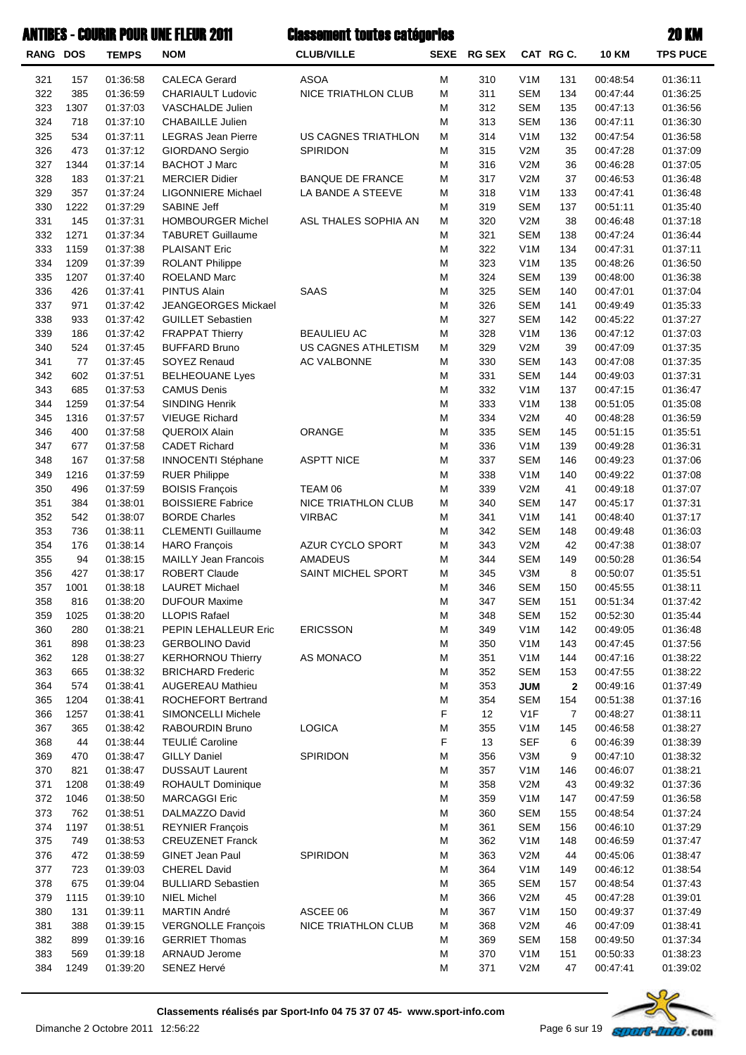# ANTIBES - COURIR POUR UNE FLEUR 2011

## Classement toutes catégories

## 20 KM

| RANG | DOS | TEMPS | NOM | CLUB/VILLE | SEXE | RG SEX | CAT | RG C. | 10 KM | TPS PUCE |
|---|---|---|---|---|---|---|---|---|---|---|
| 321 | 157 | 01:36:58 | CALECA Gerard | ASOA | M | 310 | V1M | 131 | 00:48:54 | 01:36:11 |
| 322 | 385 | 01:36:59 | CHARIAULT Ludovic | NICE TRIATHLON CLUB | M | 311 | SEM | 134 | 00:47:44 | 01:36:25 |
| 323 | 1307 | 01:37:03 | VASCHALDE Julien | | M | 312 | SEM | 135 | 00:47:13 | 01:36:56 |
| 324 | 718 | 01:37:10 | CHABAILLE Julien | | M | 313 | SEM | 136 | 00:47:11 | 01:36:30 |
| 325 | 534 | 01:37:11 | LEGRAS Jean Pierre | US CAGNES TRIATHLON | M | 314 | V1M | 132 | 00:47:54 | 01:36:58 |
| 326 | 473 | 01:37:12 | GIORDANO Sergio | SPIRIDON | M | 315 | V2M | 35 | 00:47:28 | 01:37:09 |
| 327 | 1344 | 01:37:14 | BACHOT J Marc | | M | 316 | V2M | 36 | 00:46:28 | 01:37:05 |
| 328 | 183 | 01:37:21 | MERCIER Didier | BANQUE DE FRANCE | M | 317 | V2M | 37 | 00:46:53 | 01:36:48 |
| 329 | 357 | 01:37:24 | LIGONNIERE Michael | LA BANDE A STEEVE | M | 318 | V1M | 133 | 00:47:41 | 01:36:48 |
| 330 | 1222 | 01:37:29 | SABINE Jeff | | M | 319 | SEM | 137 | 00:51:11 | 01:35:40 |
| 331 | 145 | 01:37:31 | HOMBOURGER Michel | ASL THALES SOPHIA AN | M | 320 | V2M | 38 | 00:46:48 | 01:37:18 |
| 332 | 1271 | 01:37:34 | TABURET Guillaume | | M | 321 | SEM | 138 | 00:47:24 | 01:36:44 |
| 333 | 1159 | 01:37:38 | PLAISANT Eric | | M | 322 | V1M | 134 | 00:47:31 | 01:37:11 |
| 334 | 1209 | 01:37:39 | ROLANT Philippe | | M | 323 | V1M | 135 | 00:48:26 | 01:36:50 |
| 335 | 1207 | 01:37:40 | ROELAND Marc | | M | 324 | SEM | 139 | 00:48:00 | 01:36:38 |
| 336 | 426 | 01:37:41 | PINTUS Alain | SAAS | M | 325 | SEM | 140 | 00:47:01 | 01:37:04 |
| 337 | 971 | 01:37:42 | JEANGEORGES Mickael | | M | 326 | SEM | 141 | 00:49:49 | 01:35:33 |
| 338 | 933 | 01:37:42 | GUILLET Sebastien | | M | 327 | SEM | 142 | 00:45:22 | 01:37:27 |
| 339 | 186 | 01:37:42 | FRAPPAT Thierry | BEAULIEU AC | M | 328 | V1M | 136 | 00:47:12 | 01:37:03 |
| 340 | 524 | 01:37:45 | BUFFARD Bruno | US CAGNES ATHLETISM | M | 329 | V2M | 39 | 00:47:09 | 01:37:35 |
| 341 | 77 | 01:37:45 | SOYEZ Renaud | AC VALBONNE | M | 330 | SEM | 143 | 00:47:08 | 01:37:35 |
| 342 | 602 | 01:37:51 | BELHEOUANE Lyes | | M | 331 | SEM | 144 | 00:49:03 | 01:37:31 |
| 343 | 685 | 01:37:53 | CAMUS Denis | | M | 332 | V1M | 137 | 00:47:15 | 01:36:47 |
| 344 | 1259 | 01:37:54 | SINDING Henrik | | M | 333 | V1M | 138 | 00:51:05 | 01:35:08 |
| 345 | 1316 | 01:37:57 | VIEUGE Richard | | M | 334 | V2M | 40 | 00:48:28 | 01:36:59 |
| 346 | 400 | 01:37:58 | QUEROIX Alain | ORANGE | M | 335 | SEM | 145 | 00:51:15 | 01:35:51 |
| 347 | 677 | 01:37:58 | CADET Richard | | M | 336 | V1M | 139 | 00:49:28 | 01:36:31 |
| 348 | 167 | 01:37:58 | INNOCENTI Stéphane | ASPTT NICE | M | 337 | SEM | 146 | 00:49:23 | 01:37:06 |
| 349 | 1216 | 01:37:59 | RUER Philippe | | M | 338 | V1M | 140 | 00:49:22 | 01:37:08 |
| 350 | 496 | 01:37:59 | BOISIS François | TEAM 06 | M | 339 | V2M | 41 | 00:49:18 | 01:37:07 |
| 351 | 384 | 01:38:01 | BOISSIERE Fabrice | NICE TRIATHLON CLUB | M | 340 | SEM | 147 | 00:45:17 | 01:37:31 |
| 352 | 542 | 01:38:07 | BORDE Charles | VIRBAC | M | 341 | V1M | 141 | 00:48:40 | 01:37:17 |
| 353 | 736 | 01:38:11 | CLEMENTI Guillaume | | M | 342 | SEM | 148 | 00:49:48 | 01:36:03 |
| 354 | 176 | 01:38:14 | HARO François | AZUR CYCLO SPORT | M | 343 | V2M | 42 | 00:47:38 | 01:38:07 |
| 355 | 94 | 01:38:15 | MAILLY Jean Francois | AMADEUS | M | 344 | SEM | 149 | 00:50:28 | 01:36:54 |
| 356 | 427 | 01:38:17 | ROBERT Claude | SAINT MICHEL SPORT | M | 345 | V3M | 8 | 00:50:07 | 01:35:51 |
| 357 | 1001 | 01:38:18 | LAURET Michael | | M | 346 | SEM | 150 | 00:45:55 | 01:38:11 |
| 358 | 816 | 01:38:20 | DUFOUR Maxime | | M | 347 | SEM | 151 | 00:51:34 | 01:37:42 |
| 359 | 1025 | 01:38:20 | LLOPIS Rafael | | M | 348 | SEM | 152 | 00:52:30 | 01:35:44 |
| 360 | 280 | 01:38:21 | PEPIN LEHALLEUR Eric | ERICSSON | M | 349 | V1M | 142 | 00:49:05 | 01:36:48 |
| 361 | 898 | 01:38:23 | GERBOLINO David | | M | 350 | V1M | 143 | 00:47:45 | 01:37:56 |
| 362 | 128 | 01:38:27 | KERHORNOU Thierry | AS MONACO | M | 351 | V1M | 144 | 00:47:16 | 01:38:22 |
| 363 | 665 | 01:38:32 | BRICHARD Frederic | | M | 352 | SEM | 153 | 00:47:55 | 01:38:22 |
| 364 | 574 | 01:38:41 | AUGEREAU Mathieu | | M | 353 | **JUM** | **2** | 00:49:16 | 01:37:49 |
| 365 | 1204 | 01:38:41 | ROCHEFORT Bertrand | | M | 354 | SEM | 154 | 00:51:38 | 01:37:16 |
| 366 | 1257 | 01:38:41 | SIMONCELLI Michele | | F | 12 | V1F | 7 | 00:48:27 | 01:38:11 |
| 367 | 365 | 01:38:42 | RABOURDIN Bruno | LOGICA | M | 355 | V1M | 145 | 00:46:58 | 01:38:27 |
| 368 | 44 | 01:38:44 | TEULIÉ Caroline | | F | 13 | SEF | 6 | 00:46:39 | 01:38:39 |
| 369 | 470 | 01:38:47 | GILLY Daniel | SPIRIDON | M | 356 | V3M | 9 | 00:47:10 | 01:38:32 |
| 370 | 821 | 01:38:47 | DUSSAUT Laurent | | M | 357 | V1M | 146 | 00:46:07 | 01:38:21 |
| 371 | 1208 | 01:38:49 | ROHAULT Dominique | | M | 358 | V2M | 43 | 00:49:32 | 01:37:36 |
| 372 | 1046 | 01:38:50 | MARCAGGI Eric | | M | 359 | V1M | 147 | 00:47:59 | 01:36:58 |
| 373 | 762 | 01:38:51 | DALMAZZO David | | M | 360 | SEM | 155 | 00:48:54 | 01:37:24 |
| 374 | 1197 | 01:38:51 | REYNIER François | | M | 361 | SEM | 156 | 00:46:10 | 01:37:29 |
| 375 | 749 | 01:38:53 | CREUZENET Franck | | M | 362 | V1M | 148 | 00:46:59 | 01:37:47 |
| 376 | 472 | 01:38:59 | GINET Jean Paul | SPIRIDON | M | 363 | V2M | 44 | 00:45:06 | 01:38:47 |
| 377 | 723 | 01:39:03 | CHEREL David | | M | 364 | V1M | 149 | 00:46:12 | 01:38:54 |
| 378 | 675 | 01:39:04 | BULLIARD Sebastien | | M | 365 | SEM | 157 | 00:48:54 | 01:37:43 |
| 379 | 1115 | 01:39:10 | NIEL Michel | | M | 366 | V2M | 45 | 00:47:28 | 01:39:01 |
| 380 | 131 | 01:39:11 | MARTIN André | ASCEE 06 | M | 367 | V1M | 150 | 00:49:37 | 01:37:49 |
| 381 | 388 | 01:39:15 | VERGNOLLE François | NICE TRIATHLON CLUB | M | 368 | V2M | 46 | 00:47:09 | 01:38:41 |
| 382 | 899 | 01:39:16 | GERRIET Thomas | | M | 369 | SEM | 158 | 00:49:50 | 01:37:34 |
| 383 | 569 | 01:39:18 | ARNAUD Jerome | | M | 370 | V1M | 151 | 00:50:33 | 01:38:23 |
| 384 | 1249 | 01:39:20 | SENEZ Hervé | | M | 371 | V2M | 47 | 00:47:41 | 01:39:02 |

**Classements réalisés par Sport-Info 04 75 37 07 45- www.sport-info.com**

Dimanche 2 Octobre 2011 12:56:22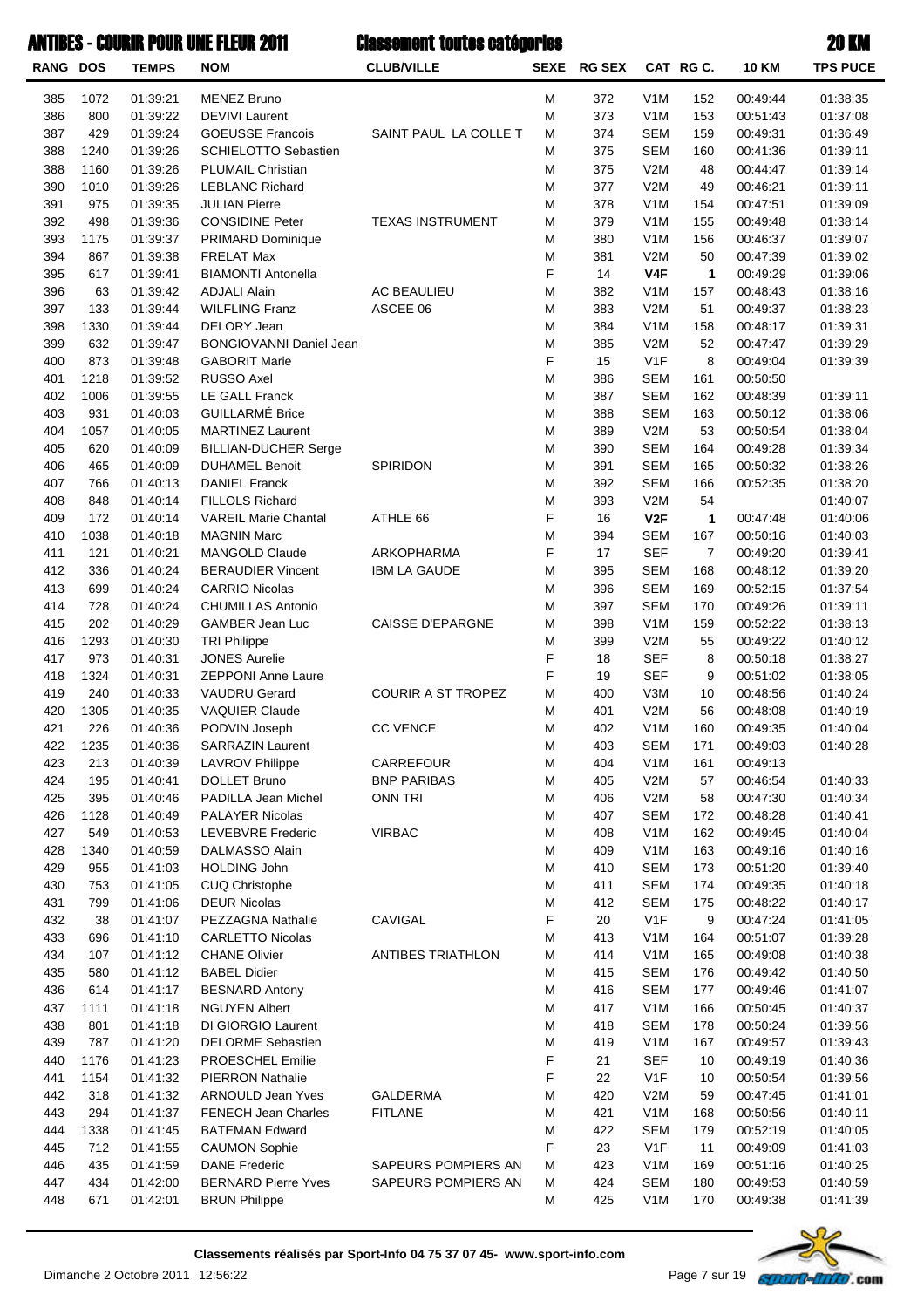# ANTIBES - COURIR POUR UNE FLEUR 2011 — Classement toutes catégories — 20 KM

| RANG | DOS | TEMPS | NOM | CLUB/VILLE | SEXE | RG SEX | CAT | RG C. | 10 KM | TPS PUCE |
|---|---|---|---|---|---|---|---|---|---|---|
| 385 | 1072 | 01:39:21 | MENEZ Bruno | | M | 372 | V1M | 152 | 00:49:44 | 01:38:35 |
| 386 | 800 | 01:39:22 | DEVIVI Laurent | | M | 373 | V1M | 153 | 00:51:43 | 01:37:08 |
| 387 | 429 | 01:39:24 | GOEUSSE Francois | SAINT PAUL LA COLLE T | M | 374 | SEM | 159 | 00:49:31 | 01:36:49 |
| 388 | 1240 | 01:39:26 | SCHIELOTTO Sebastien | | M | 375 | SEM | 160 | 00:41:36 | 01:39:11 |
| 388 | 1160 | 01:39:26 | PLUMAIL Christian | | M | 375 | V2M | 48 | 00:44:47 | 01:39:14 |
| 390 | 1010 | 01:39:26 | LEBLANC Richard | | M | 377 | V2M | 49 | 00:46:21 | 01:39:11 |
| 391 | 975 | 01:39:35 | JULIAN Pierre | | M | 378 | V1M | 154 | 00:47:51 | 01:39:09 |
| 392 | 498 | 01:39:36 | CONSIDINE Peter | TEXAS INSTRUMENT | M | 379 | V1M | 155 | 00:49:48 | 01:38:14 |
| 393 | 1175 | 01:39:37 | PRIMARD Dominique | | M | 380 | V1M | 156 | 00:46:37 | 01:39:07 |
| 394 | 867 | 01:39:38 | FRELAT Max | | M | 381 | V2M | 50 | 00:47:39 | 01:39:02 |
| 395 | 617 | 01:39:41 | BIAMONTI Antonella | | F | 14 | **V4F** | **1** | 00:49:29 | 01:39:06 |
| 396 | 63 | 01:39:42 | ADJALI Alain | AC BEAULIEU | M | 382 | V1M | 157 | 00:48:43 | 01:38:16 |
| 397 | 133 | 01:39:44 | WILFLING Franz | ASCEE 06 | M | 383 | V2M | 51 | 00:49:37 | 01:38:23 |
| 398 | 1330 | 01:39:44 | DELORY Jean | | M | 384 | V1M | 158 | 00:48:17 | 01:39:31 |
| 399 | 632 | 01:39:47 | BONGIOVANNI Daniel Jean | | M | 385 | V2M | 52 | 00:47:47 | 01:39:29 |
| 400 | 873 | 01:39:48 | GABORIT Marie | | F | 15 | V1F | 8 | 00:49:04 | 01:39:39 |
| 401 | 1218 | 01:39:52 | RUSSO Axel | | M | 386 | SEM | 161 | 00:50:50 | |
| 402 | 1006 | 01:39:55 | LE GALL Franck | | M | 387 | SEM | 162 | 00:48:39 | 01:39:11 |
| 403 | 931 | 01:40:03 | GUILLARMÉ Brice | | M | 388 | SEM | 163 | 00:50:12 | 01:38:06 |
| 404 | 1057 | 01:40:05 | MARTINEZ Laurent | | M | 389 | V2M | 53 | 00:50:54 | 01:38:04 |
| 405 | 620 | 01:40:09 | BILLIAN-DUCHER Serge | | M | 390 | SEM | 164 | 00:49:28 | 01:39:34 |
| 406 | 465 | 01:40:09 | DUHAMEL Benoit | SPIRIDON | M | 391 | SEM | 165 | 00:50:32 | 01:38:26 |
| 407 | 766 | 01:40:13 | DANIEL Franck | | M | 392 | SEM | 166 | 00:52:35 | 01:38:20 |
| 408 | 848 | 01:40:14 | FILLOLS Richard | | M | 393 | V2M | 54 | | 01:40:07 |
| 409 | 172 | 01:40:14 | VAREIL Marie Chantal | ATHLE 66 | F | 16 | **V2F** | **1** | 00:47:48 | 01:40:06 |
| 410 | 1038 | 01:40:18 | MAGNIN Marc | | M | 394 | SEM | 167 | 00:50:16 | 01:40:03 |
| 411 | 121 | 01:40:21 | MANGOLD Claude | ARKOPHARMA | F | 17 | SEF | 7 | 00:49:20 | 01:39:41 |
| 412 | 336 | 01:40:24 | BERAUDIER Vincent | IBM LA GAUDE | M | 395 | SEM | 168 | 00:48:12 | 01:39:20 |
| 413 | 699 | 01:40:24 | CARRIO Nicolas | | M | 396 | SEM | 169 | 00:52:15 | 01:37:54 |
| 414 | 728 | 01:40:24 | CHUMILLAS Antonio | | M | 397 | SEM | 170 | 00:49:26 | 01:39:11 |
| 415 | 202 | 01:40:29 | GAMBER Jean Luc | CAISSE D'EPARGNE | M | 398 | V1M | 159 | 00:52:22 | 01:38:13 |
| 416 | 1293 | 01:40:30 | TRI Philippe | | M | 399 | V2M | 55 | 00:49:22 | 01:40:12 |
| 417 | 973 | 01:40:31 | JONES Aurelie | | F | 18 | SEF | 8 | 00:50:18 | 01:38:27 |
| 418 | 1324 | 01:40:31 | ZEPPONI Anne Laure | | F | 19 | SEF | 9 | 00:51:02 | 01:38:05 |
| 419 | 240 | 01:40:33 | VAUDRU Gerard | COURIR A ST TROPEZ | M | 400 | V3M | 10 | 00:48:56 | 01:40:24 |
| 420 | 1305 | 01:40:35 | VAQUIER Claude | | M | 401 | V2M | 56 | 00:48:08 | 01:40:19 |
| 421 | 226 | 01:40:36 | PODVIN Joseph | CC VENCE | M | 402 | V1M | 160 | 00:49:35 | 01:40:04 |
| 422 | 1235 | 01:40:36 | SARRAZIN Laurent | | M | 403 | SEM | 171 | 00:49:03 | 01:40:28 |
| 423 | 213 | 01:40:39 | LAVROV Philippe | CARREFOUR | M | 404 | V1M | 161 | 00:49:13 | |
| 424 | 195 | 01:40:41 | DOLLET Bruno | BNP PARIBAS | M | 405 | V2M | 57 | 00:46:54 | 01:40:33 |
| 425 | 395 | 01:40:46 | PADILLA Jean Michel | ONN TRI | M | 406 | V2M | 58 | 00:47:30 | 01:40:34 |
| 426 | 1128 | 01:40:49 | PALAYER Nicolas | | M | 407 | SEM | 172 | 00:48:28 | 01:40:41 |
| 427 | 549 | 01:40:53 | LEVEBVRE Frederic | VIRBAC | M | 408 | V1M | 162 | 00:49:45 | 01:40:04 |
| 428 | 1340 | 01:40:59 | DALMASSO Alain | | M | 409 | V1M | 163 | 00:49:16 | 01:40:16 |
| 429 | 955 | 01:41:03 | HOLDING John | | M | 410 | SEM | 173 | 00:51:20 | 01:39:40 |
| 430 | 753 | 01:41:05 | CUQ Christophe | | M | 411 | SEM | 174 | 00:49:35 | 01:40:18 |
| 431 | 799 | 01:41:06 | DEUR Nicolas | | M | 412 | SEM | 175 | 00:48:22 | 01:40:17 |
| 432 | 38 | 01:41:07 | PEZZAGNA Nathalie | CAVIGAL | F | 20 | V1F | 9 | 00:47:24 | 01:41:05 |
| 433 | 696 | 01:41:10 | CARLETTO Nicolas | | M | 413 | V1M | 164 | 00:51:07 | 01:39:28 |
| 434 | 107 | 01:41:12 | CHANE Olivier | ANTIBES TRIATHLON | M | 414 | V1M | 165 | 00:49:08 | 01:40:38 |
| 435 | 580 | 01:41:12 | BABEL Didier | | M | 415 | SEM | 176 | 00:49:42 | 01:40:50 |
| 436 | 614 | 01:41:17 | BESNARD Antony | | M | 416 | SEM | 177 | 00:49:46 | 01:41:07 |
| 437 | 1111 | 01:41:18 | NGUYEN Albert | | M | 417 | V1M | 166 | 00:50:45 | 01:40:37 |
| 438 | 801 | 01:41:18 | DI GIORGIO Laurent | | M | 418 | SEM | 178 | 00:50:24 | 01:39:56 |
| 439 | 787 | 01:41:20 | DELORME Sebastien | | M | 419 | V1M | 167 | 00:49:57 | 01:39:43 |
| 440 | 1176 | 01:41:23 | PROESCHEL Emilie | | F | 21 | SEF | 10 | 00:49:19 | 01:40:36 |
| 441 | 1154 | 01:41:32 | PIERRON Nathalie | | F | 22 | V1F | 10 | 00:50:54 | 01:39:56 |
| 442 | 318 | 01:41:32 | ARNOULD Jean Yves | GALDERMA | M | 420 | V2M | 59 | 00:47:45 | 01:41:01 |
| 443 | 294 | 01:41:37 | FENECH Jean Charles | FITLANE | M | 421 | V1M | 168 | 00:50:56 | 01:40:11 |
| 444 | 1338 | 01:41:45 | BATEMAN Edward | | M | 422 | SEM | 179 | 00:52:19 | 01:40:05 |
| 445 | 712 | 01:41:55 | CAUMON Sophie | | F | 23 | V1F | 11 | 00:49:09 | 01:41:03 |
| 446 | 435 | 01:41:59 | DANE Frederic | SAPEURS POMPIERS AN | M | 423 | V1M | 169 | 00:51:16 | 01:40:25 |
| 447 | 434 | 01:42:00 | BERNARD Pierre Yves | SAPEURS POMPIERS AN | M | 424 | SEM | 180 | 00:49:53 | 01:40:59 |
| 448 | 671 | 01:42:01 | BRUN Philippe | | M | 425 | V1M | 170 | 00:49:38 | 01:41:39 |

**Classements réalisés par Sport-Info 04 75 37 07 45- www.sport-info.com**

Dimanche 2 Octobre 2011 12:56:22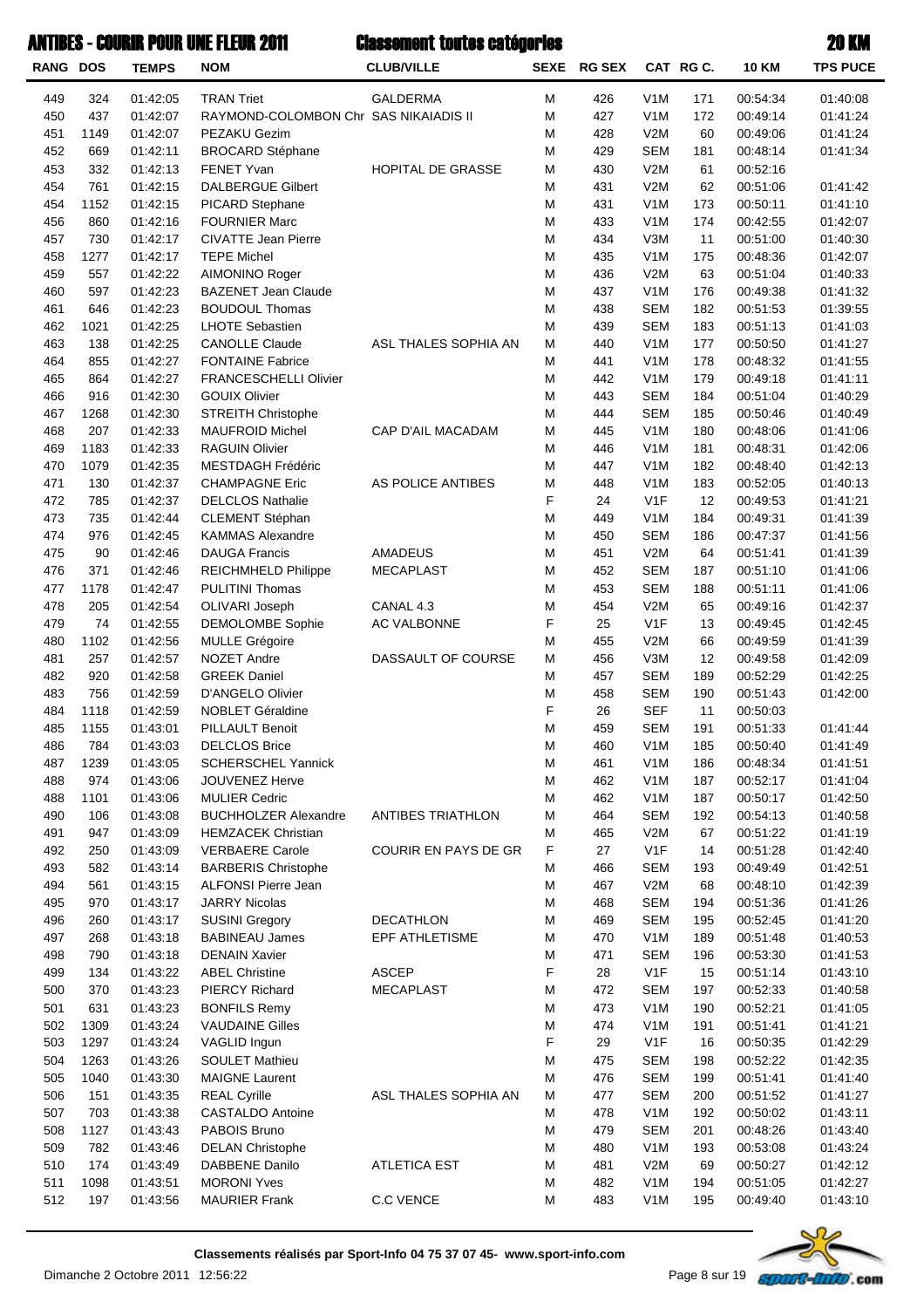# ANTIBES - COURIR POUR UNE FLEUR 2011 — Classement toutes catégories — 20 KM

| RANG | DOS | TEMPS | NOM | CLUB/VILLE | SEXE | RG SEX | CAT | RG C. | 10 KM | TPS PUCE |
|---|---|---|---|---|---|---|---|---|---|---|
| 449 | 324 | 01:42:05 | TRAN Triet | GALDERMA | M | 426 | V1M | 171 | 00:54:34 | 01:40:08 |
| 450 | 437 | 01:42:07 | RAYMOND-COLOMBON Chr | SAS NIKAIADIS II | M | 427 | V1M | 172 | 00:49:14 | 01:41:24 |
| 451 | 1149 | 01:42:07 | PEZAKU Gezim | | M | 428 | V2M | 60 | 00:49:06 | 01:41:24 |
| 452 | 669 | 01:42:11 | BROCARD Stéphane | | M | 429 | SEM | 181 | 00:48:14 | 01:41:34 |
| 453 | 332 | 01:42:13 | FENET Yvan | HOPITAL DE GRASSE | M | 430 | V2M | 61 | 00:52:16 | |
| 454 | 761 | 01:42:15 | DALBERGUE Gilbert | | M | 431 | V2M | 62 | 00:51:06 | 01:41:42 |
| 454 | 1152 | 01:42:15 | PICARD Stephane | | M | 431 | V1M | 173 | 00:50:11 | 01:41:10 |
| 456 | 860 | 01:42:16 | FOURNIER Marc | | M | 433 | V1M | 174 | 00:42:55 | 01:42:07 |
| 457 | 730 | 01:42:17 | CIVATTE Jean Pierre | | M | 434 | V3M | 11 | 00:51:00 | 01:40:30 |
| 458 | 1277 | 01:42:17 | TEPE Michel | | M | 435 | V1M | 175 | 00:48:36 | 01:42:07 |
| 459 | 557 | 01:42:22 | AIMONINO Roger | | M | 436 | V2M | 63 | 00:51:04 | 01:40:33 |
| 460 | 597 | 01:42:23 | BAZENET Jean Claude | | M | 437 | V1M | 176 | 00:49:38 | 01:41:32 |
| 461 | 646 | 01:42:23 | BOUDOUL Thomas | | M | 438 | SEM | 182 | 00:51:53 | 01:39:55 |
| 462 | 1021 | 01:42:25 | LHOTE Sebastien | | M | 439 | SEM | 183 | 00:51:13 | 01:41:03 |
| 463 | 138 | 01:42:25 | CANOLLE Claude | ASL THALES SOPHIA AN | M | 440 | V1M | 177 | 00:50:50 | 01:41:27 |
| 464 | 855 | 01:42:27 | FONTAINE Fabrice | | M | 441 | V1M | 178 | 00:48:32 | 01:41:55 |
| 465 | 864 | 01:42:27 | FRANCESCHELLI Olivier | | M | 442 | V1M | 179 | 00:49:18 | 01:41:11 |
| 466 | 916 | 01:42:30 | GOUIX Olivier | | M | 443 | SEM | 184 | 00:51:04 | 01:40:29 |
| 467 | 1268 | 01:42:30 | STREITH Christophe | | M | 444 | SEM | 185 | 00:50:46 | 01:40:49 |
| 468 | 207 | 01:42:33 | MAUFROID Michel | CAP D'AIL MACADAM | M | 445 | V1M | 180 | 00:48:06 | 01:41:06 |
| 469 | 1183 | 01:42:33 | RAGUIN Olivier | | M | 446 | V1M | 181 | 00:48:31 | 01:42:06 |
| 470 | 1079 | 01:42:35 | MESTDAGH Frédéric | | M | 447 | V1M | 182 | 00:48:40 | 01:42:13 |
| 471 | 130 | 01:42:37 | CHAMPAGNE Eric | AS POLICE ANTIBES | M | 448 | V1M | 183 | 00:52:05 | 01:40:13 |
| 472 | 785 | 01:42:37 | DELCLOS Nathalie | | F | 24 | V1F | 12 | 00:49:53 | 01:41:21 |
| 473 | 735 | 01:42:44 | CLEMENT Stéphan | | M | 449 | V1M | 184 | 00:49:31 | 01:41:39 |
| 474 | 976 | 01:42:45 | KAMMAS Alexandre | | M | 450 | SEM | 186 | 00:47:37 | 01:41:56 |
| 475 | 90 | 01:42:46 | DAUGA Francis | AMADEUS | M | 451 | V2M | 64 | 00:51:41 | 01:41:39 |
| 476 | 371 | 01:42:46 | REICHMHELD Philippe | MECAPLAST | M | 452 | SEM | 187 | 00:51:10 | 01:41:06 |
| 477 | 1178 | 01:42:47 | PULITINI Thomas | | M | 453 | SEM | 188 | 00:51:11 | 01:41:06 |
| 478 | 205 | 01:42:54 | OLIVARI Joseph | CANAL 4.3 | M | 454 | V2M | 65 | 00:49:16 | 01:42:37 |
| 479 | 74 | 01:42:55 | DEMOLOMBE Sophie | AC VALBONNE | F | 25 | V1F | 13 | 00:49:45 | 01:42:45 |
| 480 | 1102 | 01:42:56 | MULLE Grégoire | | M | 455 | V2M | 66 | 00:49:59 | 01:41:39 |
| 481 | 257 | 01:42:57 | NOZET Andre | DASSAULT OF COURSE | M | 456 | V3M | 12 | 00:49:58 | 01:42:09 |
| 482 | 920 | 01:42:58 | GREEK Daniel | | M | 457 | SEM | 189 | 00:52:29 | 01:42:25 |
| 483 | 756 | 01:42:59 | D'ANGELO Olivier | | M | 458 | SEM | 190 | 00:51:43 | 01:42:00 |
| 484 | 1118 | 01:42:59 | NOBLET Géraldine | | F | 26 | SEF | 11 | 00:50:03 | |
| 485 | 1155 | 01:43:01 | PILLAULT Benoit | | M | 459 | SEM | 191 | 00:51:33 | 01:41:44 |
| 486 | 784 | 01:43:03 | DELCLOS Brice | | M | 460 | V1M | 185 | 00:50:40 | 01:41:49 |
| 487 | 1239 | 01:43:05 | SCHERSCHEL Yannick | | M | 461 | V1M | 186 | 00:48:34 | 01:41:51 |
| 488 | 974 | 01:43:06 | JOUVENEZ Herve | | M | 462 | V1M | 187 | 00:52:17 | 01:41:04 |
| 488 | 1101 | 01:43:06 | MULIER Cedric | | M | 462 | V1M | 187 | 00:50:17 | 01:42:50 |
| 490 | 106 | 01:43:08 | BUCHHOLZER Alexandre | ANTIBES TRIATHLON | M | 464 | SEM | 192 | 00:54:13 | 01:40:58 |
| 491 | 947 | 01:43:09 | HEMZACEK Christian | | M | 465 | V2M | 67 | 00:51:22 | 01:41:19 |
| 492 | 250 | 01:43:09 | VERBAERE Carole | COURIR EN PAYS DE GR | F | 27 | V1F | 14 | 00:51:28 | 01:42:40 |
| 493 | 582 | 01:43:14 | BARBERIS Christophe | | M | 466 | SEM | 193 | 00:49:49 | 01:42:51 |
| 494 | 561 | 01:43:15 | ALFONSI Pierre Jean | | M | 467 | V2M | 68 | 00:48:10 | 01:42:39 |
| 495 | 970 | 01:43:17 | JARRY Nicolas | | M | 468 | SEM | 194 | 00:51:36 | 01:41:26 |
| 496 | 260 | 01:43:17 | SUSINI Gregory | DECATHLON | M | 469 | SEM | 195 | 00:52:45 | 01:41:20 |
| 497 | 268 | 01:43:18 | BABINEAU James | EPF ATHLETISME | M | 470 | V1M | 189 | 00:51:48 | 01:40:53 |
| 498 | 790 | 01:43:18 | DENAIN Xavier | | M | 471 | SEM | 196 | 00:53:30 | 01:41:53 |
| 499 | 134 | 01:43:22 | ABEL Christine | ASCEP | F | 28 | V1F | 15 | 00:51:14 | 01:43:10 |
| 500 | 370 | 01:43:23 | PIERCY Richard | MECAPLAST | M | 472 | SEM | 197 | 00:52:33 | 01:40:58 |
| 501 | 631 | 01:43:23 | BONFILS Remy | | M | 473 | V1M | 190 | 00:52:21 | 01:41:05 |
| 502 | 1309 | 01:43:24 | VAUDAINE Gilles | | M | 474 | V1M | 191 | 00:51:41 | 01:41:21 |
| 503 | 1297 | 01:43:24 | VAGLID Ingun | | F | 29 | V1F | 16 | 00:50:35 | 01:42:29 |
| 504 | 1263 | 01:43:26 | SOULET Mathieu | | M | 475 | SEM | 198 | 00:52:22 | 01:42:35 |
| 505 | 1040 | 01:43:30 | MAIGNE Laurent | | M | 476 | SEM | 199 | 00:51:41 | 01:41:40 |
| 506 | 151 | 01:43:35 | REAL Cyrille | ASL THALES SOPHIA AN | M | 477 | SEM | 200 | 00:51:52 | 01:41:27 |
| 507 | 703 | 01:43:38 | CASTALDO Antoine | | M | 478 | V1M | 192 | 00:50:02 | 01:43:11 |
| 508 | 1127 | 01:43:43 | PABOIS Bruno | | M | 479 | SEM | 201 | 00:48:26 | 01:43:40 |
| 509 | 782 | 01:43:46 | DELAN Christophe | | M | 480 | V1M | 193 | 00:53:08 | 01:43:24 |
| 510 | 174 | 01:43:49 | DABBENE Danilo | ATLETICA EST | M | 481 | V2M | 69 | 00:50:27 | 01:42:12 |
| 511 | 1098 | 01:43:51 | MORONI Yves | | M | 482 | V1M | 194 | 00:51:05 | 01:42:27 |
| 512 | 197 | 01:43:56 | MAURIER Frank | C.C VENCE | M | 483 | V1M | 195 | 00:49:40 | 01:43:10 |

**Classements réalisés par Sport-Info 04 75 37 07 45- www.sport-info.com**

Dimanche 2 Octobre 2011 12:56:22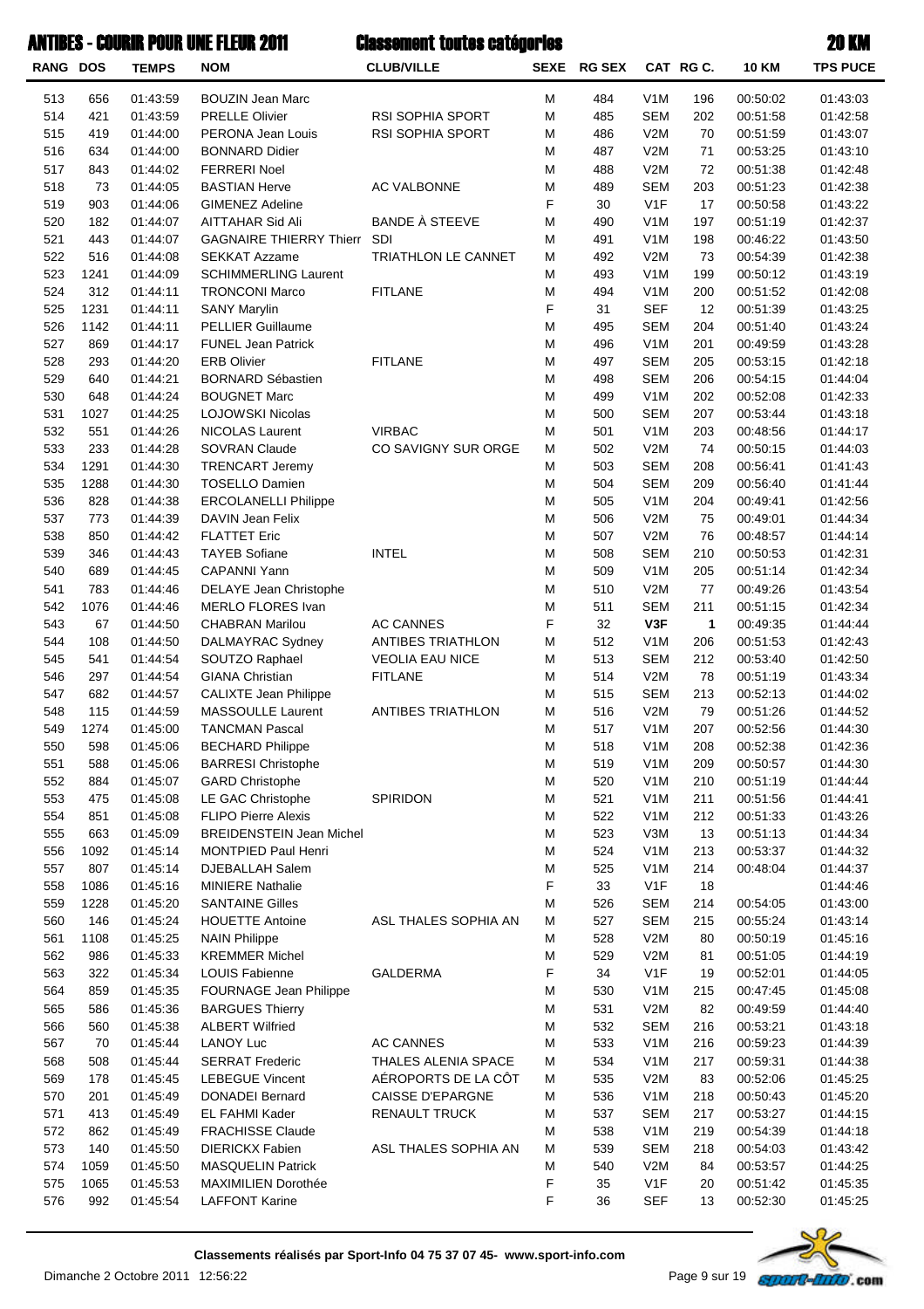# ANTIBES - COURIR POUR UNE FLEUR 2011 — Classement toutes catégories — 20 KM

| RANG | DOS | TEMPS | NOM | CLUB/VILLE | SEXE | RG SEX | CAT | RG C. | 10 KM | TPS PUCE |
|---|---|---|---|---|---|---|---|---|---|---|
| 513 | 656 | 01:43:59 | BOUZIN Jean Marc | | M | 484 | V1M | 196 | 00:50:02 | 01:43:03 |
| 514 | 421 | 01:43:59 | PRELLE Olivier | RSI SOPHIA SPORT | M | 485 | SEM | 202 | 00:51:58 | 01:42:58 |
| 515 | 419 | 01:44:00 | PERONA Jean Louis | RSI SOPHIA SPORT | M | 486 | V2M | 70 | 00:51:59 | 01:43:07 |
| 516 | 634 | 01:44:00 | BONNARD Didier | | M | 487 | V2M | 71 | 00:53:25 | 01:43:10 |
| 517 | 843 | 01:44:02 | FERRERI Noel | | M | 488 | V2M | 72 | 00:51:38 | 01:42:48 |
| 518 | 73 | 01:44:05 | BASTIAN Herve | AC VALBONNE | M | 489 | SEM | 203 | 00:51:23 | 01:42:38 |
| 519 | 903 | 01:44:06 | GIMENEZ Adeline | | F | 30 | V1F | 17 | 00:50:58 | 01:43:22 |
| 520 | 182 | 01:44:07 | AITTAHAR Sid Ali | BANDE À STEEVE | M | 490 | V1M | 197 | 00:51:19 | 01:42:37 |
| 521 | 443 | 01:44:07 | GAGNAIRE THIERRY Thierr | SDI | M | 491 | V1M | 198 | 00:46:22 | 01:43:50 |
| 522 | 516 | 01:44:08 | SEKKAT Azzame | TRIATHLON LE CANNET | M | 492 | V2M | 73 | 00:54:39 | 01:42:38 |
| 523 | 1241 | 01:44:09 | SCHIMMERLING Laurent | | M | 493 | V1M | 199 | 00:50:12 | 01:43:19 |
| 524 | 312 | 01:44:11 | TRONCONI Marco | FITLANE | M | 494 | V1M | 200 | 00:51:52 | 01:42:08 |
| 525 | 1231 | 01:44:11 | SANY Marylin | | F | 31 | SEF | 12 | 00:51:39 | 01:43:25 |
| 526 | 1142 | 01:44:11 | PELLIER Guillaume | | M | 495 | SEM | 204 | 00:51:40 | 01:43:24 |
| 527 | 869 | 01:44:17 | FUNEL Jean Patrick | | M | 496 | V1M | 201 | 00:49:59 | 01:43:28 |
| 528 | 293 | 01:44:20 | ERB Olivier | FITLANE | M | 497 | SEM | 205 | 00:53:15 | 01:42:18 |
| 529 | 640 | 01:44:21 | BORNARD Sébastien | | M | 498 | SEM | 206 | 00:54:15 | 01:44:04 |
| 530 | 648 | 01:44:24 | BOUGNET Marc | | M | 499 | V1M | 202 | 00:52:08 | 01:42:33 |
| 531 | 1027 | 01:44:25 | LOJOWSKI Nicolas | | M | 500 | SEM | 207 | 00:53:44 | 01:43:18 |
| 532 | 551 | 01:44:26 | NICOLAS Laurent | VIRBAC | M | 501 | V1M | 203 | 00:48:56 | 01:44:17 |
| 533 | 233 | 01:44:28 | SOVRAN Claude | CO SAVIGNY SUR ORGE | M | 502 | V2M | 74 | 00:50:15 | 01:44:03 |
| 534 | 1291 | 01:44:30 | TRENCART Jeremy | | M | 503 | SEM | 208 | 00:56:41 | 01:41:43 |
| 535 | 1288 | 01:44:30 | TOSELLO Damien | | M | 504 | SEM | 209 | 00:56:40 | 01:41:44 |
| 536 | 828 | 01:44:38 | ERCOLANELLI Philippe | | M | 505 | V1M | 204 | 00:49:41 | 01:42:56 |
| 537 | 773 | 01:44:39 | DAVIN Jean Felix | | M | 506 | V2M | 75 | 00:49:01 | 01:44:34 |
| 538 | 850 | 01:44:42 | FLATTET Eric | | M | 507 | V2M | 76 | 00:48:57 | 01:44:14 |
| 539 | 346 | 01:44:43 | TAYEB Sofiane | INTEL | M | 508 | SEM | 210 | 00:50:53 | 01:42:31 |
| 540 | 689 | 01:44:45 | CAPANNI Yann | | M | 509 | V1M | 205 | 00:51:14 | 01:42:34 |
| 541 | 783 | 01:44:46 | DELAYE Jean Christophe | | M | 510 | V2M | 77 | 00:49:26 | 01:43:54 |
| 542 | 1076 | 01:44:46 | MERLO FLORES Ivan | | M | 511 | SEM | 211 | 00:51:15 | 01:42:34 |
| 543 | 67 | 01:44:50 | CHABRAN Marilou | AC CANNES | F | 32 | **V3F** | **1** | 00:49:35 | 01:44:44 |
| 544 | 108 | 01:44:50 | DALMAYRAC Sydney | ANTIBES TRIATHLON | M | 512 | V1M | 206 | 00:51:53 | 01:42:43 |
| 545 | 541 | 01:44:54 | SOUTZO Raphael | VEOLIA EAU NICE | M | 513 | SEM | 212 | 00:53:40 | 01:42:50 |
| 546 | 297 | 01:44:54 | GIANA Christian | FITLANE | M | 514 | V2M | 78 | 00:51:19 | 01:43:34 |
| 547 | 682 | 01:44:57 | CALIXTE Jean Philippe | | M | 515 | SEM | 213 | 00:52:13 | 01:44:02 |
| 548 | 115 | 01:44:59 | MASSOULLE Laurent | ANTIBES TRIATHLON | M | 516 | V2M | 79 | 00:51:26 | 01:44:52 |
| 549 | 1274 | 01:45:00 | TANCMAN Pascal | | M | 517 | V1M | 207 | 00:52:56 | 01:44:30 |
| 550 | 598 | 01:45:06 | BECHARD Philippe | | M | 518 | V1M | 208 | 00:52:38 | 01:42:36 |
| 551 | 588 | 01:45:06 | BARRESI Christophe | | M | 519 | V1M | 209 | 00:50:57 | 01:44:30 |
| 552 | 884 | 01:45:07 | GARD Christophe | | M | 520 | V1M | 210 | 00:51:19 | 01:44:44 |
| 553 | 475 | 01:45:08 | LE GAC Christophe | SPIRIDON | M | 521 | V1M | 211 | 00:51:56 | 01:44:41 |
| 554 | 851 | 01:45:08 | FLIPO Pierre Alexis | | M | 522 | V1M | 212 | 00:51:33 | 01:43:26 |
| 555 | 663 | 01:45:09 | BREIDENSTEIN Jean Michel | | M | 523 | V3M | 13 | 00:51:13 | 01:44:34 |
| 556 | 1092 | 01:45:14 | MONTPIED Paul Henri | | M | 524 | V1M | 213 | 00:53:37 | 01:44:32 |
| 557 | 807 | 01:45:14 | DJEBALLAH Salem | | M | 525 | V1M | 214 | 00:48:04 | 01:44:37 |
| 558 | 1086 | 01:45:16 | MINIERE Nathalie | | F | 33 | V1F | 18 | | 01:44:46 |
| 559 | 1228 | 01:45:20 | SANTAINE Gilles | | M | 526 | SEM | 214 | 00:54:05 | 01:43:00 |
| 560 | 146 | 01:45:24 | HOUETTE Antoine | ASL THALES SOPHIA AN | M | 527 | SEM | 215 | 00:55:24 | 01:43:14 |
| 561 | 1108 | 01:45:25 | NAIN Philippe | | M | 528 | V2M | 80 | 00:50:19 | 01:45:16 |
| 562 | 986 | 01:45:33 | KREMMER Michel | | M | 529 | V2M | 81 | 00:51:05 | 01:44:19 |
| 563 | 322 | 01:45:34 | LOUIS Fabienne | GALDERMA | F | 34 | V1F | 19 | 00:52:01 | 01:44:05 |
| 564 | 859 | 01:45:35 | FOURNAGE Jean Philippe | | M | 530 | V1M | 215 | 00:47:45 | 01:45:08 |
| 565 | 586 | 01:45:36 | BARGUES Thierry | | M | 531 | V2M | 82 | 00:49:59 | 01:44:40 |
| 566 | 560 | 01:45:38 | ALBERT Wilfried | | M | 532 | SEM | 216 | 00:53:21 | 01:43:18 |
| 567 | 70 | 01:45:44 | LANOY Luc | AC CANNES | M | 533 | V1M | 216 | 00:59:23 | 01:44:39 |
| 568 | 508 | 01:45:44 | SERRAT Frederic | THALES ALENIA SPACE | M | 534 | V1M | 217 | 00:59:31 | 01:44:38 |
| 569 | 178 | 01:45:45 | LEBEGUE Vincent | AÉROPORTS DE LA CÔT | M | 535 | V2M | 83 | 00:52:06 | 01:45:25 |
| 570 | 201 | 01:45:49 | DONADEI Bernard | CAISSE D'EPARGNE | M | 536 | V1M | 218 | 00:50:43 | 01:45:20 |
| 571 | 413 | 01:45:49 | EL FAHMI Kader | RENAULT TRUCK | M | 537 | SEM | 217 | 00:53:27 | 01:44:15 |
| 572 | 862 | 01:45:49 | FRACHISSE Claude | | M | 538 | V1M | 219 | 00:54:39 | 01:44:18 |
| 573 | 140 | 01:45:50 | DIERICKX Fabien | ASL THALES SOPHIA AN | M | 539 | SEM | 218 | 00:54:03 | 01:43:42 |
| 574 | 1059 | 01:45:50 | MASQUELIN Patrick | | M | 540 | V2M | 84 | 00:53:57 | 01:44:25 |
| 575 | 1065 | 01:45:53 | MAXIMILIEN Dorothée | | F | 35 | V1F | 20 | 00:51:42 | 01:45:35 |
| 576 | 992 | 01:45:54 | LAFFONT Karine | | F | 36 | SEF | 13 | 00:52:30 | 01:45:25 |

**Classements réalisés par Sport-Info 04 75 37 07 45- www.sport-info.com**

Dimanche 2 Octobre 2011 12:56:22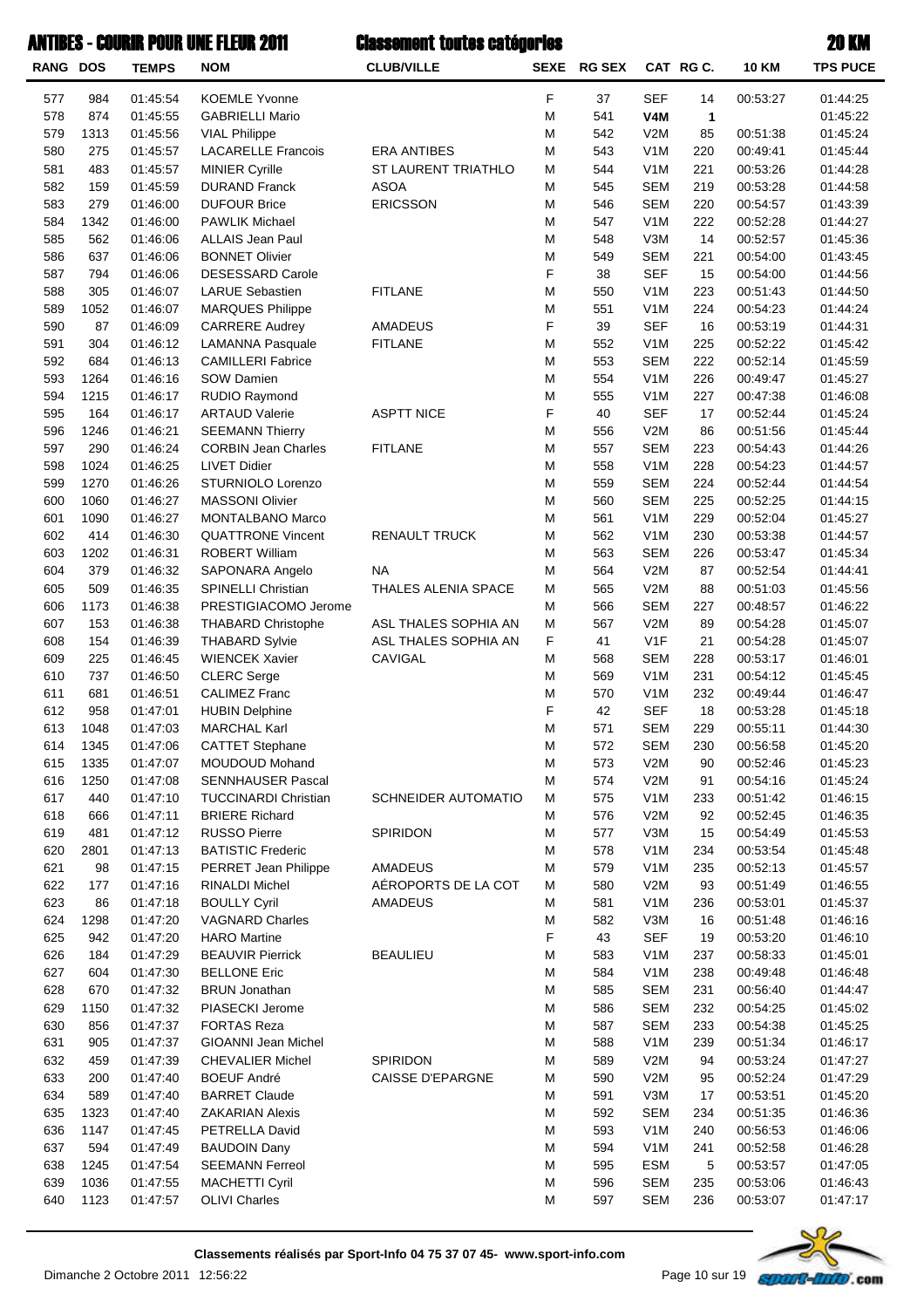# ANTIBES - COURIR POUR UNE FLEUR 2011

## Classement toutes catégories

## 20 KM

| RANG | DOS | TEMPS | NOM | CLUB/VILLE | SEXE | RG SEX | CAT | RG C. | 10 KM | TPS PUCE |
|---|---|---|---|---|---|---|---|---|---|---|
| 577 | 984 | 01:45:54 | KOEMLE Yvonne | | F | 37 | SEF | 14 | 00:53:27 | 01:44:25 |
| 578 | 874 | 01:45:55 | GABRIELLI Mario | | M | 541 | **V4M** | **1** | | 01:45:22 |
| 579 | 1313 | 01:45:56 | VIAL Philippe | | M | 542 | V2M | 85 | 00:51:38 | 01:45:24 |
| 580 | 275 | 01:45:57 | LACARELLE Francois | ERA ANTIBES | M | 543 | V1M | 220 | 00:49:41 | 01:45:44 |
| 581 | 483 | 01:45:57 | MINIER Cyrille | ST LAURENT TRIATHLO | M | 544 | V1M | 221 | 00:53:26 | 01:44:28 |
| 582 | 159 | 01:45:59 | DURAND Franck | ASOA | M | 545 | SEM | 219 | 00:53:28 | 01:44:58 |
| 583 | 279 | 01:46:00 | DUFOUR Brice | ERICSSON | M | 546 | SEM | 220 | 00:54:57 | 01:43:39 |
| 584 | 1342 | 01:46:00 | PAWLIK Michael | | M | 547 | V1M | 222 | 00:52:28 | 01:44:27 |
| 585 | 562 | 01:46:06 | ALLAIS Jean Paul | | M | 548 | V3M | 14 | 00:52:57 | 01:45:36 |
| 586 | 637 | 01:46:06 | BONNET Olivier | | M | 549 | SEM | 221 | 00:54:00 | 01:43:45 |
| 587 | 794 | 01:46:06 | DESESSARD Carole | | F | 38 | SEF | 15 | 00:54:00 | 01:44:56 |
| 588 | 305 | 01:46:07 | LARUE Sebastien | FITLANE | M | 550 | V1M | 223 | 00:51:43 | 01:44:50 |
| 589 | 1052 | 01:46:07 | MARQUES Philippe | | M | 551 | V1M | 224 | 00:54:23 | 01:44:24 |
| 590 | 87 | 01:46:09 | CARRERE Audrey | AMADEUS | F | 39 | SEF | 16 | 00:53:19 | 01:44:31 |
| 591 | 304 | 01:46:12 | LAMANNA Pasquale | FITLANE | M | 552 | V1M | 225 | 00:52:22 | 01:45:42 |
| 592 | 684 | 01:46:13 | CAMILLERI Fabrice | | M | 553 | SEM | 222 | 00:52:14 | 01:45:59 |
| 593 | 1264 | 01:46:16 | SOW Damien | | M | 554 | V1M | 226 | 00:49:47 | 01:45:27 |
| 594 | 1215 | 01:46:17 | RUDIO Raymond | | M | 555 | V1M | 227 | 00:47:38 | 01:46:08 |
| 595 | 164 | 01:46:17 | ARTAUD Valerie | ASPTT NICE | F | 40 | SEF | 17 | 00:52:44 | 01:45:24 |
| 596 | 1246 | 01:46:21 | SEEMANN Thierry | | M | 556 | V2M | 86 | 00:51:56 | 01:45:44 |
| 597 | 290 | 01:46:24 | CORBIN Jean Charles | FITLANE | M | 557 | SEM | 223 | 00:54:43 | 01:44:26 |
| 598 | 1024 | 01:46:25 | LIVET Didier | | M | 558 | V1M | 228 | 00:54:23 | 01:44:57 |
| 599 | 1270 | 01:46:26 | STURNIOLO Lorenzo | | M | 559 | SEM | 224 | 00:52:44 | 01:44:54 |
| 600 | 1060 | 01:46:27 | MASSONI Olivier | | M | 560 | SEM | 225 | 00:52:25 | 01:44:15 |
| 601 | 1090 | 01:46:27 | MONTALBANO Marco | | M | 561 | V1M | 229 | 00:52:04 | 01:45:27 |
| 602 | 414 | 01:46:30 | QUATTRONE Vincent | RENAULT TRUCK | M | 562 | V1M | 230 | 00:53:38 | 01:44:57 |
| 603 | 1202 | 01:46:31 | ROBERT William | | M | 563 | SEM | 226 | 00:53:47 | 01:45:34 |
| 604 | 379 | 01:46:32 | SAPONARA Angelo | NA | M | 564 | V2M | 87 | 00:52:54 | 01:44:41 |
| 605 | 509 | 01:46:35 | SPINELLI Christian | THALES ALENIA SPACE | M | 565 | V2M | 88 | 00:51:03 | 01:45:56 |
| 606 | 1173 | 01:46:38 | PRESTIGIACOMO Jerome | | M | 566 | SEM | 227 | 00:48:57 | 01:46:22 |
| 607 | 153 | 01:46:38 | THABARD Christophe | ASL THALES SOPHIA AN | M | 567 | V2M | 89 | 00:54:28 | 01:45:07 |
| 608 | 154 | 01:46:39 | THABARD Sylvie | ASL THALES SOPHIA AN | F | 41 | V1F | 21 | 00:54:28 | 01:45:07 |
| 609 | 225 | 01:46:45 | WIENCEK Xavier | CAVIGAL | M | 568 | SEM | 228 | 00:53:17 | 01:46:01 |
| 610 | 737 | 01:46:50 | CLERC Serge | | M | 569 | V1M | 231 | 00:54:12 | 01:45:45 |
| 611 | 681 | 01:46:51 | CALIMEZ Franc | | M | 570 | V1M | 232 | 00:49:44 | 01:46:47 |
| 612 | 958 | 01:47:01 | HUBIN Delphine | | F | 42 | SEF | 18 | 00:53:28 | 01:45:18 |
| 613 | 1048 | 01:47:03 | MARCHAL Karl | | M | 571 | SEM | 229 | 00:55:11 | 01:44:30 |
| 614 | 1345 | 01:47:06 | CATTET Stephane | | M | 572 | SEM | 230 | 00:56:58 | 01:45:20 |
| 615 | 1335 | 01:47:07 | MOUDOUD Mohand | | M | 573 | V2M | 90 | 00:52:46 | 01:45:23 |
| 616 | 1250 | 01:47:08 | SENNHAUSER Pascal | | M | 574 | V2M | 91 | 00:54:16 | 01:45:24 |
| 617 | 440 | 01:47:10 | TUCCINARDI Christian | SCHNEIDER AUTOMATIO | M | 575 | V1M | 233 | 00:51:42 | 01:46:15 |
| 618 | 666 | 01:47:11 | BRIERE Richard | | M | 576 | V2M | 92 | 00:52:45 | 01:46:35 |
| 619 | 481 | 01:47:12 | RUSSO Pierre | SPIRIDON | M | 577 | V3M | 15 | 00:54:49 | 01:45:53 |
| 620 | 2801 | 01:47:13 | BATISTIC Frederic | | M | 578 | V1M | 234 | 00:53:54 | 01:45:48 |
| 621 | 98 | 01:47:15 | PERRET Jean Philippe | AMADEUS | M | 579 | V1M | 235 | 00:52:13 | 01:45:57 |
| 622 | 177 | 01:47:16 | RINALDI Michel | AÉROPORTS DE LA COT | M | 580 | V2M | 93 | 00:51:49 | 01:46:55 |
| 623 | 86 | 01:47:18 | BOULLY Cyril | AMADEUS | M | 581 | V1M | 236 | 00:53:01 | 01:45:37 |
| 624 | 1298 | 01:47:20 | VAGNARD Charles | | M | 582 | V3M | 16 | 00:51:48 | 01:46:16 |
| 625 | 942 | 01:47:20 | HARO Martine | | F | 43 | SEF | 19 | 00:53:20 | 01:46:10 |
| 626 | 184 | 01:47:29 | BEAUVIR Pierrick | BEAULIEU | M | 583 | V1M | 237 | 00:58:33 | 01:45:01 |
| 627 | 604 | 01:47:30 | BELLONE Eric | | M | 584 | V1M | 238 | 00:49:48 | 01:46:48 |
| 628 | 670 | 01:47:32 | BRUN Jonathan | | M | 585 | SEM | 231 | 00:56:40 | 01:44:47 |
| 629 | 1150 | 01:47:32 | PIASECKI Jerome | | M | 586 | SEM | 232 | 00:54:25 | 01:45:02 |
| 630 | 856 | 01:47:37 | FORTAS Reza | | M | 587 | SEM | 233 | 00:54:38 | 01:45:25 |
| 631 | 905 | 01:47:37 | GIOANNI Jean Michel | | M | 588 | V1M | 239 | 00:51:34 | 01:46:17 |
| 632 | 459 | 01:47:39 | CHEVALIER Michel | SPIRIDON | M | 589 | V2M | 94 | 00:53:24 | 01:47:27 |
| 633 | 200 | 01:47:40 | BOEUF André | CAISSE D'EPARGNE | M | 590 | V2M | 95 | 00:52:24 | 01:47:29 |
| 634 | 589 | 01:47:40 | BARRET Claude | | M | 591 | V3M | 17 | 00:53:51 | 01:45:20 |
| 635 | 1323 | 01:47:40 | ZAKARIAN Alexis | | M | 592 | SEM | 234 | 00:51:35 | 01:46:36 |
| 636 | 1147 | 01:47:45 | PETRELLA David | | M | 593 | V1M | 240 | 00:56:53 | 01:46:06 |
| 637 | 594 | 01:47:49 | BAUDOIN Dany | | M | 594 | V1M | 241 | 00:52:58 | 01:46:28 |
| 638 | 1245 | 01:47:54 | SEEMANN Ferreol | | M | 595 | ESM | 5 | 00:53:57 | 01:47:05 |
| 639 | 1036 | 01:47:55 | MACHETTI Cyril | | M | 596 | SEM | 235 | 00:53:06 | 01:46:43 |
| 640 | 1123 | 01:47:57 | OLIVI Charles | | M | 597 | SEM | 236 | 00:53:07 | 01:47:17 |

**Classements réalisés par Sport-Info 04 75 37 07 45- www.sport-info.com**

Dimanche 2 Octobre 2011 12:56:22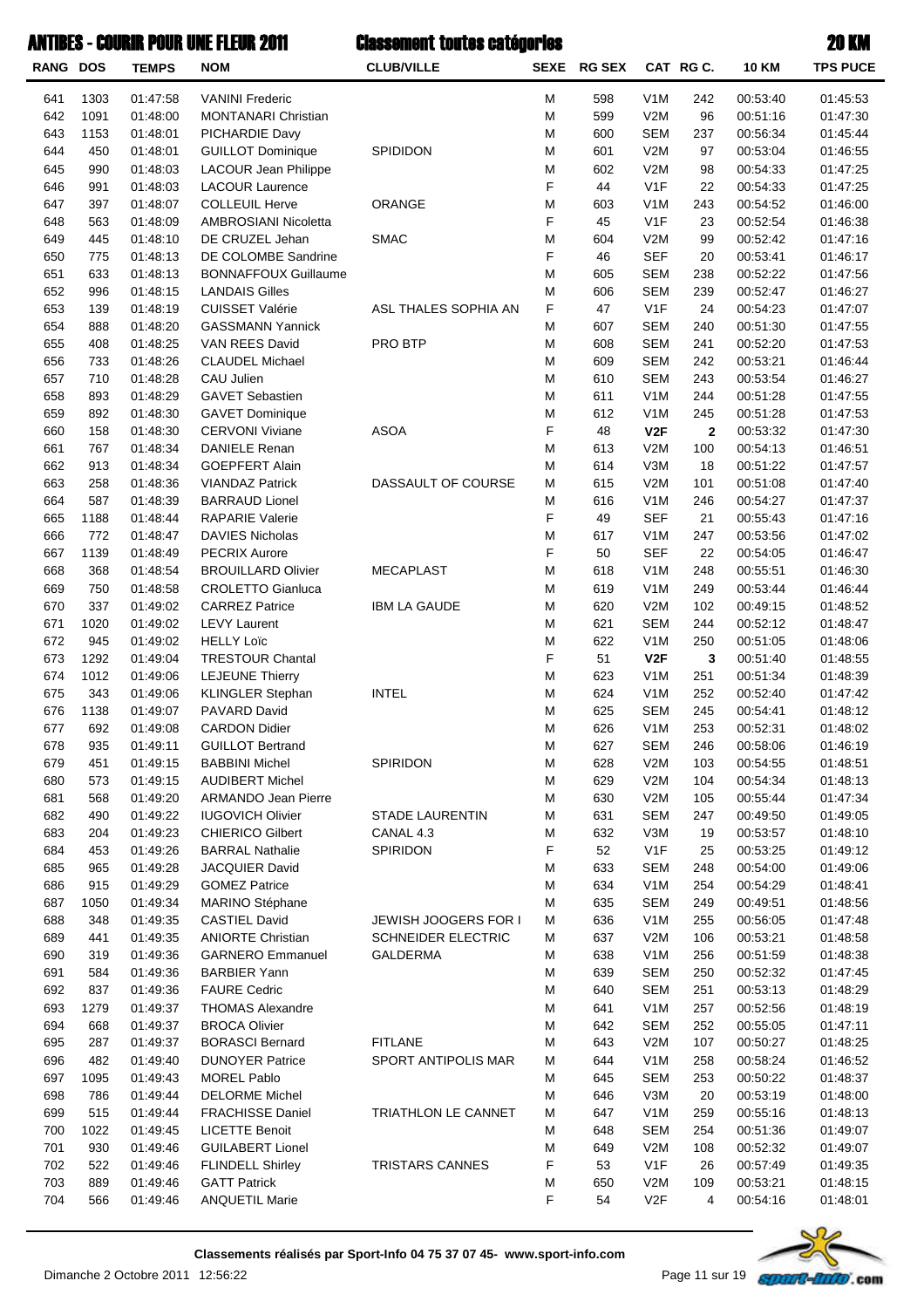# ANTIBES - COURIR POUR UNE FLEUR 2011 — Classement toutes catégories — 20 KM

| RANG | DOS | TEMPS | NOM | CLUB/VILLE | SEXE | RG SEX | CAT | RG C. | 10 KM | TPS PUCE |
|---|---|---|---|---|---|---|---|---|---|---|
| 641 | 1303 | 01:47:58 | VANINI Frederic | | M | 598 | V1M | 242 | 00:53:40 | 01:45:53 |
| 642 | 1091 | 01:48:00 | MONTANARI Christian | | M | 599 | V2M | 96 | 00:51:16 | 01:47:30 |
| 643 | 1153 | 01:48:01 | PICHARDIE Davy | | M | 600 | SEM | 237 | 00:56:34 | 01:45:44 |
| 644 | 450 | 01:48:01 | GUILLOT Dominique | SPIDIDON | M | 601 | V2M | 97 | 00:53:04 | 01:46:55 |
| 645 | 990 | 01:48:03 | LACOUR Jean Philippe | | M | 602 | V2M | 98 | 00:54:33 | 01:47:25 |
| 646 | 991 | 01:48:03 | LACOUR Laurence | | F | 44 | V1F | 22 | 00:54:33 | 01:47:25 |
| 647 | 397 | 01:48:07 | COLLEUIL Herve | ORANGE | M | 603 | V1M | 243 | 00:54:52 | 01:46:00 |
| 648 | 563 | 01:48:09 | AMBROSIANI Nicoletta | | F | 45 | V1F | 23 | 00:52:54 | 01:46:38 |
| 649 | 445 | 01:48:10 | DE CRUZEL Jehan | SMAC | M | 604 | V2M | 99 | 00:52:42 | 01:47:16 |
| 650 | 775 | 01:48:13 | DE COLOMBE Sandrine | | F | 46 | SEF | 20 | 00:53:41 | 01:46:17 |
| 651 | 633 | 01:48:13 | BONNAFFOUX Guillaume | | M | 605 | SEM | 238 | 00:52:22 | 01:47:56 |
| 652 | 996 | 01:48:15 | LANDAIS Gilles | | M | 606 | SEM | 239 | 00:52:47 | 01:46:27 |
| 653 | 139 | 01:48:19 | CUISSET Valérie | ASL THALES SOPHIA AN | F | 47 | V1F | 24 | 00:54:23 | 01:47:07 |
| 654 | 888 | 01:48:20 | GASSMANN Yannick | | M | 607 | SEM | 240 | 00:51:30 | 01:47:55 |
| 655 | 408 | 01:48:25 | VAN REES David | PRO BTP | M | 608 | SEM | 241 | 00:52:20 | 01:47:53 |
| 656 | 733 | 01:48:26 | CLAUDEL Michael | | M | 609 | SEM | 242 | 00:53:21 | 01:46:44 |
| 657 | 710 | 01:48:28 | CAU Julien | | M | 610 | SEM | 243 | 00:53:54 | 01:46:27 |
| 658 | 893 | 01:48:29 | GAVET Sebastien | | M | 611 | V1M | 244 | 00:51:28 | 01:47:55 |
| 659 | 892 | 01:48:30 | GAVET Dominique | | M | 612 | V1M | 245 | 00:51:28 | 01:47:53 |
| 660 | 158 | 01:48:30 | CERVONI Viviane | ASOA | F | 48 | **V2F** | **2** | 00:53:32 | 01:47:30 |
| 661 | 767 | 01:48:34 | DANIELE Renan | | M | 613 | V2M | 100 | 00:54:13 | 01:46:51 |
| 662 | 913 | 01:48:34 | GOEPFERT Alain | | M | 614 | V3M | 18 | 00:51:22 | 01:47:57 |
| 663 | 258 | 01:48:36 | VIANDAZ Patrick | DASSAULT OF COURSE | M | 615 | V2M | 101 | 00:51:08 | 01:47:40 |
| 664 | 587 | 01:48:39 | BARRAUD Lionel | | M | 616 | V1M | 246 | 00:54:27 | 01:47:37 |
| 665 | 1188 | 01:48:44 | RAPARIE Valerie | | F | 49 | SEF | 21 | 00:55:43 | 01:47:16 |
| 666 | 772 | 01:48:47 | DAVIES Nicholas | | M | 617 | V1M | 247 | 00:53:56 | 01:47:02 |
| 667 | 1139 | 01:48:49 | PECRIX Aurore | | F | 50 | SEF | 22 | 00:54:05 | 01:46:47 |
| 668 | 368 | 01:48:54 | BROUILLARD Olivier | MECAPLAST | M | 618 | V1M | 248 | 00:55:51 | 01:46:30 |
| 669 | 750 | 01:48:58 | CROLETTO Gianluca | | M | 619 | V1M | 249 | 00:53:44 | 01:46:44 |
| 670 | 337 | 01:49:02 | CARREZ Patrice | IBM LA GAUDE | M | 620 | V2M | 102 | 00:49:15 | 01:48:52 |
| 671 | 1020 | 01:49:02 | LEVY Laurent | | M | 621 | SEM | 244 | 00:52:12 | 01:48:47 |
| 672 | 945 | 01:49:02 | HELLY Loïc | | M | 622 | V1M | 250 | 00:51:05 | 01:48:06 |
| 673 | 1292 | 01:49:04 | TRESTOUR Chantal | | F | 51 | **V2F** | **3** | 00:51:40 | 01:48:55 |
| 674 | 1012 | 01:49:06 | LEJEUNE Thierry | | M | 623 | V1M | 251 | 00:51:34 | 01:48:39 |
| 675 | 343 | 01:49:06 | KLINGLER Stephan | INTEL | M | 624 | V1M | 252 | 00:52:40 | 01:47:42 |
| 676 | 1138 | 01:49:07 | PAVARD David | | M | 625 | SEM | 245 | 00:54:41 | 01:48:12 |
| 677 | 692 | 01:49:08 | CARDON Didier | | M | 626 | V1M | 253 | 00:52:31 | 01:48:02 |
| 678 | 935 | 01:49:11 | GUILLOT Bertrand | | M | 627 | SEM | 246 | 00:58:06 | 01:46:19 |
| 679 | 451 | 01:49:15 | BABBINI Michel | SPIRIDON | M | 628 | V2M | 103 | 00:54:55 | 01:48:51 |
| 680 | 573 | 01:49:15 | AUDIBERT Michel | | M | 629 | V2M | 104 | 00:54:34 | 01:48:13 |
| 681 | 568 | 01:49:20 | ARMANDO Jean Pierre | | M | 630 | V2M | 105 | 00:55:44 | 01:47:34 |
| 682 | 490 | 01:49:22 | IUGOVICH Olivier | STADE LAURENTIN | M | 631 | SEM | 247 | 00:49:50 | 01:49:05 |
| 683 | 204 | 01:49:23 | CHIERICO Gilbert | CANAL 4.3 | M | 632 | V3M | 19 | 00:53:57 | 01:48:10 |
| 684 | 453 | 01:49:26 | BARRAL Nathalie | SPIRIDON | F | 52 | V1F | 25 | 00:53:25 | 01:49:12 |
| 685 | 965 | 01:49:28 | JACQUIER David | | M | 633 | SEM | 248 | 00:54:00 | 01:49:06 |
| 686 | 915 | 01:49:29 | GOMEZ Patrice | | M | 634 | V1M | 254 | 00:54:29 | 01:48:41 |
| 687 | 1050 | 01:49:34 | MARINO Stéphane | | M | 635 | SEM | 249 | 00:49:51 | 01:48:56 |
| 688 | 348 | 01:49:35 | CASTIEL David | JEWISH JOOGERS FOR I | M | 636 | V1M | 255 | 00:56:05 | 01:47:48 |
| 689 | 441 | 01:49:35 | ANIORTE Christian | SCHNEIDER ELECTRIC | M | 637 | V2M | 106 | 00:53:21 | 01:48:58 |
| 690 | 319 | 01:49:36 | GARNERO Emmanuel | GALDERMA | M | 638 | V1M | 256 | 00:51:59 | 01:48:38 |
| 691 | 584 | 01:49:36 | BARBIER Yann | | M | 639 | SEM | 250 | 00:52:32 | 01:47:45 |
| 692 | 837 | 01:49:36 | FAURE Cedric | | M | 640 | SEM | 251 | 00:53:13 | 01:48:29 |
| 693 | 1279 | 01:49:37 | THOMAS Alexandre | | M | 641 | V1M | 257 | 00:52:56 | 01:48:19 |
| 694 | 668 | 01:49:37 | BROCA Olivier | | M | 642 | SEM | 252 | 00:55:05 | 01:47:11 |
| 695 | 287 | 01:49:37 | BORASCI Bernard | FITLANE | M | 643 | V2M | 107 | 00:50:27 | 01:48:25 |
| 696 | 482 | 01:49:40 | DUNOYER Patrice | SPORT ANTIPOLIS MAR | M | 644 | V1M | 258 | 00:58:24 | 01:46:52 |
| 697 | 1095 | 01:49:43 | MOREL Pablo | | M | 645 | SEM | 253 | 00:50:22 | 01:48:37 |
| 698 | 786 | 01:49:44 | DELORME Michel | | M | 646 | V3M | 20 | 00:53:19 | 01:48:00 |
| 699 | 515 | 01:49:44 | FRACHISSE Daniel | TRIATHLON LE CANNET | M | 647 | V1M | 259 | 00:55:16 | 01:48:13 |
| 700 | 1022 | 01:49:45 | LICETTE Benoit | | M | 648 | SEM | 254 | 00:51:36 | 01:49:07 |
| 701 | 930 | 01:49:46 | GUILABERT Lionel | | M | 649 | V2M | 108 | 00:52:32 | 01:49:07 |
| 702 | 522 | 01:49:46 | FLINDELL Shirley | TRISTARS CANNES | F | 53 | V1F | 26 | 00:57:49 | 01:49:35 |
| 703 | 889 | 01:49:46 | GATT Patrick | | M | 650 | V2M | 109 | 00:53:21 | 01:48:15 |
| 704 | 566 | 01:49:46 | ANQUETIL Marie | | F | 54 | V2F | 4 | 00:54:16 | 01:48:01 |

**Classements réalisés par Sport-Info 04 75 37 07 45- www.sport-info.com**

Dimanche 2 Octobre 2011 12:56:22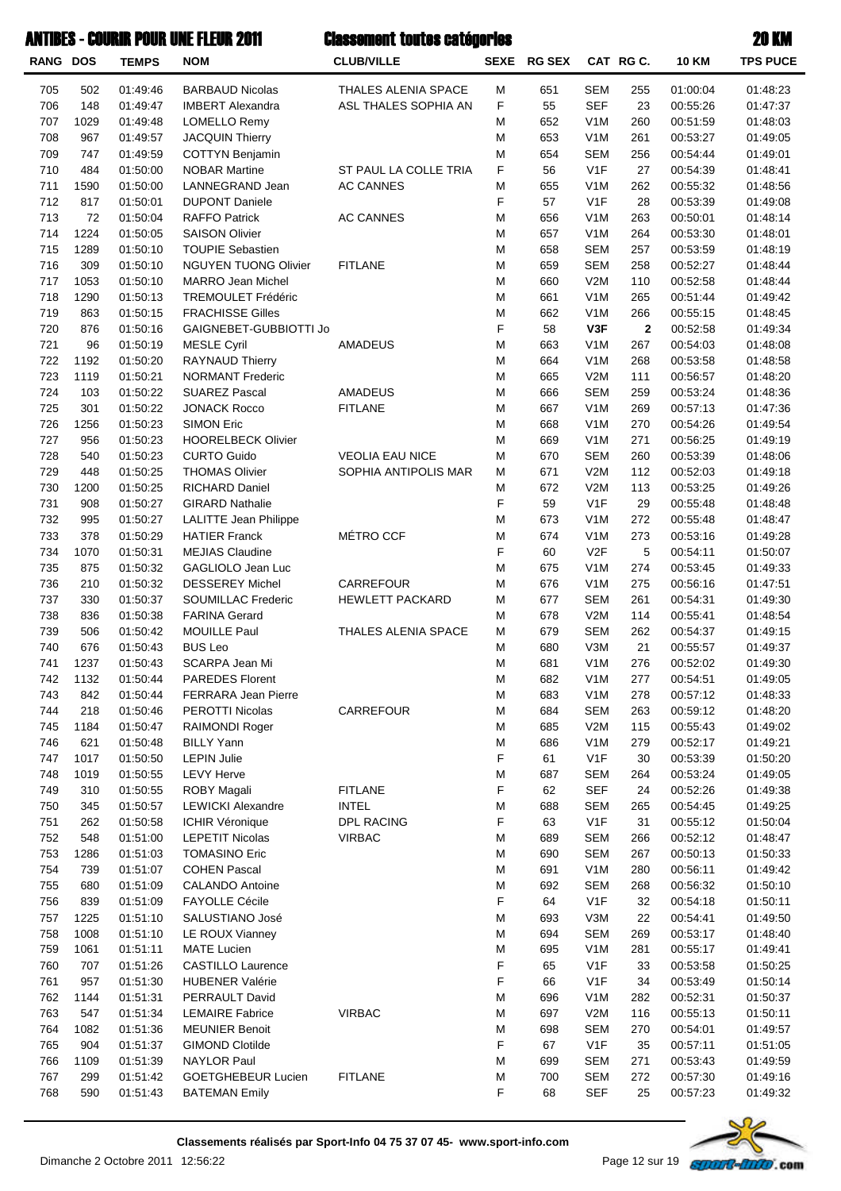# ANTIBES - COURIR POUR UNE FLEUR 2011

## Classement toutes catégories

## 20 KM

| RANG | DOS | TEMPS | NOM | CLUB/VILLE | SEXE | RG SEX | CAT | RG C. | 10 KM | TPS PUCE |
|---|---|---|---|---|---|---|---|---|---|---|
| 705 | 502 | 01:49:46 | BARBAUD Nicolas | THALES ALENIA SPACE | M | 651 | SEM | 255 | 01:00:04 | 01:48:23 |
| 706 | 148 | 01:49:47 | IMBERT Alexandra | ASL THALES SOPHIA AN | F | 55 | SEF | 23 | 00:55:26 | 01:47:37 |
| 707 | 1029 | 01:49:48 | LOMELLO Remy | | M | 652 | V1M | 260 | 00:51:59 | 01:48:03 |
| 708 | 967 | 01:49:57 | JACQUIN Thierry | | M | 653 | V1M | 261 | 00:53:27 | 01:49:05 |
| 709 | 747 | 01:49:59 | COTTYN Benjamin | | M | 654 | SEM | 256 | 00:54:44 | 01:49:01 |
| 710 | 484 | 01:50:00 | NOBAR Martine | ST PAUL LA COLLE TRIA | F | 56 | V1F | 27 | 00:54:39 | 01:48:41 |
| 711 | 1590 | 01:50:00 | LANNEGRAND Jean | AC CANNES | M | 655 | V1M | 262 | 00:55:32 | 01:48:56 |
| 712 | 817 | 01:50:01 | DUPONT Daniele | | F | 57 | V1F | 28 | 00:53:39 | 01:49:08 |
| 713 | 72 | 01:50:04 | RAFFO Patrick | AC CANNES | M | 656 | V1M | 263 | 00:50:01 | 01:48:14 |
| 714 | 1224 | 01:50:05 | SAISON Olivier | | M | 657 | V1M | 264 | 00:53:30 | 01:48:01 |
| 715 | 1289 | 01:50:10 | TOUPIE Sebastien | | M | 658 | SEM | 257 | 00:53:59 | 01:48:19 |
| 716 | 309 | 01:50:10 | NGUYEN TUONG Olivier | FITLANE | M | 659 | SEM | 258 | 00:52:27 | 01:48:44 |
| 717 | 1053 | 01:50:10 | MARRO Jean Michel | | M | 660 | V2M | 110 | 00:52:58 | 01:48:44 |
| 718 | 1290 | 01:50:13 | TREMOULET Frédéric | | M | 661 | V1M | 265 | 00:51:44 | 01:49:42 |
| 719 | 863 | 01:50:15 | FRACHISSE Gilles | | M | 662 | V1M | 266 | 00:55:15 | 01:48:45 |
| 720 | 876 | 01:50:16 | GAIGNEBET-GUBBIOTTI Jo | | F | 58 | **V3F** | **2** | 00:52:58 | 01:49:34 |
| 721 | 96 | 01:50:19 | MESLE Cyril | AMADEUS | M | 663 | V1M | 267 | 00:54:03 | 01:48:08 |
| 722 | 1192 | 01:50:20 | RAYNAUD Thierry | | M | 664 | V1M | 268 | 00:53:58 | 01:48:58 |
| 723 | 1119 | 01:50:21 | NORMANT Frederic | | M | 665 | V2M | 111 | 00:56:57 | 01:48:20 |
| 724 | 103 | 01:50:22 | SUAREZ Pascal | AMADEUS | M | 666 | SEM | 259 | 00:53:24 | 01:48:36 |
| 725 | 301 | 01:50:22 | JONACK Rocco | FITLANE | M | 667 | V1M | 269 | 00:57:13 | 01:47:36 |
| 726 | 1256 | 01:50:23 | SIMON Eric | | M | 668 | V1M | 270 | 00:54:26 | 01:49:54 |
| 727 | 956 | 01:50:23 | HOORELBECK Olivier | | M | 669 | V1M | 271 | 00:56:25 | 01:49:19 |
| 728 | 540 | 01:50:23 | CURTO Guido | VEOLIA EAU NICE | M | 670 | SEM | 260 | 00:53:39 | 01:48:06 |
| 729 | 448 | 01:50:25 | THOMAS Olivier | SOPHIA ANTIPOLIS MAR | M | 671 | V2M | 112 | 00:52:03 | 01:49:18 |
| 730 | 1200 | 01:50:25 | RICHARD Daniel | | M | 672 | V2M | 113 | 00:53:25 | 01:49:26 |
| 731 | 908 | 01:50:27 | GIRARD Nathalie | | F | 59 | V1F | 29 | 00:55:48 | 01:48:48 |
| 732 | 995 | 01:50:27 | LALITTE Jean Philippe | | M | 673 | V1M | 272 | 00:55:48 | 01:48:47 |
| 733 | 378 | 01:50:29 | HATIER Franck | MÉTRO CCF | M | 674 | V1M | 273 | 00:53:16 | 01:49:28 |
| 734 | 1070 | 01:50:31 | MEJIAS Claudine | | F | 60 | V2F | 5 | 00:54:11 | 01:50:07 |
| 735 | 875 | 01:50:32 | GAGLIOLO Jean Luc | | M | 675 | V1M | 274 | 00:53:45 | 01:49:33 |
| 736 | 210 | 01:50:32 | DESSEREY Michel | CARREFOUR | M | 676 | V1M | 275 | 00:56:16 | 01:47:51 |
| 737 | 330 | 01:50:37 | SOUMILLAC Frederic | HEWLETT PACKARD | M | 677 | SEM | 261 | 00:54:31 | 01:49:30 |
| 738 | 836 | 01:50:38 | FARINA Gerard | | M | 678 | V2M | 114 | 00:55:41 | 01:48:54 |
| 739 | 506 | 01:50:42 | MOUILLE Paul | THALES ALENIA SPACE | M | 679 | SEM | 262 | 00:54:37 | 01:49:15 |
| 740 | 676 | 01:50:43 | BUS Leo | | M | 680 | V3M | 21 | 00:55:57 | 01:49:37 |
| 741 | 1237 | 01:50:43 | SCARPA Jean Mi | | M | 681 | V1M | 276 | 00:52:02 | 01:49:30 |
| 742 | 1132 | 01:50:44 | PAREDES Florent | | M | 682 | V1M | 277 | 00:54:51 | 01:49:05 |
| 743 | 842 | 01:50:44 | FERRARA Jean Pierre | | M | 683 | V1M | 278 | 00:57:12 | 01:48:33 |
| 744 | 218 | 01:50:46 | PEROTTI Nicolas | CARREFOUR | M | 684 | SEM | 263 | 00:59:12 | 01:48:20 |
| 745 | 1184 | 01:50:47 | RAIMONDI Roger | | M | 685 | V2M | 115 | 00:55:43 | 01:49:02 |
| 746 | 621 | 01:50:48 | BILLY Yann | | M | 686 | V1M | 279 | 00:52:17 | 01:49:21 |
| 747 | 1017 | 01:50:50 | LEPIN Julie | | F | 61 | V1F | 30 | 00:53:39 | 01:50:20 |
| 748 | 1019 | 01:50:55 | LEVY Herve | | M | 687 | SEM | 264 | 00:53:24 | 01:49:05 |
| 749 | 310 | 01:50:55 | ROBY Magali | FITLANE | F | 62 | SEF | 24 | 00:52:26 | 01:49:38 |
| 750 | 345 | 01:50:57 | LEWICKI Alexandre | INTEL | M | 688 | SEM | 265 | 00:54:45 | 01:49:25 |
| 751 | 262 | 01:50:58 | ICHIR Véronique | DPL RACING | F | 63 | V1F | 31 | 00:55:12 | 01:50:04 |
| 752 | 548 | 01:51:00 | LEPETIT Nicolas | VIRBAC | M | 689 | SEM | 266 | 00:52:12 | 01:48:47 |
| 753 | 1286 | 01:51:03 | TOMASINO Eric | | M | 690 | SEM | 267 | 00:50:13 | 01:50:33 |
| 754 | 739 | 01:51:07 | COHEN Pascal | | M | 691 | V1M | 280 | 00:56:11 | 01:49:42 |
| 755 | 680 | 01:51:09 | CALANDO Antoine | | M | 692 | SEM | 268 | 00:56:32 | 01:50:10 |
| 756 | 839 | 01:51:09 | FAYOLLE Cécile | | F | 64 | V1F | 32 | 00:54:18 | 01:50:11 |
| 757 | 1225 | 01:51:10 | SALUSTIANO José | | M | 693 | V3M | 22 | 00:54:41 | 01:49:50 |
| 758 | 1008 | 01:51:10 | LE ROUX Vianney | | M | 694 | SEM | 269 | 00:53:17 | 01:48:40 |
| 759 | 1061 | 01:51:11 | MATE Lucien | | M | 695 | V1M | 281 | 00:55:17 | 01:49:41 |
| 760 | 707 | 01:51:26 | CASTILLO Laurence | | F | 65 | V1F | 33 | 00:53:58 | 01:50:25 |
| 761 | 957 | 01:51:30 | HUBENER Valérie | | F | 66 | V1F | 34 | 00:53:49 | 01:50:14 |
| 762 | 1144 | 01:51:31 | PERRAULT David | | M | 696 | V1M | 282 | 00:52:31 | 01:50:37 |
| 763 | 547 | 01:51:34 | LEMAIRE Fabrice | VIRBAC | M | 697 | V2M | 116 | 00:55:13 | 01:50:11 |
| 764 | 1082 | 01:51:36 | MEUNIER Benoit | | M | 698 | SEM | 270 | 00:54:01 | 01:49:57 |
| 765 | 904 | 01:51:37 | GIMOND Clotilde | | F | 67 | V1F | 35 | 00:57:11 | 01:51:05 |
| 766 | 1109 | 01:51:39 | NAYLOR Paul | | M | 699 | SEM | 271 | 00:53:43 | 01:49:59 |
| 767 | 299 | 01:51:42 | GOETGHEBEUR Lucien | FITLANE | M | 700 | SEM | 272 | 00:57:30 | 01:49:16 |
| 768 | 590 | 01:51:43 | BATEMAN Emily | | F | 68 | SEF | 25 | 00:57:23 | 01:49:32 |

**Classements réalisés par Sport-Info 04 75 37 07 45- www.sport-info.com**

Dimanche 2 Octobre 2011 12:56:22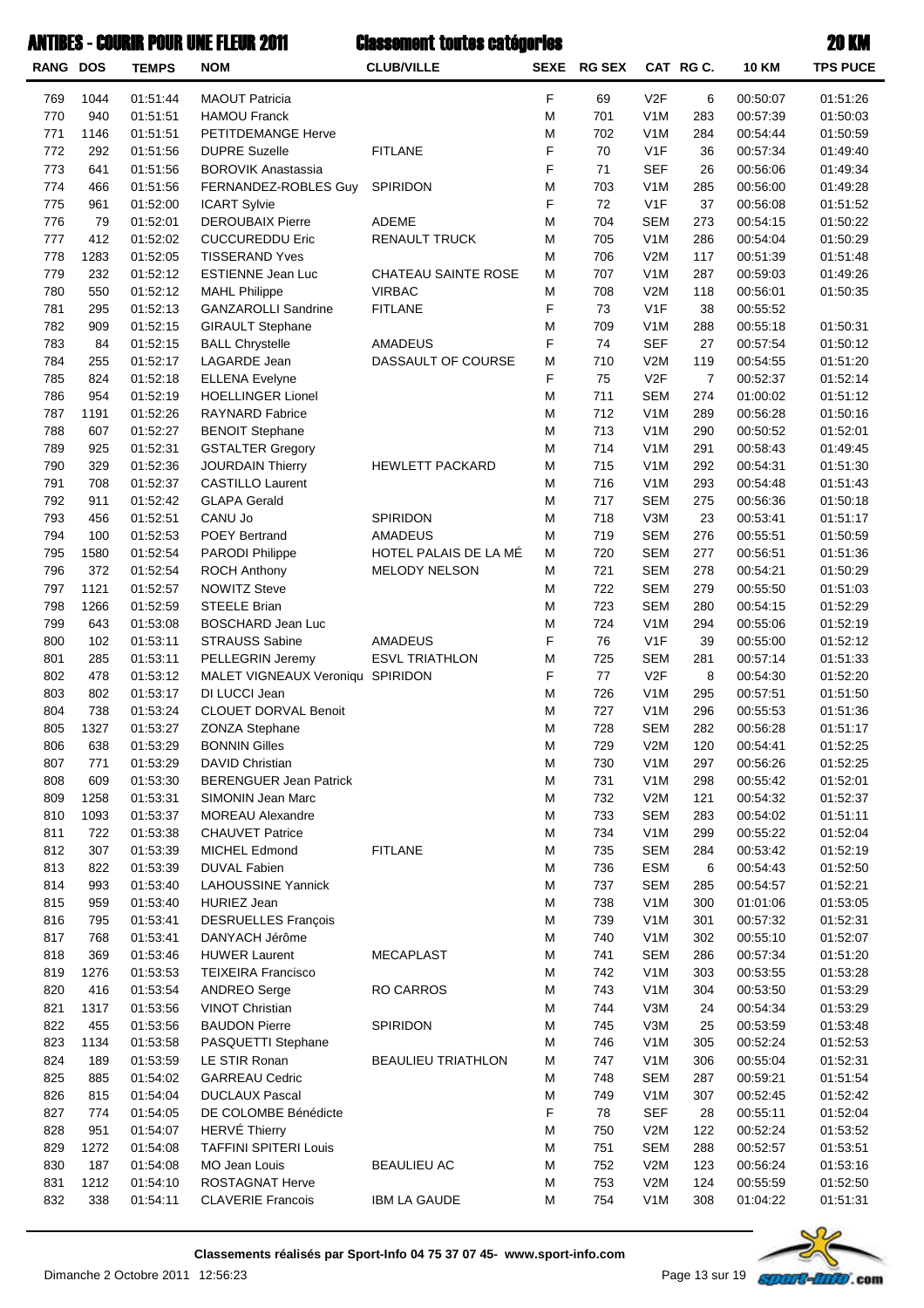# ANTIBES - COURIR POUR UNE FLEUR 2011 — Classement toutes catégories — 20 KM

| RANG | DOS | TEMPS | NOM | CLUB/VILLE | SEXE | RG SEX | CAT | RG C. | 10 KM | TPS PUCE |
|---|---|---|---|---|---|---|---|---|---|---|
| 769 | 1044 | 01:51:44 | MAOUT Patricia | | F | 69 | V2F | 6 | 00:50:07 | 01:51:26 |
| 770 | 940 | 01:51:51 | HAMOU Franck | | M | 701 | V1M | 283 | 00:57:39 | 01:50:03 |
| 771 | 1146 | 01:51:51 | PETITDEMANGE Herve | | M | 702 | V1M | 284 | 00:54:44 | 01:50:59 |
| 772 | 292 | 01:51:56 | DUPRE Suzelle | FITLANE | F | 70 | V1F | 36 | 00:57:34 | 01:49:40 |
| 773 | 641 | 01:51:56 | BOROVIK Anastassia | | F | 71 | SEF | 26 | 00:56:06 | 01:49:34 |
| 774 | 466 | 01:51:56 | FERNANDEZ-ROBLES Guy | SPIRIDON | M | 703 | V1M | 285 | 00:56:00 | 01:49:28 |
| 775 | 961 | 01:52:00 | ICART Sylvie | | F | 72 | V1F | 37 | 00:56:08 | 01:51:52 |
| 776 | 79 | 01:52:01 | DEROUBAIX Pierre | ADEME | M | 704 | SEM | 273 | 00:54:15 | 01:50:22 |
| 777 | 412 | 01:52:02 | CUCCUREDDU Eric | RENAULT TRUCK | M | 705 | V1M | 286 | 00:54:04 | 01:50:29 |
| 778 | 1283 | 01:52:05 | TISSERAND Yves | | M | 706 | V2M | 117 | 00:51:39 | 01:51:48 |
| 779 | 232 | 01:52:12 | ESTIENNE Jean Luc | CHATEAU SAINTE ROSE | M | 707 | V1M | 287 | 00:59:03 | 01:49:26 |
| 780 | 550 | 01:52:12 | MAHL Philippe | VIRBAC | M | 708 | V2M | 118 | 00:56:01 | 01:50:35 |
| 781 | 295 | 01:52:13 | GANZAROLLI Sandrine | FITLANE | F | 73 | V1F | 38 | 00:55:52 | |
| 782 | 909 | 01:52:15 | GIRAULT Stephane | | M | 709 | V1M | 288 | 00:55:18 | 01:50:31 |
| 783 | 84 | 01:52:15 | BALL Chrystelle | AMADEUS | F | 74 | SEF | 27 | 00:57:54 | 01:50:12 |
| 784 | 255 | 01:52:17 | LAGARDE Jean | DASSAULT OF COURSE | M | 710 | V2M | 119 | 00:54:55 | 01:51:20 |
| 785 | 824 | 01:52:18 | ELLENA Evelyne | | F | 75 | V2F | 7 | 00:52:37 | 01:52:14 |
| 786 | 954 | 01:52:19 | HOELLINGER Lionel | | M | 711 | SEM | 274 | 01:00:02 | 01:51:12 |
| 787 | 1191 | 01:52:26 | RAYNARD Fabrice | | M | 712 | V1M | 289 | 00:56:28 | 01:50:16 |
| 788 | 607 | 01:52:27 | BENOIT Stephane | | M | 713 | V1M | 290 | 00:50:52 | 01:52:01 |
| 789 | 925 | 01:52:31 | GSTALTER Gregory | | M | 714 | V1M | 291 | 00:58:43 | 01:49:45 |
| 790 | 329 | 01:52:36 | JOURDAIN Thierry | HEWLETT PACKARD | M | 715 | V1M | 292 | 00:54:31 | 01:51:30 |
| 791 | 708 | 01:52:37 | CASTILLO Laurent | | M | 716 | V1M | 293 | 00:54:48 | 01:51:43 |
| 792 | 911 | 01:52:42 | GLAPA Gerald | | M | 717 | SEM | 275 | 00:56:36 | 01:50:18 |
| 793 | 456 | 01:52:51 | CANU Jo | SPIRIDON | M | 718 | V3M | 23 | 00:53:41 | 01:51:17 |
| 794 | 100 | 01:52:53 | POEY Bertrand | AMADEUS | M | 719 | SEM | 276 | 00:55:51 | 01:50:59 |
| 795 | 1580 | 01:52:54 | PARODI Philippe | HOTEL PALAIS DE LA MÉ | M | 720 | SEM | 277 | 00:56:51 | 01:51:36 |
| 796 | 372 | 01:52:54 | ROCH Anthony | MELODY NELSON | M | 721 | SEM | 278 | 00:54:21 | 01:50:29 |
| 797 | 1121 | 01:52:57 | NOWITZ Steve | | M | 722 | SEM | 279 | 00:55:50 | 01:51:03 |
| 798 | 1266 | 01:52:59 | STEELE Brian | | M | 723 | SEM | 280 | 00:54:15 | 01:52:29 |
| 799 | 643 | 01:53:08 | BOSCHARD Jean Luc | | M | 724 | V1M | 294 | 00:55:06 | 01:52:19 |
| 800 | 102 | 01:53:11 | STRAUSS Sabine | AMADEUS | F | 76 | V1F | 39 | 00:55:00 | 01:52:12 |
| 801 | 285 | 01:53:11 | PELLEGRIN Jeremy | ESVL TRIATHLON | M | 725 | SEM | 281 | 00:57:14 | 01:51:33 |
| 802 | 478 | 01:53:12 | MALET VIGNEAUX Veroniqu | SPIRIDON | F | 77 | V2F | 8 | 00:54:30 | 01:52:20 |
| 803 | 802 | 01:53:17 | DI LUCCI Jean | | M | 726 | V1M | 295 | 00:57:51 | 01:51:50 |
| 804 | 738 | 01:53:24 | CLOUET DORVAL Benoit | | M | 727 | V1M | 296 | 00:55:53 | 01:51:36 |
| 805 | 1327 | 01:53:27 | ZONZA Stephane | | M | 728 | SEM | 282 | 00:56:28 | 01:51:17 |
| 806 | 638 | 01:53:29 | BONNIN Gilles | | M | 729 | V2M | 120 | 00:54:41 | 01:52:25 |
| 807 | 771 | 01:53:29 | DAVID Christian | | M | 730 | V1M | 297 | 00:56:26 | 01:52:25 |
| 808 | 609 | 01:53:30 | BERENGUER Jean Patrick | | M | 731 | V1M | 298 | 00:55:42 | 01:52:01 |
| 809 | 1258 | 01:53:31 | SIMONIN Jean Marc | | M | 732 | V2M | 121 | 00:54:32 | 01:52:37 |
| 810 | 1093 | 01:53:37 | MOREAU Alexandre | | M | 733 | SEM | 283 | 00:54:02 | 01:51:11 |
| 811 | 722 | 01:53:38 | CHAUVET Patrice | | M | 734 | V1M | 299 | 00:55:22 | 01:52:04 |
| 812 | 307 | 01:53:39 | MICHEL Edmond | FITLANE | M | 735 | SEM | 284 | 00:53:42 | 01:52:19 |
| 813 | 822 | 01:53:39 | DUVAL Fabien | | M | 736 | ESM | 6 | 00:54:43 | 01:52:50 |
| 814 | 993 | 01:53:40 | LAHOUSSINE Yannick | | M | 737 | SEM | 285 | 00:54:57 | 01:52:21 |
| 815 | 959 | 01:53:40 | HURIEZ Jean | | M | 738 | V1M | 300 | 01:01:06 | 01:53:05 |
| 816 | 795 | 01:53:41 | DESRUELLES François | | M | 739 | V1M | 301 | 00:57:32 | 01:52:31 |
| 817 | 768 | 01:53:41 | DANYACH Jérôme | | M | 740 | V1M | 302 | 00:55:10 | 01:52:07 |
| 818 | 369 | 01:53:46 | HUWER Laurent | MECAPLAST | M | 741 | SEM | 286 | 00:57:34 | 01:51:20 |
| 819 | 1276 | 01:53:53 | TEIXEIRA Francisco | | M | 742 | V1M | 303 | 00:53:55 | 01:53:28 |
| 820 | 416 | 01:53:54 | ANDREO Serge | RO CARROS | M | 743 | V1M | 304 | 00:53:50 | 01:53:29 |
| 821 | 1317 | 01:53:56 | VINOT Christian | | M | 744 | V3M | 24 | 00:54:34 | 01:53:29 |
| 822 | 455 | 01:53:56 | BAUDON Pierre | SPIRIDON | M | 745 | V3M | 25 | 00:53:59 | 01:53:48 |
| 823 | 1134 | 01:53:58 | PASQUETTI Stephane | | M | 746 | V1M | 305 | 00:52:24 | 01:52:53 |
| 824 | 189 | 01:53:59 | LE STIR Ronan | BEAULIEU TRIATHLON | M | 747 | V1M | 306 | 00:55:04 | 01:52:31 |
| 825 | 885 | 01:54:02 | GARREAU Cedric | | M | 748 | SEM | 287 | 00:59:21 | 01:51:54 |
| 826 | 815 | 01:54:04 | DUCLAUX Pascal | | M | 749 | V1M | 307 | 00:52:45 | 01:52:42 |
| 827 | 774 | 01:54:05 | DE COLOMBE Bénédicte | | F | 78 | SEF | 28 | 00:55:11 | 01:52:04 |
| 828 | 951 | 01:54:07 | HERVÉ Thierry | | M | 750 | V2M | 122 | 00:52:24 | 01:53:52 |
| 829 | 1272 | 01:54:08 | TAFFINI SPITERI Louis | | M | 751 | SEM | 288 | 00:52:57 | 01:53:51 |
| 830 | 187 | 01:54:08 | MO Jean Louis | BEAULIEU AC | M | 752 | V2M | 123 | 00:56:24 | 01:53:16 |
| 831 | 1212 | 01:54:10 | ROSTAGNAT Herve | | M | 753 | V2M | 124 | 00:55:59 | 01:52:50 |
| 832 | 338 | 01:54:11 | CLAVERIE Francois | IBM LA GAUDE | M | 754 | V1M | 308 | 01:04:22 | 01:51:31 |

Classements réalisés par Sport-Info 04 75 37 07 45- www.sport-info.com

Dimanche 2 Octobre 2011 12:56:23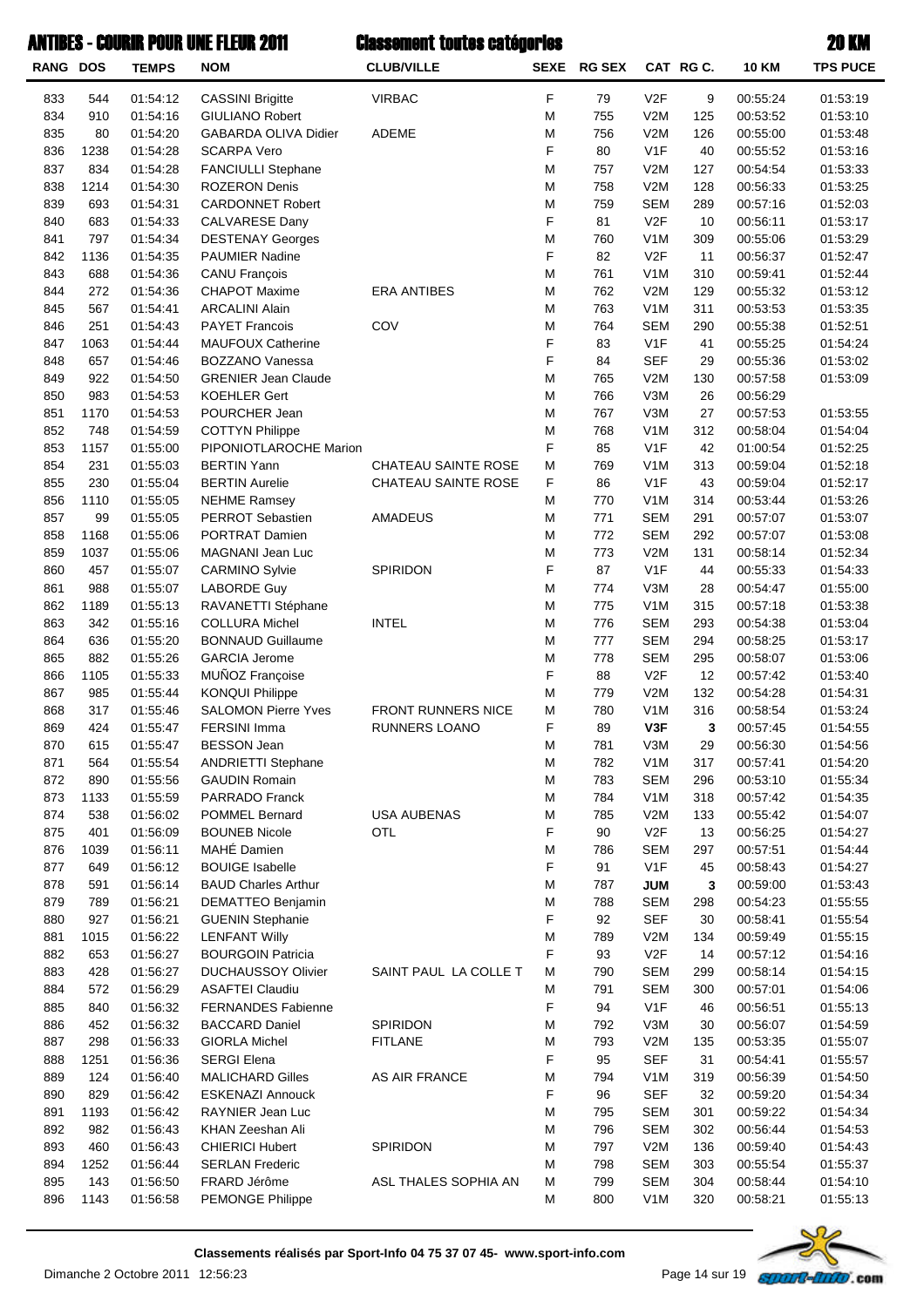# ANTIBES - COURIR POUR UNE FLEUR 2011 — Classement toutes catégories — 20 KM

| RANG | DOS | TEMPS | NOM | CLUB/VILLE | SEXE | RG SEX | CAT | RG C. | 10 KM | TPS PUCE |
|---|---|---|---|---|---|---|---|---|---|---|
| 833 | 544 | 01:54:12 | CASSINI Brigitte | VIRBAC | F | 79 | V2F | 9 | 00:55:24 | 01:53:19 |
| 834 | 910 | 01:54:16 | GIULIANO Robert | | M | 755 | V2M | 125 | 00:53:52 | 01:53:10 |
| 835 | 80 | 01:54:20 | GABARDA OLIVA Didier | ADEME | M | 756 | V2M | 126 | 00:55:00 | 01:53:48 |
| 836 | 1238 | 01:54:28 | SCARPA Vero | | F | 80 | V1F | 40 | 00:55:52 | 01:53:16 |
| 837 | 834 | 01:54:28 | FANCIULLI Stephane | | M | 757 | V2M | 127 | 00:54:54 | 01:53:33 |
| 838 | 1214 | 01:54:30 | ROZERON Denis | | M | 758 | V2M | 128 | 00:56:33 | 01:53:25 |
| 839 | 693 | 01:54:31 | CARDONNET Robert | | M | 759 | SEM | 289 | 00:57:16 | 01:52:03 |
| 840 | 683 | 01:54:33 | CALVARESE Dany | | F | 81 | V2F | 10 | 00:56:11 | 01:53:17 |
| 841 | 797 | 01:54:34 | DESTENAY Georges | | M | 760 | V1M | 309 | 00:55:06 | 01:53:29 |
| 842 | 1136 | 01:54:35 | PAUMIER Nadine | | F | 82 | V2F | 11 | 00:56:37 | 01:52:47 |
| 843 | 688 | 01:54:36 | CANU François | | M | 761 | V1M | 310 | 00:59:41 | 01:52:44 |
| 844 | 272 | 01:54:36 | CHAPOT Maxime | ERA ANTIBES | M | 762 | V2M | 129 | 00:55:32 | 01:53:12 |
| 845 | 567 | 01:54:41 | ARCALINI Alain | | M | 763 | V1M | 311 | 00:53:53 | 01:53:35 |
| 846 | 251 | 01:54:43 | PAYET Francois | COV | M | 764 | SEM | 290 | 00:55:38 | 01:52:51 |
| 847 | 1063 | 01:54:44 | MAUFOUX Catherine | | F | 83 | V1F | 41 | 00:55:25 | 01:54:24 |
| 848 | 657 | 01:54:46 | BOZZANO Vanessa | | F | 84 | SEF | 29 | 00:55:36 | 01:53:02 |
| 849 | 922 | 01:54:50 | GRENIER Jean Claude | | M | 765 | V2M | 130 | 00:57:58 | 01:53:09 |
| 850 | 983 | 01:54:53 | KOEHLER Gert | | M | 766 | V3M | 26 | 00:56:29 | |
| 851 | 1170 | 01:54:53 | POURCHER Jean | | M | 767 | V3M | 27 | 00:57:53 | 01:53:55 |
| 852 | 748 | 01:54:59 | COTTYN Philippe | | M | 768 | V1M | 312 | 00:58:04 | 01:54:04 |
| 853 | 1157 | 01:55:00 | PIPONIOTLAROCHE Marion | | F | 85 | V1F | 42 | 01:00:54 | 01:52:25 |
| 854 | 231 | 01:55:03 | BERTIN Yann | CHATEAU SAINTE ROSE | M | 769 | V1M | 313 | 00:59:04 | 01:52:18 |
| 855 | 230 | 01:55:04 | BERTIN Aurelie | CHATEAU SAINTE ROSE | F | 86 | V1F | 43 | 00:59:04 | 01:52:17 |
| 856 | 1110 | 01:55:05 | NEHME Ramsey | | M | 770 | V1M | 314 | 00:53:44 | 01:53:26 |
| 857 | 99 | 01:55:05 | PERROT Sebastien | AMADEUS | M | 771 | SEM | 291 | 00:57:07 | 01:53:07 |
| 858 | 1168 | 01:55:06 | PORTRAT Damien | | M | 772 | SEM | 292 | 00:57:07 | 01:53:08 |
| 859 | 1037 | 01:55:06 | MAGNANI Jean Luc | | M | 773 | V2M | 131 | 00:58:14 | 01:52:34 |
| 860 | 457 | 01:55:07 | CARMINO Sylvie | SPIRIDON | F | 87 | V1F | 44 | 00:55:33 | 01:54:33 |
| 861 | 988 | 01:55:07 | LABORDE Guy | | M | 774 | V3M | 28 | 00:54:47 | 01:55:00 |
| 862 | 1189 | 01:55:13 | RAVANETTI Stéphane | | M | 775 | V1M | 315 | 00:57:18 | 01:53:38 |
| 863 | 342 | 01:55:16 | COLLURA Michel | INTEL | M | 776 | SEM | 293 | 00:54:38 | 01:53:04 |
| 864 | 636 | 01:55:20 | BONNAUD Guillaume | | M | 777 | SEM | 294 | 00:58:25 | 01:53:17 |
| 865 | 882 | 01:55:26 | GARCIA Jerome | | M | 778 | SEM | 295 | 00:58:07 | 01:53:06 |
| 866 | 1105 | 01:55:33 | MUÑOZ Françoise | | F | 88 | V2F | 12 | 00:57:42 | 01:53:40 |
| 867 | 985 | 01:55:44 | KONQUI Philippe | | M | 779 | V2M | 132 | 00:54:28 | 01:54:31 |
| 868 | 317 | 01:55:46 | SALOMON Pierre Yves | FRONT RUNNERS NICE | M | 780 | V1M | 316 | 00:58:54 | 01:53:24 |
| 869 | 424 | 01:55:47 | FERSINI Imma | RUNNERS LOANO | F | 89 | **V3F** | **3** | 00:57:45 | 01:54:55 |
| 870 | 615 | 01:55:47 | BESSON Jean | | M | 781 | V3M | 29 | 00:56:30 | 01:54:56 |
| 871 | 564 | 01:55:54 | ANDRIETTI Stephane | | M | 782 | V1M | 317 | 00:57:41 | 01:54:20 |
| 872 | 890 | 01:55:56 | GAUDIN Romain | | M | 783 | SEM | 296 | 00:53:10 | 01:55:34 |
| 873 | 1133 | 01:55:59 | PARRADO Franck | | M | 784 | V1M | 318 | 00:57:42 | 01:54:35 |
| 874 | 538 | 01:56:02 | POMMEL Bernard | USA AUBENAS | M | 785 | V2M | 133 | 00:55:42 | 01:54:07 |
| 875 | 401 | 01:56:09 | BOUNEB Nicole | OTL | F | 90 | V2F | 13 | 00:56:25 | 01:54:27 |
| 876 | 1039 | 01:56:11 | MAHÉ Damien | | M | 786 | SEM | 297 | 00:57:51 | 01:54:44 |
| 877 | 649 | 01:56:12 | BOUIGE Isabelle | | F | 91 | V1F | 45 | 00:58:43 | 01:54:27 |
| 878 | 591 | 01:56:14 | BAUD Charles Arthur | | M | 787 | **JUM** | **3** | 00:59:00 | 01:53:43 |
| 879 | 789 | 01:56:21 | DEMATTEO Benjamin | | M | 788 | SEM | 298 | 00:54:23 | 01:55:55 |
| 880 | 927 | 01:56:21 | GUENIN Stephanie | | F | 92 | SEF | 30 | 00:58:41 | 01:55:54 |
| 881 | 1015 | 01:56:22 | LENFANT Willy | | M | 789 | V2M | 134 | 00:59:49 | 01:55:15 |
| 882 | 653 | 01:56:27 | BOURGOIN Patricia | | F | 93 | V2F | 14 | 00:57:12 | 01:54:16 |
| 883 | 428 | 01:56:27 | DUCHAUSSOY Olivier | SAINT PAUL LA COLLE T | M | 790 | SEM | 299 | 00:58:14 | 01:54:15 |
| 884 | 572 | 01:56:29 | ASAFTEI Claudiu | | M | 791 | SEM | 300 | 00:57:01 | 01:54:06 |
| 885 | 840 | 01:56:32 | FERNANDES Fabienne | | F | 94 | V1F | 46 | 00:56:51 | 01:55:13 |
| 886 | 452 | 01:56:32 | BACCARD Daniel | SPIRIDON | M | 792 | V3M | 30 | 00:56:07 | 01:54:59 |
| 887 | 298 | 01:56:33 | GIORLA Michel | FITLANE | M | 793 | V2M | 135 | 00:53:35 | 01:55:07 |
| 888 | 1251 | 01:56:36 | SERGI Elena | | F | 95 | SEF | 31 | 00:54:41 | 01:55:57 |
| 889 | 124 | 01:56:40 | MALICHARD Gilles | AS AIR FRANCE | M | 794 | V1M | 319 | 00:56:39 | 01:54:50 |
| 890 | 829 | 01:56:42 | ESKENAZI Annouck | | F | 96 | SEF | 32 | 00:59:20 | 01:54:34 |
| 891 | 1193 | 01:56:42 | RAYNIER Jean Luc | | M | 795 | SEM | 301 | 00:59:22 | 01:54:34 |
| 892 | 982 | 01:56:43 | KHAN Zeeshan Ali | | M | 796 | SEM | 302 | 00:56:44 | 01:54:53 |
| 893 | 460 | 01:56:43 | CHIERICI Hubert | SPIRIDON | M | 797 | V2M | 136 | 00:59:40 | 01:54:43 |
| 894 | 1252 | 01:56:44 | SERLAN Frederic | | M | 798 | SEM | 303 | 00:55:54 | 01:55:37 |
| 895 | 143 | 01:56:50 | FRARD Jérôme | ASL THALES SOPHIA AN | M | 799 | SEM | 304 | 00:58:44 | 01:54:10 |
| 896 | 1143 | 01:56:58 | PEMONGE Philippe | | M | 800 | V1M | 320 | 00:58:21 | 01:55:13 |

Classements réalisés par Sport-Info 04 75 37 07 45- www.sport-info.com

Dimanche 2 Octobre 2011 12:56:23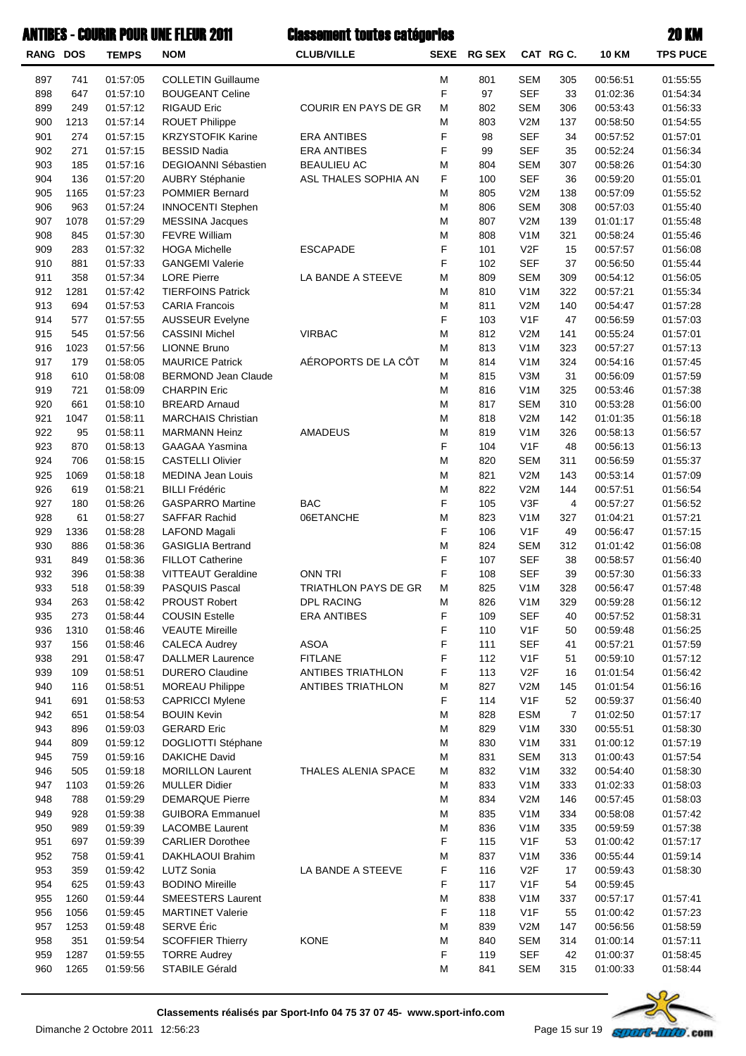# ANTIBES - COURIR POUR UNE FLEUR 2011 — Classement toutes catégories — 20 KM

| RANG | DOS | TEMPS | NOM | CLUB/VILLE | SEXE | RG SEX | CAT | RG C. | 10 KM | TPS PUCE |
|---|---|---|---|---|---|---|---|---|---|---|
| 897 | 741 | 01:57:05 | COLLETIN Guillaume | | M | 801 | SEM | 305 | 00:56:51 | 01:55:55 |
| 898 | 647 | 01:57:10 | BOUGEANT Celine | | F | 97 | SEF | 33 | 01:02:36 | 01:54:34 |
| 899 | 249 | 01:57:12 | RIGAUD Eric | COURIR EN PAYS DE GR | M | 802 | SEM | 306 | 00:53:43 | 01:56:33 |
| 900 | 1213 | 01:57:14 | ROUET Philippe | | M | 803 | V2M | 137 | 00:58:50 | 01:54:55 |
| 901 | 274 | 01:57:15 | KRZYSTOFIK Karine | ERA ANTIBES | F | 98 | SEF | 34 | 00:57:52 | 01:57:01 |
| 902 | 271 | 01:57:15 | BESSID Nadia | ERA ANTIBES | F | 99 | SEF | 35 | 00:52:24 | 01:56:34 |
| 903 | 185 | 01:57:16 | DEGIOANNI Sébastien | BEAULIEU AC | M | 804 | SEM | 307 | 00:58:26 | 01:54:30 |
| 904 | 136 | 01:57:20 | AUBRY Stéphanie | ASL THALES SOPHIA AN | F | 100 | SEF | 36 | 00:59:20 | 01:55:01 |
| 905 | 1165 | 01:57:23 | POMMIER Bernard | | M | 805 | V2M | 138 | 00:57:09 | 01:55:52 |
| 906 | 963 | 01:57:24 | INNOCENTI Stephen | | M | 806 | SEM | 308 | 00:57:03 | 01:55:40 |
| 907 | 1078 | 01:57:29 | MESSINA Jacques | | M | 807 | V2M | 139 | 01:01:17 | 01:55:48 |
| 908 | 845 | 01:57:30 | FEVRE William | | M | 808 | V1M | 321 | 00:58:24 | 01:55:46 |
| 909 | 283 | 01:57:32 | HOGA Michelle | ESCAPADE | F | 101 | V2F | 15 | 00:57:57 | 01:56:08 |
| 910 | 881 | 01:57:33 | GANGEMI Valerie | | F | 102 | SEF | 37 | 00:56:50 | 01:55:44 |
| 911 | 358 | 01:57:34 | LORE Pierre | LA BANDE A STEEVE | M | 809 | SEM | 309 | 00:54:12 | 01:56:05 |
| 912 | 1281 | 01:57:42 | TIERFOINS Patrick | | M | 810 | V1M | 322 | 00:57:21 | 01:55:34 |
| 913 | 694 | 01:57:53 | CARIA Francois | | M | 811 | V2M | 140 | 00:54:47 | 01:57:28 |
| 914 | 577 | 01:57:55 | AUSSEUR Evelyne | | F | 103 | V1F | 47 | 00:56:59 | 01:57:03 |
| 915 | 545 | 01:57:56 | CASSINI Michel | VIRBAC | M | 812 | V2M | 141 | 00:55:24 | 01:57:01 |
| 916 | 1023 | 01:57:56 | LIONNE Bruno | | M | 813 | V1M | 323 | 00:57:27 | 01:57:13 |
| 917 | 179 | 01:58:05 | MAURICE Patrick | AÉROPORTS DE LA CÔT | M | 814 | V1M | 324 | 00:54:16 | 01:57:45 |
| 918 | 610 | 01:58:08 | BERMOND Jean Claude | | M | 815 | V3M | 31 | 00:56:09 | 01:57:59 |
| 919 | 721 | 01:58:09 | CHARPIN Eric | | M | 816 | V1M | 325 | 00:53:46 | 01:57:38 |
| 920 | 661 | 01:58:10 | BREARD Arnaud | | M | 817 | SEM | 310 | 00:53:28 | 01:56:00 |
| 921 | 1047 | 01:58:11 | MARCHAIS Christian | | M | 818 | V2M | 142 | 01:01:35 | 01:56:18 |
| 922 | 95 | 01:58:11 | MARMANN Heinz | AMADEUS | M | 819 | V1M | 326 | 00:58:13 | 01:56:57 |
| 923 | 870 | 01:58:13 | GAAGAA Yasmina | | F | 104 | V1F | 48 | 00:56:13 | 01:56:13 |
| 924 | 706 | 01:58:15 | CASTELLI Olivier | | M | 820 | SEM | 311 | 00:56:59 | 01:55:37 |
| 925 | 1069 | 01:58:18 | MEDINA Jean Louis | | M | 821 | V2M | 143 | 00:53:14 | 01:57:09 |
| 926 | 619 | 01:58:21 | BILLI Frédéric | | M | 822 | V2M | 144 | 00:57:51 | 01:56:54 |
| 927 | 180 | 01:58:26 | GASPARRO Martine | BAC | F | 105 | V3F | 4 | 00:57:27 | 01:56:52 |
| 928 | 61 | 01:58:27 | SAFFAR Rachid | 06ETANCHE | M | 823 | V1M | 327 | 01:04:21 | 01:57:21 |
| 929 | 1336 | 01:58:28 | LAFOND Magali | | F | 106 | V1F | 49 | 00:56:47 | 01:57:15 |
| 930 | 886 | 01:58:36 | GASIGLIA Bertrand | | M | 824 | SEM | 312 | 01:01:42 | 01:56:08 |
| 931 | 849 | 01:58:36 | FILLOT Catherine | | F | 107 | SEF | 38 | 00:58:57 | 01:56:40 |
| 932 | 396 | 01:58:38 | VITTEAUT Geraldine | ONN TRI | F | 108 | SEF | 39 | 00:57:30 | 01:56:33 |
| 933 | 518 | 01:58:39 | PASQUIS Pascal | TRIATHLON PAYS DE GR | M | 825 | V1M | 328 | 00:56:47 | 01:57:48 |
| 934 | 263 | 01:58:42 | PROUST Robert | DPL RACING | M | 826 | V1M | 329 | 00:59:28 | 01:56:12 |
| 935 | 273 | 01:58:44 | COUSIN Estelle | ERA ANTIBES | F | 109 | SEF | 40 | 00:57:52 | 01:58:31 |
| 936 | 1310 | 01:58:46 | VEAUTE Mireille | | F | 110 | V1F | 50 | 00:59:48 | 01:56:25 |
| 937 | 156 | 01:58:46 | CALECA Audrey | ASOA | F | 111 | SEF | 41 | 00:57:21 | 01:57:59 |
| 938 | 291 | 01:58:47 | DALLMER Laurence | FITLANE | F | 112 | V1F | 51 | 00:59:10 | 01:57:12 |
| 939 | 109 | 01:58:51 | DURERO Claudine | ANTIBES TRIATHLON | F | 113 | V2F | 16 | 01:01:54 | 01:56:42 |
| 940 | 116 | 01:58:51 | MOREAU Philippe | ANTIBES TRIATHLON | M | 827 | V2M | 145 | 01:01:54 | 01:56:16 |
| 941 | 691 | 01:58:53 | CAPRICCI Mylene | | F | 114 | V1F | 52 | 00:59:37 | 01:56:40 |
| 942 | 651 | 01:58:54 | BOUIN Kevin | | M | 828 | ESM | 7 | 01:02:50 | 01:57:17 |
| 943 | 896 | 01:59:03 | GERARD Eric | | M | 829 | V1M | 330 | 00:55:51 | 01:58:30 |
| 944 | 809 | 01:59:12 | DOGLIOTTI Stéphane | | M | 830 | V1M | 331 | 01:00:12 | 01:57:19 |
| 945 | 759 | 01:59:16 | DAKICHE David | | M | 831 | SEM | 313 | 01:00:43 | 01:57:54 |
| 946 | 505 | 01:59:18 | MORILLON Laurent | THALES ALENIA SPACE | M | 832 | V1M | 332 | 00:54:40 | 01:58:30 |
| 947 | 1103 | 01:59:26 | MULLER Didier | | M | 833 | V1M | 333 | 01:02:33 | 01:58:03 |
| 948 | 788 | 01:59:29 | DEMARQUE Pierre | | M | 834 | V2M | 146 | 00:57:45 | 01:58:03 |
| 949 | 928 | 01:59:38 | GUIBORA Emmanuel | | M | 835 | V1M | 334 | 00:58:08 | 01:57:42 |
| 950 | 989 | 01:59:39 | LACOMBE Laurent | | M | 836 | V1M | 335 | 00:59:59 | 01:57:38 |
| 951 | 697 | 01:59:39 | CARLIER Dorothee | | F | 115 | V1F | 53 | 01:00:42 | 01:57:17 |
| 952 | 758 | 01:59:41 | DAKHLAOUI Brahim | | M | 837 | V1M | 336 | 00:55:44 | 01:59:14 |
| 953 | 359 | 01:59:42 | LUTZ Sonia | LA BANDE A STEEVE | F | 116 | V2F | 17 | 00:59:43 | 01:58:30 |
| 954 | 625 | 01:59:43 | BODINO Mireille | | F | 117 | V1F | 54 | 00:59:45 | |
| 955 | 1260 | 01:59:44 | SMEESTERS Laurent | | M | 838 | V1M | 337 | 00:57:17 | 01:57:41 |
| 956 | 1056 | 01:59:45 | MARTINET Valerie | | F | 118 | V1F | 55 | 01:00:42 | 01:57:23 |
| 957 | 1253 | 01:59:48 | SERVE Éric | | M | 839 | V2M | 147 | 00:56:56 | 01:58:59 |
| 958 | 351 | 01:59:54 | SCOFFIER Thierry | KONE | M | 840 | SEM | 314 | 01:00:14 | 01:57:11 |
| 959 | 1287 | 01:59:55 | TORRE Audrey | | F | 119 | SEF | 42 | 01:00:37 | 01:58:45 |
| 960 | 1265 | 01:59:56 | STABILE Gérald | | M | 841 | SEM | 315 | 01:00:33 | 01:58:44 |

**Classements réalisés par Sport-Info 04 75 37 07 45- www.sport-info.com**

Dimanche 2 Octobre 2011 12:56:23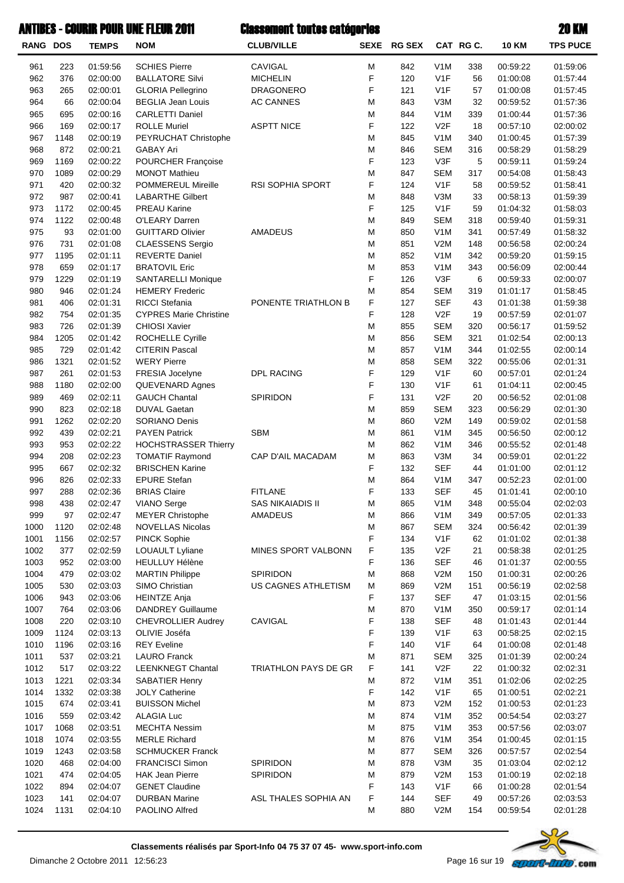# ANTIBES - COURIR POUR UNE FLEUR 2011 — Classement toutes catégories — 20 KM

| RANG | DOS | TEMPS | NOM | CLUB/VILLE | SEXE | RG SEX | CAT | RG C. | 10 KM | TPS PUCE |
|---|---|---|---|---|---|---|---|---|---|---|
| 961 | 223 | 01:59:56 | SCHIES Pierre | CAVIGAL | M | 842 | V1M | 338 | 00:59:22 | 01:59:06 |
| 962 | 376 | 02:00:00 | BALLATORE Silvi | MICHELIN | F | 120 | V1F | 56 | 01:00:08 | 01:57:44 |
| 963 | 265 | 02:00:01 | GLORIA Pellegrino | DRAGONERO | F | 121 | V1F | 57 | 01:00:08 | 01:57:45 |
| 964 | 66 | 02:00:04 | BEGLIA Jean Louis | AC CANNES | M | 843 | V3M | 32 | 00:59:52 | 01:57:36 |
| 965 | 695 | 02:00:16 | CARLETTI Daniel | | M | 844 | V1M | 339 | 01:00:44 | 01:57:36 |
| 966 | 169 | 02:00:17 | ROLLE Muriel | ASPTT NICE | F | 122 | V2F | 18 | 00:57:10 | 02:00:02 |
| 967 | 1148 | 02:00:19 | PEYRUCHAT Christophe | | M | 845 | V1M | 340 | 01:00:45 | 01:57:39 |
| 968 | 872 | 02:00:21 | GABAY Ari | | M | 846 | SEM | 316 | 00:58:29 | 01:58:29 |
| 969 | 1169 | 02:00:22 | POURCHER Françoise | | F | 123 | V3F | 5 | 00:59:11 | 01:59:24 |
| 970 | 1089 | 02:00:29 | MONOT Mathieu | | M | 847 | SEM | 317 | 00:54:08 | 01:58:43 |
| 971 | 420 | 02:00:32 | POMMEREUL Mireille | RSI SOPHIA SPORT | F | 124 | V1F | 58 | 00:59:52 | 01:58:41 |
| 972 | 987 | 02:00:41 | LABARTHE Gilbert | | M | 848 | V3M | 33 | 00:58:13 | 01:59:39 |
| 973 | 1172 | 02:00:45 | PREAU Karine | | F | 125 | V1F | 59 | 01:04:32 | 01:58:03 |
| 974 | 1122 | 02:00:48 | O'LEARY Darren | | M | 849 | SEM | 318 | 00:59:40 | 01:59:31 |
| 975 | 93 | 02:01:00 | GUITTARD Olivier | AMADEUS | M | 850 | V1M | 341 | 00:57:49 | 01:58:32 |
| 976 | 731 | 02:01:08 | CLAESSENS Sergio | | M | 851 | V2M | 148 | 00:56:58 | 02:00:24 |
| 977 | 1195 | 02:01:11 | REVERTE Daniel | | M | 852 | V1M | 342 | 00:59:20 | 01:59:15 |
| 978 | 659 | 02:01:17 | BRATOVIL Eric | | M | 853 | V1M | 343 | 00:56:09 | 02:00:44 |
| 979 | 1229 | 02:01:19 | SANTARELLI Monique | | F | 126 | V3F | 6 | 00:59:33 | 02:00:07 |
| 980 | 946 | 02:01:24 | HEMERY Frederic | | M | 854 | SEM | 319 | 01:01:17 | 01:58:45 |
| 981 | 406 | 02:01:31 | RICCI Stefania | PONENTE TRIATHLON B | F | 127 | SEF | 43 | 01:01:38 | 01:59:38 |
| 982 | 754 | 02:01:35 | CYPRES Marie Christine | | F | 128 | V2F | 19 | 00:57:59 | 02:01:07 |
| 983 | 726 | 02:01:39 | CHIOSI Xavier | | M | 855 | SEM | 320 | 00:56:17 | 01:59:52 |
| 984 | 1205 | 02:01:42 | ROCHELLE Cyrille | | M | 856 | SEM | 321 | 01:02:54 | 02:00:13 |
| 985 | 729 | 02:01:42 | CITERIN Pascal | | M | 857 | V1M | 344 | 01:02:55 | 02:00:14 |
| 986 | 1321 | 02:01:52 | WERY Pierre | | M | 858 | SEM | 322 | 00:55:06 | 02:01:31 |
| 987 | 261 | 02:01:53 | FRESIA Jocelyne | DPL RACING | F | 129 | V1F | 60 | 00:57:01 | 02:01:24 |
| 988 | 1180 | 02:02:00 | QUEVENARD Agnes | | F | 130 | V1F | 61 | 01:04:11 | 02:00:45 |
| 989 | 469 | 02:02:11 | GAUCH Chantal | SPIRIDON | F | 131 | V2F | 20 | 00:56:52 | 02:01:08 |
| 990 | 823 | 02:02:18 | DUVAL Gaetan | | M | 859 | SEM | 323 | 00:56:29 | 02:01:30 |
| 991 | 1262 | 02:02:20 | SORIANO Denis | | M | 860 | V2M | 149 | 00:59:02 | 02:01:58 |
| 992 | 439 | 02:02:21 | PAYEN Patrick | SBM | M | 861 | V1M | 345 | 00:56:50 | 02:00:12 |
| 993 | 953 | 02:02:22 | HOCHSTRASSER Thierry | | M | 862 | V1M | 346 | 00:55:52 | 02:01:48 |
| 994 | 208 | 02:02:23 | TOMATIF Raymond | CAP D'AIL MACADAM | M | 863 | V3M | 34 | 00:59:01 | 02:01:22 |
| 995 | 667 | 02:02:32 | BRISCHEN Karine | | F | 132 | SEF | 44 | 01:01:00 | 02:01:12 |
| 996 | 826 | 02:02:33 | EPURE Stefan | | M | 864 | V1M | 347 | 00:52:23 | 02:01:00 |
| 997 | 288 | 02:02:36 | BRIAS Claire | FITLANE | F | 133 | SEF | 45 | 01:01:41 | 02:00:10 |
| 998 | 438 | 02:02:47 | VIANO Serge | SAS NIKAIADIS II | M | 865 | V1M | 348 | 00:55:04 | 02:02:03 |
| 999 | 97 | 02:02:47 | MEYER Christophe | AMADEUS | M | 866 | V1M | 349 | 00:57:05 | 02:01:33 |
| 1000 | 1120 | 02:02:48 | NOVELLAS Nicolas | | M | 867 | SEM | 324 | 00:56:42 | 02:01:39 |
| 1001 | 1156 | 02:02:57 | PINCK Sophie | | F | 134 | V1F | 62 | 01:01:02 | 02:01:38 |
| 1002 | 377 | 02:02:59 | LOUAULT Lyliane | MINES SPORT VALBONN | F | 135 | V2F | 21 | 00:58:38 | 02:01:25 |
| 1003 | 952 | 02:03:00 | HEULLUY Hélène | | F | 136 | SEF | 46 | 01:01:37 | 02:00:55 |
| 1004 | 479 | 02:03:02 | MARTIN Philippe | SPIRIDON | M | 868 | V2M | 150 | 01:00:31 | 02:00:26 |
| 1005 | 530 | 02:03:03 | SIMO Christian | US CAGNES ATHLETISM | M | 869 | V2M | 151 | 00:56:19 | 02:02:58 |
| 1006 | 943 | 02:03:06 | HEINTZE Anja | | F | 137 | SEF | 47 | 01:03:15 | 02:01:56 |
| 1007 | 764 | 02:03:06 | DANDREY Guillaume | | M | 870 | V1M | 350 | 00:59:17 | 02:01:14 |
| 1008 | 220 | 02:03:10 | CHEVROLLIER Audrey | CAVIGAL | F | 138 | SEF | 48 | 01:01:43 | 02:01:44 |
| 1009 | 1124 | 02:03:13 | OLIVIE Joséfa | | F | 139 | V1F | 63 | 00:58:25 | 02:02:15 |
| 1010 | 1196 | 02:03:16 | REY Eveline | | F | 140 | V1F | 64 | 01:00:08 | 02:01:48 |
| 1011 | 537 | 02:03:21 | LAURO Franck | | M | 871 | SEM | 325 | 01:01:39 | 02:00:24 |
| 1012 | 517 | 02:03:22 | LEENKNEGT Chantal | TRIATHLON PAYS DE GR | F | 141 | V2F | 22 | 01:00:32 | 02:02:31 |
| 1013 | 1221 | 02:03:34 | SABATIER Henry | | M | 872 | V1M | 351 | 01:02:06 | 02:02:25 |
| 1014 | 1332 | 02:03:38 | JOLY Catherine | | F | 142 | V1F | 65 | 01:00:51 | 02:02:21 |
| 1015 | 674 | 02:03:41 | BUISSON Michel | | M | 873 | V2M | 152 | 01:00:53 | 02:01:23 |
| 1016 | 559 | 02:03:42 | ALAGIA Luc | | M | 874 | V1M | 352 | 00:54:54 | 02:03:27 |
| 1017 | 1068 | 02:03:51 | MECHTA Nessim | | M | 875 | V1M | 353 | 00:57:56 | 02:03:07 |
| 1018 | 1074 | 02:03:55 | MERLE Richard | | M | 876 | V1M | 354 | 01:00:45 | 02:01:15 |
| 1019 | 1243 | 02:03:58 | SCHMUCKER Franck | | M | 877 | SEM | 326 | 00:57:57 | 02:02:54 |
| 1020 | 468 | 02:04:00 | FRANCISCI Simon | SPIRIDON | M | 878 | V3M | 35 | 01:03:04 | 02:02:12 |
| 1021 | 474 | 02:04:05 | HAK Jean Pierre | SPIRIDON | M | 879 | V2M | 153 | 01:00:19 | 02:02:18 |
| 1022 | 894 | 02:04:07 | GENET Claudine | | F | 143 | V1F | 66 | 01:00:28 | 02:01:54 |
| 1023 | 141 | 02:04:07 | DURBAN Marine | ASL THALES SOPHIA AN | F | 144 | SEF | 49 | 00:57:26 | 02:03:53 |
| 1024 | 1131 | 02:04:10 | PAOLINO Alfred | | M | 880 | V2M | 154 | 00:59:54 | 02:01:28 |

Classements réalisés par Sport-Info 04 75 37 07 45- www.sport-info.com

Dimanche 2 Octobre 2011 12:56:23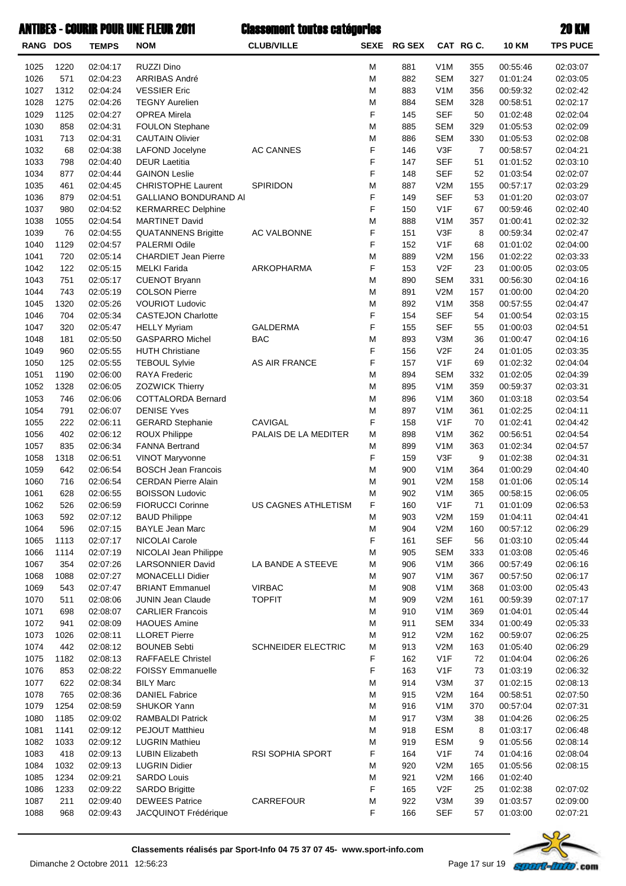# ANTIBES - COURIR POUR UNE FLEUR 2011 — Classement toutes catégories — 20 KM

| RANG | DOS | TEMPS | NOM | CLUB/VILLE | SEXE | RG SEX | CAT | RG C. | 10 KM | TPS PUCE |
|---|---|---|---|---|---|---|---|---|---|---|
| 1025 | 1220 | 02:04:17 | RUZZI Dino | | M | 881 | V1M | 355 | 00:55:46 | 02:03:07 |
| 1026 | 571 | 02:04:23 | ARRIBAS André | | M | 882 | SEM | 327 | 01:01:24 | 02:03:05 |
| 1027 | 1312 | 02:04:24 | VESSIER Eric | | M | 883 | V1M | 356 | 00:59:32 | 02:02:42 |
| 1028 | 1275 | 02:04:26 | TEGNY Aurelien | | M | 884 | SEM | 328 | 00:58:51 | 02:02:17 |
| 1029 | 1125 | 02:04:27 | OPREA Mirela | | F | 145 | SEF | 50 | 01:02:48 | 02:02:04 |
| 1030 | 858 | 02:04:31 | FOULON Stephane | | M | 885 | SEM | 329 | 01:05:53 | 02:02:09 |
| 1031 | 713 | 02:04:31 | CAUTAIN Olivier | | M | 886 | SEM | 330 | 01:05:53 | 02:02:08 |
| 1032 | 68 | 02:04:38 | LAFOND Jocelyne | AC CANNES | F | 146 | V3F | 7 | 00:58:57 | 02:04:21 |
| 1033 | 798 | 02:04:40 | DEUR Laetitia | | F | 147 | SEF | 51 | 01:01:52 | 02:03:10 |
| 1034 | 877 | 02:04:44 | GAINON Leslie | | F | 148 | SEF | 52 | 01:03:54 | 02:02:07 |
| 1035 | 461 | 02:04:45 | CHRISTOPHE Laurent | SPIRIDON | M | 887 | V2M | 155 | 00:57:17 | 02:03:29 |
| 1036 | 879 | 02:04:51 | GALLIANO BONDURAND Al | | F | 149 | SEF | 53 | 01:01:20 | 02:03:07 |
| 1037 | 980 | 02:04:52 | KERMARREC Delphine | | F | 150 | V1F | 67 | 00:59:46 | 02:02:40 |
| 1038 | 1055 | 02:04:54 | MARTINET David | | M | 888 | V1M | 357 | 01:00:41 | 02:02:32 |
| 1039 | 76 | 02:04:55 | QUATANNENS Brigitte | AC VALBONNE | F | 151 | V3F | 8 | 00:59:34 | 02:02:47 |
| 1040 | 1129 | 02:04:57 | PALERMI Odile | | F | 152 | V1F | 68 | 01:01:02 | 02:04:00 |
| 1041 | 720 | 02:05:14 | CHARDIET Jean Pierre | | M | 889 | V2M | 156 | 01:02:22 | 02:03:33 |
| 1042 | 122 | 02:05:15 | MELKI Farida | ARKOPHARMA | F | 153 | V2F | 23 | 01:00:05 | 02:03:05 |
| 1043 | 751 | 02:05:17 | CUENOT Bryann | | M | 890 | SEM | 331 | 00:56:30 | 02:04:16 |
| 1044 | 743 | 02:05:19 | COLSON Pierre | | M | 891 | V2M | 157 | 01:00:00 | 02:04:20 |
| 1045 | 1320 | 02:05:26 | VOURIOT Ludovic | | M | 892 | V1M | 358 | 00:57:55 | 02:04:47 |
| 1046 | 704 | 02:05:34 | CASTEJON Charlotte | | F | 154 | SEF | 54 | 01:00:54 | 02:03:15 |
| 1047 | 320 | 02:05:47 | HELLY Myriam | GALDERMA | F | 155 | SEF | 55 | 01:00:03 | 02:04:51 |
| 1048 | 181 | 02:05:50 | GASPARRO Michel | BAC | M | 893 | V3M | 36 | 01:00:47 | 02:04:16 |
| 1049 | 960 | 02:05:55 | HUTH Christiane | | F | 156 | V2F | 24 | 01:01:05 | 02:03:35 |
| 1050 | 125 | 02:05:55 | TEBOUL Sylvie | AS AIR FRANCE | F | 157 | V1F | 69 | 01:02:32 | 02:04:04 |
| 1051 | 1190 | 02:06:00 | RAYA Frederic | | M | 894 | SEM | 332 | 01:02:05 | 02:04:39 |
| 1052 | 1328 | 02:06:05 | ZOZWICK Thierry | | M | 895 | V1M | 359 | 00:59:37 | 02:03:31 |
| 1053 | 746 | 02:06:06 | COTTALORDA Bernard | | M | 896 | V1M | 360 | 01:03:18 | 02:03:54 |
| 1054 | 791 | 02:06:07 | DENISE Yves | | M | 897 | V1M | 361 | 01:02:25 | 02:04:11 |
| 1055 | 222 | 02:06:11 | GERARD Stephanie | CAVIGAL | F | 158 | V1F | 70 | 01:02:41 | 02:04:42 |
| 1056 | 402 | 02:06:12 | ROUX Philippe | PALAIS DE LA MEDITER | M | 898 | V1M | 362 | 00:56:51 | 02:04:54 |
| 1057 | 835 | 02:06:34 | FANNA Bertrand | | M | 899 | V1M | 363 | 01:02:34 | 02:04:57 |
| 1058 | 1318 | 02:06:51 | VINOT Maryvonne | | F | 159 | V3F | 9 | 01:02:38 | 02:04:31 |
| 1059 | 642 | 02:06:54 | BOSCH Jean Francois | | M | 900 | V1M | 364 | 01:00:29 | 02:04:40 |
| 1060 | 716 | 02:06:54 | CERDAN Pierre Alain | | M | 901 | V2M | 158 | 01:01:06 | 02:05:14 |
| 1061 | 628 | 02:06:55 | BOISSON Ludovic | | M | 902 | V1M | 365 | 00:58:15 | 02:06:05 |
| 1062 | 526 | 02:06:59 | FIORUCCI Corinne | US CAGNES ATHLETISM | F | 160 | V1F | 71 | 01:01:09 | 02:06:53 |
| 1063 | 592 | 02:07:12 | BAUD Philippe | | M | 903 | V2M | 159 | 01:04:11 | 02:04:41 |
| 1064 | 596 | 02:07:15 | BAYLE Jean Marc | | M | 904 | V2M | 160 | 00:57:12 | 02:06:29 |
| 1065 | 1113 | 02:07:17 | NICOLAI Carole | | F | 161 | SEF | 56 | 01:03:10 | 02:05:44 |
| 1066 | 1114 | 02:07:19 | NICOLAI Jean Philippe | | M | 905 | SEM | 333 | 01:03:08 | 02:05:46 |
| 1067 | 354 | 02:07:26 | LARSONNIER David | LA BANDE A STEEVE | M | 906 | V1M | 366 | 00:57:49 | 02:06:16 |
| 1068 | 1088 | 02:07:27 | MONACELLI Didier | | M | 907 | V1M | 367 | 00:57:50 | 02:06:17 |
| 1069 | 543 | 02:07:47 | BRIANT Emmanuel | VIRBAC | M | 908 | V1M | 368 | 01:03:00 | 02:05:43 |
| 1070 | 511 | 02:08:06 | JUNIN Jean Claude | TOPFIT | M | 909 | V2M | 161 | 00:59:39 | 02:07:17 |
| 1071 | 698 | 02:08:07 | CARLIER Francois | | M | 910 | V1M | 369 | 01:04:01 | 02:05:44 |
| 1072 | 941 | 02:08:09 | HAOUES Amine | | M | 911 | SEM | 334 | 01:00:49 | 02:05:33 |
| 1073 | 1026 | 02:08:11 | LLORET Pierre | | M | 912 | V2M | 162 | 00:59:07 | 02:06:25 |
| 1074 | 442 | 02:08:12 | BOUNEB Sebti | SCHNEIDER ELECTRIC | M | 913 | V2M | 163 | 01:05:40 | 02:06:29 |
| 1075 | 1182 | 02:08:13 | RAFFAELE Christel | | F | 162 | V1F | 72 | 01:04:04 | 02:06:26 |
| 1076 | 853 | 02:08:22 | FOISSY Emmanuelle | | F | 163 | V1F | 73 | 01:03:19 | 02:06:32 |
| 1077 | 622 | 02:08:34 | BILY Marc | | M | 914 | V3M | 37 | 01:02:15 | 02:08:13 |
| 1078 | 765 | 02:08:36 | DANIEL Fabrice | | M | 915 | V2M | 164 | 00:58:51 | 02:07:50 |
| 1079 | 1254 | 02:08:59 | SHUKOR Yann | | M | 916 | V1M | 370 | 00:57:04 | 02:07:31 |
| 1080 | 1185 | 02:09:02 | RAMBALDI Patrick | | M | 917 | V3M | 38 | 01:04:26 | 02:06:25 |
| 1081 | 1141 | 02:09:12 | PEJOUT Matthieu | | M | 918 | ESM | 8 | 01:03:17 | 02:06:48 |
| 1082 | 1033 | 02:09:12 | LUGRIN Mathieu | | M | 919 | ESM | 9 | 01:05:56 | 02:08:14 |
| 1083 | 418 | 02:09:13 | LUBIN Elizabeth | RSI SOPHIA SPORT | F | 164 | V1F | 74 | 01:04:16 | 02:08:04 |
| 1084 | 1032 | 02:09:13 | LUGRIN Didier | | M | 920 | V2M | 165 | 01:05:56 | 02:08:15 |
| 1085 | 1234 | 02:09:21 | SARDO Louis | | M | 921 | V2M | 166 | 01:02:40 | |
| 1086 | 1233 | 02:09:22 | SARDO Brigitte | | F | 165 | V2F | 25 | 01:02:38 | 02:07:02 |
| 1087 | 211 | 02:09:40 | DEWEES Patrice | CARREFOUR | M | 922 | V3M | 39 | 01:03:57 | 02:09:00 |
| 1088 | 968 | 02:09:43 | JACQUINOT Frédérique | | F | 166 | SEF | 57 | 01:03:00 | 02:07:21 |

**Classements réalisés par Sport-Info 04 75 37 07 45- www.sport-info.com**

Dimanche 2 Octobre 2011 12:56:23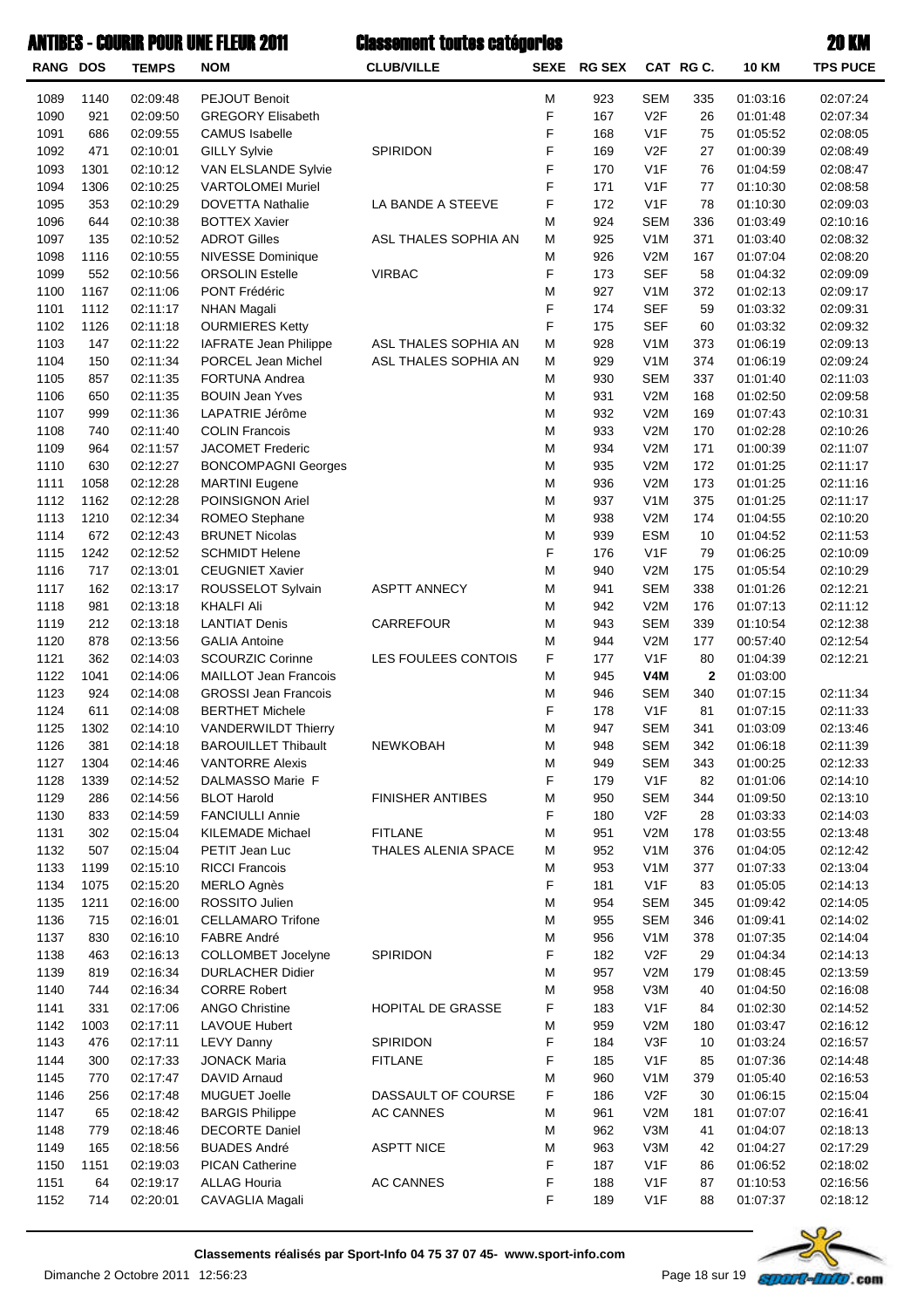# ANTIBES - COURIR POUR UNE FLEUR 2011 — Classement toutes catégories — 20 KM

| RANG | DOS | TEMPS | NOM | CLUB/VILLE | SEXE | RG SEX | CAT | RG C. | 10 KM | TPS PUCE |
|---|---|---|---|---|---|---|---|---|---|---|
| 1089 | 1140 | 02:09:48 | PEJOUT Benoit | | M | 923 | SEM | 335 | 01:03:16 | 02:07:24 |
| 1090 | 921 | 02:09:50 | GREGORY Elisabeth | | F | 167 | V2F | 26 | 01:01:48 | 02:07:34 |
| 1091 | 686 | 02:09:55 | CAMUS Isabelle | | F | 168 | V1F | 75 | 01:05:52 | 02:08:05 |
| 1092 | 471 | 02:10:01 | GILLY Sylvie | SPIRIDON | F | 169 | V2F | 27 | 01:00:39 | 02:08:49 |
| 1093 | 1301 | 02:10:12 | VAN ELSLANDE Sylvie | | F | 170 | V1F | 76 | 01:04:59 | 02:08:47 |
| 1094 | 1306 | 02:10:25 | VARTOLOMEI Muriel | | F | 171 | V1F | 77 | 01:10:30 | 02:08:58 |
| 1095 | 353 | 02:10:29 | DOVETTA Nathalie | LA BANDE A STEEVE | F | 172 | V1F | 78 | 01:10:30 | 02:09:03 |
| 1096 | 644 | 02:10:38 | BOTTEX Xavier | | M | 924 | SEM | 336 | 01:03:49 | 02:10:16 |
| 1097 | 135 | 02:10:52 | ADROT Gilles | ASL THALES SOPHIA AN | M | 925 | V1M | 371 | 01:03:40 | 02:08:32 |
| 1098 | 1116 | 02:10:55 | NIVESSE Dominique | | M | 926 | V2M | 167 | 01:07:04 | 02:08:20 |
| 1099 | 552 | 02:10:56 | ORSOLIN Estelle | VIRBAC | F | 173 | SEF | 58 | 01:04:32 | 02:09:09 |
| 1100 | 1167 | 02:11:06 | PONT Frédéric | | M | 927 | V1M | 372 | 01:02:13 | 02:09:17 |
| 1101 | 1112 | 02:11:17 | NHAN Magali | | F | 174 | SEF | 59 | 01:03:32 | 02:09:31 |
| 1102 | 1126 | 02:11:18 | OURMIERES Ketty | | F | 175 | SEF | 60 | 01:03:32 | 02:09:32 |
| 1103 | 147 | 02:11:22 | IAFRATE Jean Philippe | ASL THALES SOPHIA AN | M | 928 | V1M | 373 | 01:06:19 | 02:09:13 |
| 1104 | 150 | 02:11:34 | PORCEL Jean Michel | ASL THALES SOPHIA AN | M | 929 | V1M | 374 | 01:06:19 | 02:09:24 |
| 1105 | 857 | 02:11:35 | FORTUNA Andrea | | M | 930 | SEM | 337 | 01:01:40 | 02:11:03 |
| 1106 | 650 | 02:11:35 | BOUIN Jean Yves | | M | 931 | V2M | 168 | 01:02:50 | 02:09:58 |
| 1107 | 999 | 02:11:36 | LAPATRIE Jérôme | | M | 932 | V2M | 169 | 01:07:43 | 02:10:31 |
| 1108 | 740 | 02:11:40 | COLIN Francois | | M | 933 | V2M | 170 | 01:02:28 | 02:10:26 |
| 1109 | 964 | 02:11:57 | JACOMET Frederic | | M | 934 | V2M | 171 | 01:00:39 | 02:11:07 |
| 1110 | 630 | 02:12:27 | BONCOMPAGNI Georges | | M | 935 | V2M | 172 | 01:01:25 | 02:11:17 |
| 1111 | 1058 | 02:12:28 | MARTINI Eugene | | M | 936 | V2M | 173 | 01:01:25 | 02:11:16 |
| 1112 | 1162 | 02:12:28 | POINSIGNON Ariel | | M | 937 | V1M | 375 | 01:01:25 | 02:11:17 |
| 1113 | 1210 | 02:12:34 | ROMEO Stephane | | M | 938 | V2M | 174 | 01:04:55 | 02:10:20 |
| 1114 | 672 | 02:12:43 | BRUNET Nicolas | | M | 939 | ESM | 10 | 01:04:52 | 02:11:53 |
| 1115 | 1242 | 02:12:52 | SCHMIDT Helene | | F | 176 | V1F | 79 | 01:06:25 | 02:10:09 |
| 1116 | 717 | 02:13:01 | CEUGNIET Xavier | | M | 940 | V2M | 175 | 01:05:54 | 02:10:29 |
| 1117 | 162 | 02:13:17 | ROUSSELOT Sylvain | ASPTT ANNECY | M | 941 | SEM | 338 | 01:01:26 | 02:12:21 |
| 1118 | 981 | 02:13:18 | KHALFI Ali | | M | 942 | V2M | 176 | 01:07:13 | 02:11:12 |
| 1119 | 212 | 02:13:18 | LANTIAT Denis | CARREFOUR | M | 943 | SEM | 339 | 01:10:54 | 02:12:38 |
| 1120 | 878 | 02:13:56 | GALIA Antoine | | M | 944 | V2M | 177 | 00:57:40 | 02:12:54 |
| 1121 | 362 | 02:14:03 | SCOURZIC Corinne | LES FOULEES CONTOIS | F | 177 | V1F | 80 | 01:04:39 | 02:12:21 |
| 1122 | 1041 | 02:14:06 | MAILLOT Jean Francois | | M | 945 | **V4M** | **2** | 01:03:00 | |
| 1123 | 924 | 02:14:08 | GROSSI Jean Francois | | M | 946 | SEM | 340 | 01:07:15 | 02:11:34 |
| 1124 | 611 | 02:14:08 | BERTHET Michele | | F | 178 | V1F | 81 | 01:07:15 | 02:11:33 |
| 1125 | 1302 | 02:14:10 | VANDERWILDT Thierry | | M | 947 | SEM | 341 | 01:03:09 | 02:13:46 |
| 1126 | 381 | 02:14:18 | BAROUILLET Thibault | NEWKOBAH | M | 948 | SEM | 342 | 01:06:18 | 02:11:39 |
| 1127 | 1304 | 02:14:46 | VANTORRE Alexis | | M | 949 | SEM | 343 | 01:00:25 | 02:12:33 |
| 1128 | 1339 | 02:14:52 | DALMASSO Marie F | | F | 179 | V1F | 82 | 01:01:06 | 02:14:10 |
| 1129 | 286 | 02:14:56 | BLOT Harold | FINISHER ANTIBES | M | 950 | SEM | 344 | 01:09:50 | 02:13:10 |
| 1130 | 833 | 02:14:59 | FANCIULLI Annie | | F | 180 | V2F | 28 | 01:03:33 | 02:14:03 |
| 1131 | 302 | 02:15:04 | KILEMADE Michael | FITLANE | M | 951 | V2M | 178 | 01:03:55 | 02:13:48 |
| 1132 | 507 | 02:15:04 | PETIT Jean Luc | THALES ALENIA SPACE | M | 952 | V1M | 376 | 01:04:05 | 02:12:42 |
| 1133 | 1199 | 02:15:10 | RICCI Francois | | M | 953 | V1M | 377 | 01:07:33 | 02:13:04 |
| 1134 | 1075 | 02:15:20 | MERLO Agnès | | F | 181 | V1F | 83 | 01:05:05 | 02:14:13 |
| 1135 | 1211 | 02:16:00 | ROSSITO Julien | | M | 954 | SEM | 345 | 01:09:42 | 02:14:05 |
| 1136 | 715 | 02:16:01 | CELLAMARO Trifone | | M | 955 | SEM | 346 | 01:09:41 | 02:14:02 |
| 1137 | 830 | 02:16:10 | FABRE André | | M | 956 | V1M | 378 | 01:07:35 | 02:14:04 |
| 1138 | 463 | 02:16:13 | COLLOMBET Jocelyne | SPIRIDON | F | 182 | V2F | 29 | 01:04:34 | 02:14:13 |
| 1139 | 819 | 02:16:34 | DURLACHER Didier | | M | 957 | V2M | 179 | 01:08:45 | 02:13:59 |
| 1140 | 744 | 02:16:34 | CORRE Robert | | M | 958 | V3M | 40 | 01:04:50 | 02:16:08 |
| 1141 | 331 | 02:17:06 | ANGO Christine | HOPITAL DE GRASSE | F | 183 | V1F | 84 | 01:02:30 | 02:14:52 |
| 1142 | 1003 | 02:17:11 | LAVOUE Hubert | | M | 959 | V2M | 180 | 01:03:47 | 02:16:12 |
| 1143 | 476 | 02:17:11 | LEVY Danny | SPIRIDON | F | 184 | V3F | 10 | 01:03:24 | 02:16:57 |
| 1144 | 300 | 02:17:33 | JONACK Maria | FITLANE | F | 185 | V1F | 85 | 01:07:36 | 02:14:48 |
| 1145 | 770 | 02:17:47 | DAVID Arnaud | | M | 960 | V1M | 379 | 01:05:40 | 02:16:53 |
| 1146 | 256 | 02:17:48 | MUGUET Joelle | DASSAULT OF COURSE | F | 186 | V2F | 30 | 01:06:15 | 02:15:04 |
| 1147 | 65 | 02:18:42 | BARGIS Philippe | AC CANNES | M | 961 | V2M | 181 | 01:07:07 | 02:16:41 |
| 1148 | 779 | 02:18:46 | DECORTE Daniel | | M | 962 | V3M | 41 | 01:04:07 | 02:18:13 |
| 1149 | 165 | 02:18:56 | BUADES André | ASPTT NICE | M | 963 | V3M | 42 | 01:04:27 | 02:17:29 |
| 1150 | 1151 | 02:19:03 | PICAN Catherine | | F | 187 | V1F | 86 | 01:06:52 | 02:18:02 |
| 1151 | 64 | 02:19:17 | ALLAG Houria | AC CANNES | F | 188 | V1F | 87 | 01:10:53 | 02:16:56 |
| 1152 | 714 | 02:20:01 | CAVAGLIA Magali | | F | 189 | V1F | 88 | 01:07:37 | 02:18:12 |

**Classements réalisés par Sport-Info 04 75 37 07 45- www.sport-info.com**

Dimanche 2 Octobre 2011 12:56:23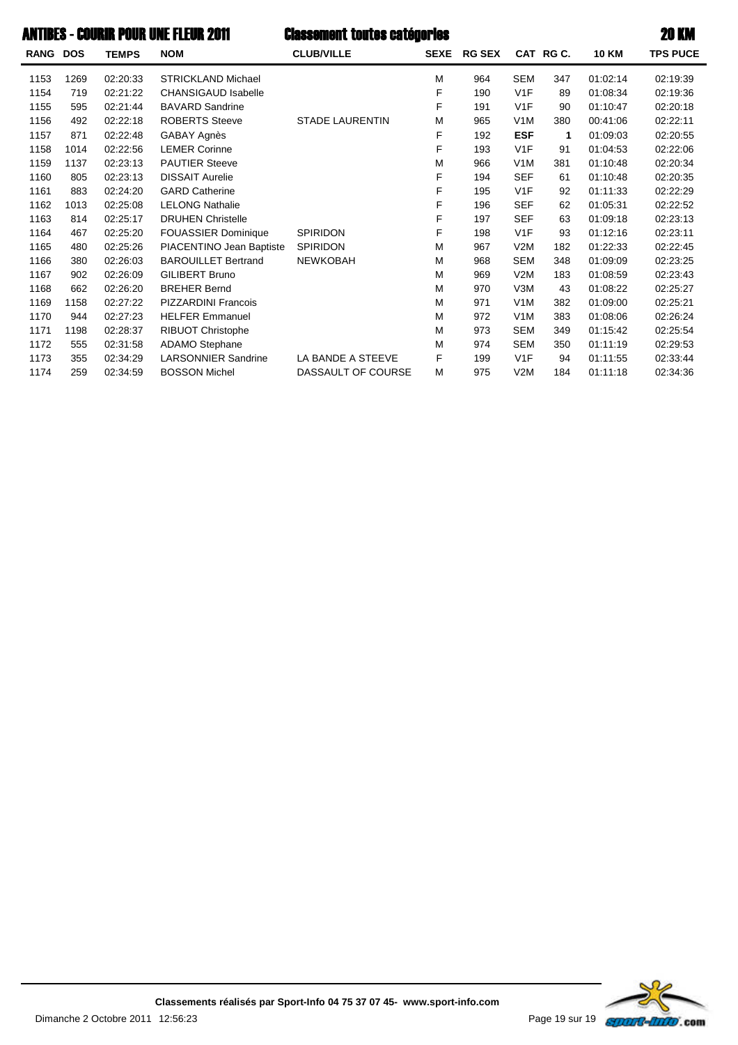# ANTIBES - COURIR POUR UNE FLEUR 2011 — Classement toutes catégories — 20 KM

| RANG | DOS | TEMPS | NOM | CLUB/VILLE | SEXE | RG SEX | CAT | RG C. | 10 KM | TPS PUCE |
|---|---|---|---|---|---|---|---|---|---|---|
| 1153 | 1269 | 02:20:33 | STRICKLAND Michael | | M | 964 | SEM | 347 | 01:02:14 | 02:19:39 |
| 1154 | 719 | 02:21:22 | CHANSIGAUD Isabelle | | F | 190 | V1F | 89 | 01:08:34 | 02:19:36 |
| 1155 | 595 | 02:21:44 | BAVARD Sandrine | | F | 191 | V1F | 90 | 01:10:47 | 02:20:18 |
| 1156 | 492 | 02:22:18 | ROBERTS Steeve | STADE LAURENTIN | M | 965 | V1M | 380 | 00:41:06 | 02:22:11 |
| 1157 | 871 | 02:22:48 | GABAY Agnès | | F | 192 | **ESF** | **1** | 01:09:03 | 02:20:55 |
| 1158 | 1014 | 02:22:56 | LEMER Corinne | | F | 193 | V1F | 91 | 01:04:53 | 02:22:06 |
| 1159 | 1137 | 02:23:13 | PAUTIER Steeve | | M | 966 | V1M | 381 | 01:10:48 | 02:20:34 |
| 1160 | 805 | 02:23:13 | DISSAIT Aurelie | | F | 194 | SEF | 61 | 01:10:48 | 02:20:35 |
| 1161 | 883 | 02:24:20 | GARD Catherine | | F | 195 | V1F | 92 | 01:11:33 | 02:22:29 |
| 1162 | 1013 | 02:25:08 | LELONG Nathalie | | F | 196 | SEF | 62 | 01:05:31 | 02:22:52 |
| 1163 | 814 | 02:25:17 | DRUHEN Christelle | | F | 197 | SEF | 63 | 01:09:18 | 02:23:13 |
| 1164 | 467 | 02:25:20 | FOUASSIER Dominique | SPIRIDON | F | 198 | V1F | 93 | 01:12:16 | 02:23:11 |
| 1165 | 480 | 02:25:26 | PIACENTINO Jean Baptiste | SPIRIDON | M | 967 | V2M | 182 | 01:22:33 | 02:22:45 |
| 1166 | 380 | 02:26:03 | BAROUILLET Bertrand | NEWKOBAH | M | 968 | SEM | 348 | 01:09:09 | 02:23:25 |
| 1167 | 902 | 02:26:09 | GILIBERT Bruno | | M | 969 | V2M | 183 | 01:08:59 | 02:23:43 |
| 1168 | 662 | 02:26:20 | BREHER Bernd | | M | 970 | V3M | 43 | 01:08:22 | 02:25:27 |
| 1169 | 1158 | 02:27:22 | PIZZARDINI Francois | | M | 971 | V1M | 382 | 01:09:00 | 02:25:21 |
| 1170 | 944 | 02:27:23 | HELFER Emmanuel | | M | 972 | V1M | 383 | 01:08:06 | 02:26:24 |
| 1171 | 1198 | 02:28:37 | RIBUOT Christophe | | M | 973 | SEM | 349 | 01:15:42 | 02:25:54 |
| 1172 | 555 | 02:31:58 | ADAMO Stephane | | M | 974 | SEM | 350 | 01:11:19 | 02:29:53 |
| 1173 | 355 | 02:34:29 | LARSONNIER Sandrine | LA BANDE A STEEVE | F | 199 | V1F | 94 | 01:11:55 | 02:33:44 |
| 1174 | 259 | 02:34:59 | BOSSON Michel | DASSAULT OF COURSE | M | 975 | V2M | 184 | 01:11:18 | 02:34:36 |

**Classements réalisés par Sport-Info 04 75 37 07 45- www.sport-info.com**

Dimanche 2 Octobre 2011 12:56:23